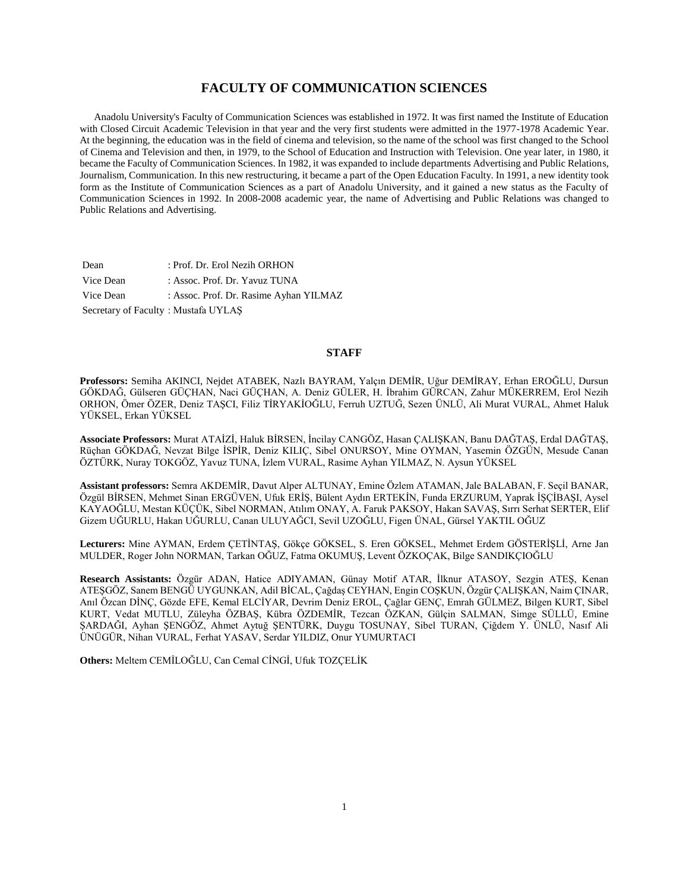# FACULTY OF COMMUNICATION SCIENCES

Anadolu University's Faculty of Communication Sciences was established in 1972. It was first named the Institute of Education with Closed Circuit Academic Television in that year and the very first students were admitted in the 1977-1978 Academic Year. At the beginning, the education was in the field of cinema and television, so the name of the school was first changed to the School of Cinema and Television and then, in 1979, to the School of Education and Instruction with Television. One year later, in 1980, it became the Faculty of Communication Sciences. In 1982, it was expanded to include departments Advertising and Public Relations, Journalism, Communication. In this new restructuring, it became a part of the Open Education Faculty. In 1991, a new identity took form as the Institute of Communication Sciences as a part of Anadolu University, and it gained a new status as the Faculty of Communication Sciences in 1992. In 2008-2008 academic year, the name of Advertising and Public Relations was changed to Public Relations and Advertising.

Dean : Prof. Dr. Erol Nezih ORHON
Vice Dean : Assoc. Prof. Dr. Yavuz TUNA
Vice Dean : Assoc. Prof. Dr. Rasime Ayhan YILMAZ
Secretary of Faculty : Mustafa UYLAŞ

## STAFF

**Professors:** Semiha AKINCI, Nejdet ATABEK, Nazlı BAYRAM, Yalçın DEMİR, Uğur DEMİRAY, Erhan EROĞLU, Dursun GÖKDAĞ, Gülseren GÜÇHAN, Naci GÜÇHAN, A. Deniz GÜLER, H. İbrahim GÜRCAN, Zahur MÜKERREM, Erol Nezih ORHON, Ömer ÖZER, Deniz TAŞCI, Filiz TİRYAKİOĞLU, Ferruh UZTUĞ, Sezen ÜNLÜ, Ali Murat VURAL, Ahmet Haluk YÜKSEL, Erkan YÜKSEL

**Associate Professors:** Murat ATAİZİ, Haluk BİRSEN, İncilay CANGÖZ, Hasan ÇALIŞKAN, Banu DAĞTAŞ, Erdal DAĞTAŞ, Rüçhan GÖKDAĞ, Nevzat Bilge İSPİR, Deniz KILIÇ, Sibel ONURSOY, Mine OYMAN, Yasemin ÖZGÜN, Mesude Canan ÖZTÜRK, Nuray TOKGÖZ, Yavuz TUNA, İzlem VURAL, Rasime Ayhan YILMAZ, N. Aysun YÜKSEL

**Assistant professors:** Semra AKDEMİR, Davut Alper ALTUNAY, Emine Özlem ATAMAN, Jale BALABAN, F. Seçil BANAR, Özgül BİRSEN, Mehmet Sinan ERGÜVEN, Ufuk ERİŞ, Bülent Aydın ERTEKİN, Funda ERZURUM, Yaprak İŞÇİBAŞI, Aysel KAYAOĞLU, Mestan KÜÇÜK, Sibel NORMAN, Atılım ONAY, A. Faruk PAKSOY, Hakan SAVAŞ, Sırrı Serhat SERTER, Elif Gizem UĞURLU, Hakan UĞURLU, Canan ULUYAĞCI, Sevil UZOĞLU, Figen ÜNAL, Gürsel YAKTIL OĞUZ

**Lecturers:** Mine AYMAN, Erdem ÇETİNTAŞ, Gökçe GÖKSEL, S. Eren GÖKSEL, Mehmet Erdem GÖSTERİŞLİ, Arne Jan MULDER, Roger John NORMAN, Tarkan OĞUZ, Fatma OKUMUŞ, Levent ÖZKOÇAK, Bilge SANDIKÇIOĞLU

**Research Assistants:** Özgür ADAN, Hatice ADIYAMAN, Günay Motif ATAR, İlknur ATASOY, Sezgin ATEŞ, Kenan ATEŞGÖZ, Sanem BENGÜ UYGUNKAN, Adil BİCAL, Çağdaş CEYHAN, Engin COŞKUN, Özgür ÇALIŞKAN, Naim ÇINAR, Anıl Özcan DİNÇ, Gözde EFE, Kemal ELCİYAR, Devrim Deniz EROL, Çağlar GENÇ, Emrah GÜLMEZ, Bilgen KURT, Sibel KURT, Vedat MUTLU, Züleyha ÖZBAŞ, Kübra ÖZDEMİR, Tezcan ÖZKAN, Gülçin SALMAN, Simge SÜLLÜ, Emine ŞARDAĞI, Ayhan ŞENGÖZ, Ahmet Aytuğ ŞENTÜRK, Duygu TOSUNAY, Sibel TURAN, Çiğdem Y. ÜNLÜ, Nasıf Ali ÜNÜGÜR, Nihan VURAL, Ferhat YASAV, Serdar YILDIZ, Onur YUMURTACI

**Others:** Meltem CEMİLOĞLU, Can Cemal CİNGİ, Ufuk TOZÇELİK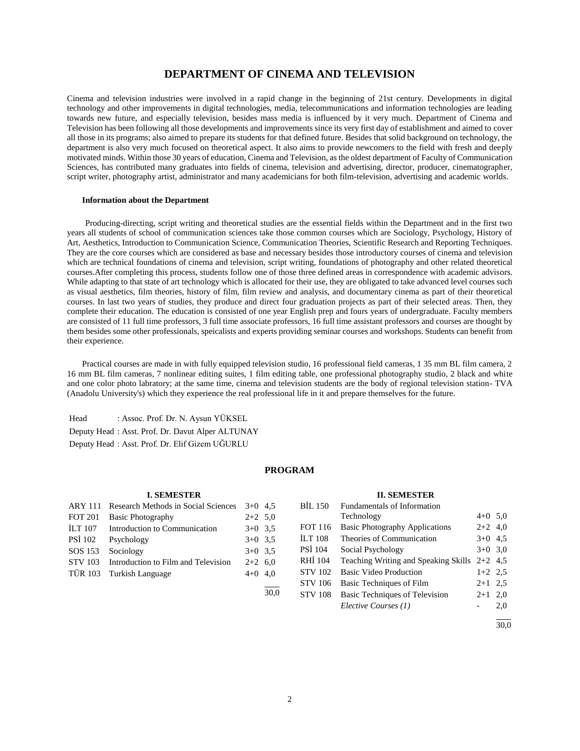# DEPARTMENT OF CINEMA AND TELEVISION

Cinema and television industries were involved in a rapid change in the beginning of 21st century. Developments in digital technology and other improvements in digital technologies, media, telecommunications and information technologies are leading towards new future, and especially television, besides mass media is influenced by it very much. Department of Cinema and Television has been following all those developments and improvements since its very first day of establishment and aimed to cover all those in its programs; also aimed to prepare its students for that defined future. Besides that solid background on technology, the department is also very much focused on theoretical aspect. It also aims to provide newcomers to the field with fresh and deeply motivated minds. Within those 30 years of education, Cinema and Television, as the oldest department of Faculty of Communication Sciences, has contributed many graduates into fields of cinema, television and advertising, director, producer, cinematographer, script writer, photography artist, administrator and many academicians for both film-television, advertising and academic worlds.

**Information about the Department**

Producing-directing, script writing and theoretical studies are the essential fields within the Department and in the first two years all students of school of communication sciences take those common courses which are Sociology, Psychology, History of Art, Aesthetics, Introduction to Communication Science, Communication Theories, Scientific Research and Reporting Techniques. They are the core courses which are considered as base and necessary besides those introductory courses of cinema and television which are technical foundations of cinema and television, script writing, foundations of photography and other related theoretical courses.After completing this process, students follow one of those three defined areas in correspondence with academic advisors. While adapting to that state of art technology which is allocated for their use, they are obligated to take advanced level courses such as visual aesthetics, film theories, history of film, film review and analysis, and documentary cinema as part of their theoretical courses. In last two years of studies, they produce and direct four graduation projects as part of their selected areas. Then, they complete their education. The education is consisted of one year English prep and fours years of undergraduate. Faculty members are consisted of 11 full time professors, 3 full time associate professors, 16 full time assistant professors and courses are thought by them besides some other professionals, speicalists and experts providing seminar courses and workshops. Students can benefit from their experience.

Practical courses are made in with fully equipped television studio, 16 professional field cameras, 1 35 mm BL film camera, 2 16 mm BL film cameras, 7 nonlinear editing suites, 1 film editing table, one professional photography studio, 2 black and white and one color photo labratory; at the same time, cinema and television students are the body of regional television station- TVA (Anadolu University's) which they experience the real professional life in it and prepare themselves for the future.

Head : Assoc. Prof. Dr. N. Aysun YÜKSEL
Deputy Head : Asst. Prof. Dr. Davut Alper ALTUNAY
Deputy Head : Asst. Prof. Dr. Elif Gizem UĞURLU

## PROGRAM

### I. SEMESTER

| Code | Course | | Credits |
|---|---|---|---|
| ARY 111 | Research Methods in Social Sciences | 3+0 | 4,5 |
| FOT 201 | Basic Photography | 2+2 | 5,0 |
| İLT 107 | Introduction to Communication | 3+0 | 3,5 |
| PSİ 102 | Psychology | 3+0 | 3,5 |
| SOS 153 | Sociology | 3+0 | 3,5 |
| STV 103 | Introduction to Film and Television | 2+2 | 6,0 |
| TÜR 103 | Turkish Language | 4+0 | 4,0 |
| | | | 30,0 |

### II. SEMESTER

| Code | Course | | Credits |
|---|---|---|---|
| BİL 150 | Fundamentals of Information Technology | 4+0 | 5,0 |
| FOT 116 | Basic Photography Applications | 2+2 | 4,0 |
| İLT 108 | Theories of Communication | 3+0 | 4,5 |
| PSİ 104 | Social Psychology | 3+0 | 3,0 |
| RHİ 104 | Teaching Writing and Speaking Skills | 2+2 | 4,5 |
| STV 102 | Basic Video Production | 1+2 | 2,5 |
| STV 106 | Basic Techniques of Film | 2+1 | 2,5 |
| STV 108 | Basic Techniques of Television | 2+1 | 2,0 |
| | *Elective Courses (1)* | - | 2,0 |
| | | | 30,0 |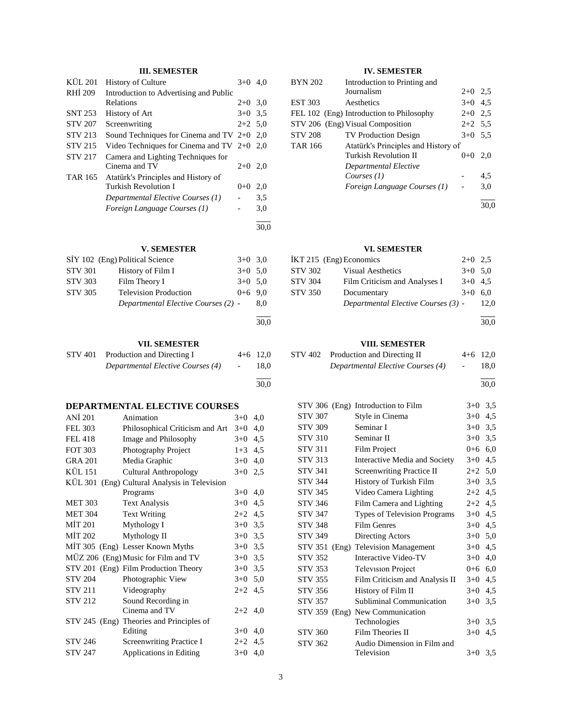### III. SEMESTER

| | | | |
|---|---|---|---|
| KÜL 201 | History of Culture | 3+0 | 4,0 |
| RHİ 209 | Introduction to Advertising and Public Relations | 2+0 | 3,0 |
| SNT 253 | History of Art | 3+0 | 3,5 |
| STV 207 | Screenwriting | 2+2 | 5,0 |
| STV 213 | Sound Techniques for Cinema and TV | 2+0 | 2,0 |
| STV 215 | Video Techniques for Cinema and TV | 2+0 | 2,0 |
| STV 217 | Camera and Lighting Techniques for Cinema and TV | 2+0 | 2,0 |
| TAR 165 | Atatürk's Principles and History of Turkish Revolution I | 0+0 | 2,0 |
| | *Departmental Elective Courses (1)* | - | 3,5 |
| | *Foreign Language Courses (1)* | - | 3,0 |
| | | | 30,0 |

### IV. SEMESTER

| | | | |
|---|---|---|---|
| BYN 202 | Introduction to Printing and Journalism | 2+0 | 2,5 |
| EST 303 | Aesthetics | 3+0 | 4,5 |
| FEL 102 (Eng) | Introduction to Philosophy | 2+0 | 2,5 |
| STV 206 (Eng) | Visual Composition | 2+2 | 5,5 |
| STV 208 | TV Production Design | 3+0 | 5,5 |
| TAR 166 | Atatürk's Principles and History of Turkish Revolution II | 0+0 | 2,0 |
| | *Departmental Elective Courses (1)* | - | 4,5 |
| | *Foreign Language Courses (1)* | - | 3,0 |
| | | | 30,0 |

### V. SEMESTER

| | | | |
|---|---|---|---|
| SİY 102 (Eng) | Political Science | 3+0 | 3,0 |
| STV 301 | History of Film I | 3+0 | 5,0 |
| STV 303 | Film Theory I | 3+0 | 5,0 |
| STV 305 | Television Production | 0+6 | 9,0 |
| | *Departmental Elective Courses (2)* | - | 8,0 |
| | | | 30,0 |

### VI. SEMESTER

| | | | |
|---|---|---|---|
| İKT 215 (Eng) | Economics | 2+0 | 2,5 |
| STV 302 | Visual Aesthetics | 3+0 | 5,0 |
| STV 304 | Film Criticism and Analyses I | 3+0 | 4,5 |
| STV 350 | Documentary | 3+0 | 6,0 |
| | *Departmental Elective Courses (3)* | - | 12,0 |
| | | | 30,0 |

### VII. SEMESTER

| | | | |
|---|---|---|---|
| STV 401 | Production and Directing I | 4+6 | 12,0 |
| | *Departmental Elective Courses (4)* | - | 18,0 |
| | | | 30,0 |

### VIII. SEMESTER

| | | | |
|---|---|---|---|
| STV 402 | Production and Directing II | 4+6 | 12,0 |
| | *Departmental Elective Courses (4)* | - | 18,0 |
| | | | 30,0 |

## DEPARTMENTAL ELECTIVE COURSES

| | | | |
|---|---|---|---|
| ANİ 201 | Animation | 3+0 | 4,0 |
| FEL 303 | Philosophical Criticism and Art | 3+0 | 4,0 |
| FEL 418 | Image and Philosophy | 3+0 | 4,5 |
| FOT 303 | Photography Project | 1+3 | 4,5 |
| GRA 201 | Media Graphic | 3+0 | 4,0 |
| KÜL 151 | Cultural Anthropology | 3+0 | 2,5 |
| KÜL 301 (Eng) | Cultural Analysis in Television Programs | 3+0 | 4,0 |
| MET 303 | Text Analysis | 3+0 | 4,5 |
| MET 304 | Text Writing | 2+2 | 4,5 |
| MİT 201 | Mythology I | 3+0 | 3,5 |
| MİT 202 | Mythology II | 3+0 | 3,5 |
| MİT 305 (Eng) | Lesser Known Myths | 3+0 | 3,5 |
| MÜZ 206 (Eng) | Music for Film and TV | 3+0 | 3,5 |
| STV 201 (Eng) | Film Production Theory | 3+0 | 3,5 |
| STV 204 | Photographic View | 3+0 | 5,0 |
| STV 211 | Videography | 2+2 | 4,5 |
| STV 212 | Sound Recording in Cinema and TV | 2+2 | 4,0 |
| STV 245 (Eng) | Theories and Principles of Editing | 3+0 | 4,0 |
| STV 246 | Screenwriting Practice I | 2+2 | 4,5 |
| STV 247 | Applications in Editing | 3+0 | 4,0 |
| STV 306 (Eng) | Introduction to Film | 3+0 | 3,5 |
| STV 307 | Style in Cinema | 3+0 | 4,5 |
| STV 309 | Seminar I | 3+0 | 3,5 |
| STV 310 | Seminar II | 3+0 | 3,5 |
| STV 311 | Film Project | 0+6 | 6,0 |
| STV 313 | Interactive Media and Society | 3+0 | 4,5 |
| STV 341 | Screenwriting Practice II | 2+2 | 5,0 |
| STV 344 | History of Turkish Film | 3+0 | 3,5 |
| STV 345 | Video Camera Lighting | 2+2 | 4,5 |
| STV 346 | Film Camera and Lighting | 2+2 | 4,5 |
| STV 347 | Types of Television Programs | 3+0 | 4,5 |
| STV 348 | Film Genres | 3+0 | 4,5 |
| STV 349 | Directing Actors | 3+0 | 5,0 |
| STV 351 (Eng) | Television Management | 3+0 | 4,5 |
| STV 352 | Interactive Video-TV | 3+0 | 4,0 |
| STV 353 | Televısıon Project | 0+6 | 6,0 |
| STV 355 | Film Criticism and Analysis II | 3+0 | 4,5 |
| STV 356 | History of Film II | 3+0 | 4,5 |
| STV 357 | Subliminal Communication | 3+0 | 3,5 |
| STV 359 (Eng) | New Communication Technologies | 3+0 | 3,5 |
| STV 360 | Film Theories II | 3+0 | 4,5 |
| STV 362 | Audio Dimension in Film and Television | 3+0 | 3,5 |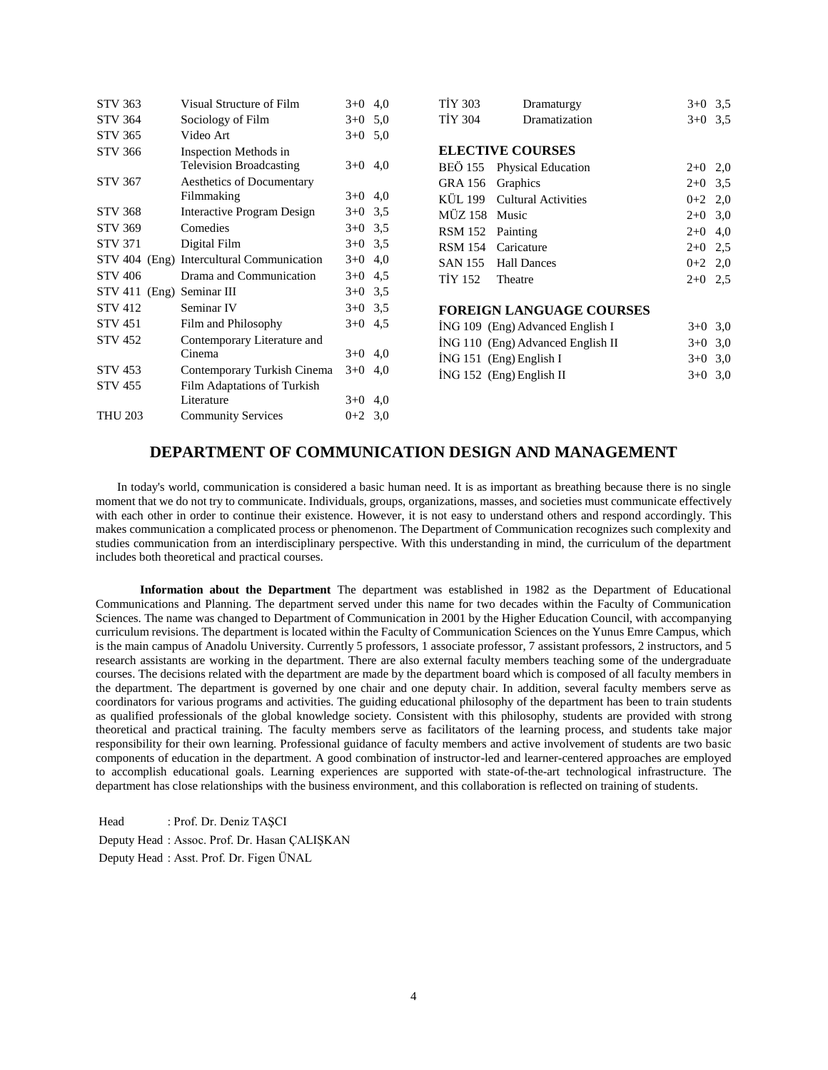| | | | |
|---|---|---|---|
| STV 363 | Visual Structure of Film | 3+0 | 4,0 |
| STV 364 | Sociology of Film | 3+0 | 5,0 |
| STV 365 | Video Art | 3+0 | 5,0 |
| STV 366 | Inspection Methods in Television Broadcasting | 3+0 | 4,0 |
| STV 367 | Aesthetics of Documentary Filmmaking | 3+0 | 4,0 |
| STV 368 | Interactive Program Design | 3+0 | 3,5 |
| STV 369 | Comedies | 3+0 | 3,5 |
| STV 371 | Digital Film | 3+0 | 3,5 |
| STV 404 (Eng) | Intercultural Communication | 3+0 | 4,0 |
| STV 406 | Drama and Communication | 3+0 | 4,5 |
| STV 411 (Eng) | Seminar III | 3+0 | 3,5 |
| STV 412 | Seminar IV | 3+0 | 3,5 |
| STV 451 | Film and Philosophy | 3+0 | 4,5 |
| STV 452 | Contemporary Literature and Cinema | 3+0 | 4,0 |
| STV 453 | Contemporary Turkish Cinema | 3+0 | 4,0 |
| STV 455 | Film Adaptations of Turkish Literature | 3+0 | 4,0 |
| THU 203 | Community Services | 0+2 | 3,0 |
| TİY 303 | Dramaturgy | 3+0 | 3,5 |
| TİY 304 | Dramatization | 3+0 | 3,5 |

**ELECTIVE COURSES**

| | | | |
|---|---|---|---|
| BEÖ 155 | Physical Education | 2+0 | 2,0 |
| GRA 156 | Graphics | 2+0 | 3,5 |
| KÜL 199 | Cultural Activities | 0+2 | 2,0 |
| MÜZ 158 | Music | 2+0 | 3,0 |
| RSM 152 | Painting | 2+0 | 4,0 |
| RSM 154 | Caricature | 2+0 | 2,5 |
| SAN 155 | Hall Dances | 0+2 | 2,0 |
| TİY 152 | Theatre | 2+0 | 2,5 |

**FOREIGN LANGUAGE COURSES**

| | | | |
|---|---|---|---|
| İNG 109 (Eng) | Advanced English I | 3+0 | 3,0 |
| İNG 110 (Eng) | Advanced English II | 3+0 | 3,0 |
| İNG 151 (Eng) | English I | 3+0 | 3,0 |
| İNG 152 (Eng) | English II | 3+0 | 3,0 |

## DEPARTMENT OF COMMUNICATION DESIGN AND MANAGEMENT

In today's world, communication is considered a basic human need. It is as important as breathing because there is no single moment that we do not try to communicate. Individuals, groups, organizations, masses, and societies must communicate effectively with each other in order to continue their existence. However, it is not easy to understand others and respond accordingly. This makes communication a complicated process or phenomenon. The Department of Communication recognizes such complexity and studies communication from an interdisciplinary perspective. With this understanding in mind, the curriculum of the department includes both theoretical and practical courses.

**Information about the Department** The department was established in 1982 as the Department of Educational Communications and Planning. The department served under this name for two decades within the Faculty of Communication Sciences. The name was changed to Department of Communication in 2001 by the Higher Education Council, with accompanying curriculum revisions. The department is located within the Faculty of Communication Sciences on the Yunus Emre Campus, which is the main campus of Anadolu University. Currently 5 professors, 1 associate professor, 7 assistant professors, 2 instructors, and 5 research assistants are working in the department. There are also external faculty members teaching some of the undergraduate courses. The decisions related with the department are made by the department board which is composed of all faculty members in the department. The department is governed by one chair and one deputy chair. In addition, several faculty members serve as coordinators for various programs and activities. The guiding educational philosophy of the department has been to train students as qualified professionals of the global knowledge society. Consistent with this philosophy, students are provided with strong theoretical and practical training. The faculty members serve as facilitators of the learning process, and students take major responsibility for their own learning. Professional guidance of faculty members and active involvement of students are two basic components of education in the department. A good combination of instructor-led and learner-centered approaches are employed to accomplish educational goals. Learning experiences are supported with state-of-the-art technological infrastructure. The department has close relationships with the business environment, and this collaboration is reflected on training of students.

Head : Prof. Dr. Deniz TAŞCI
Deputy Head : Assoc. Prof. Dr. Hasan ÇALIŞKAN
Deputy Head : Asst. Prof. Dr. Figen ÜNAL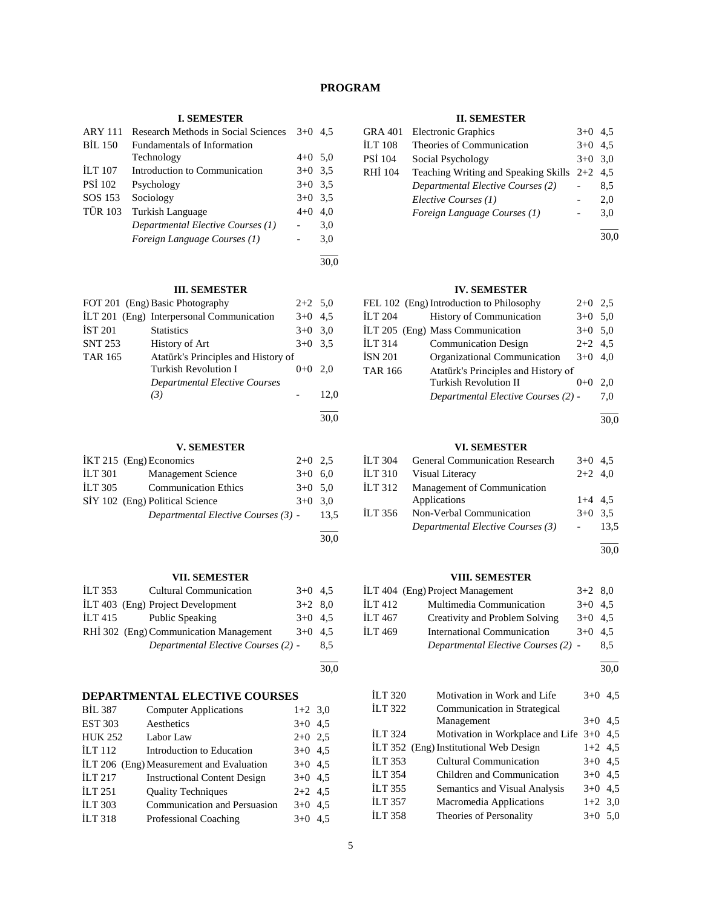# PROGRAM

## I. SEMESTER

| Code | Course | | |
|---|---|---|---|
| ARY 111 | Research Methods in Social Sciences | 3+0 | 4,5 |
| BİL 150 | Fundamentals of Information Technology | 4+0 | 5,0 |
| İLT 107 | Introduction to Communication | 3+0 | 3,5 |
| PSİ 102 | Psychology | 3+0 | 3,5 |
| SOS 153 | Sociology | 3+0 | 3,5 |
| TÜR 103 | Turkish Language | 4+0 | 4,0 |
| | *Departmental Elective Courses (1)* | - | 3,0 |
| | *Foreign Language Courses (1)* | - | 3,0 |
| | | | 30,0 |

## II. SEMESTER

| Code | Course | | |
|---|---|---|---|
| GRA 401 | Electronic Graphics | 3+0 | 4,5 |
| İLT 108 | Theories of Communication | 3+0 | 4,5 |
| PSİ 104 | Social Psychology | 3+0 | 3,0 |
| RHİ 104 | Teaching Writing and Speaking Skills | 2+2 | 4,5 |
| | *Departmental Elective Courses (2)* | - | 8,5 |
| | *Elective Courses (1)* | - | 2,0 |
| | *Foreign Language Courses (1)* | - | 3,0 |
| | | | 30,0 |

## III. SEMESTER

| Code | Course | | |
|---|---|---|---|
| FOT 201 | (Eng) Basic Photography | 2+2 | 5,0 |
| İLT 201 | (Eng) Interpersonal Communication | 3+0 | 4,5 |
| İST 201 | Statistics | 3+0 | 3,0 |
| SNT 253 | History of Art | 3+0 | 3,5 |
| TAR 165 | Atatürk's Principles and History of Turkish Revolution I | 0+0 | 2,0 |
| | *Departmental Elective Courses (3)* | - | 12,0 |
| | | | 30,0 |

## IV. SEMESTER

| Code | Course | | |
|---|---|---|---|
| FEL 102 | (Eng) Introduction to Philosophy | 2+0 | 2,5 |
| İLT 204 | History of Communication | 3+0 | 5,0 |
| İLT 205 | (Eng) Mass Communication | 3+0 | 5,0 |
| İLT 314 | Communication Design | 2+2 | 4,5 |
| İSN 201 | Organizational Communication | 3+0 | 4,0 |
| TAR 166 | Atatürk's Principles and History of Turkish Revolution II | 0+0 | 2,0 |
| | *Departmental Elective Courses (2)* | - | 7,0 |
| | | | 30,0 |

## V. SEMESTER

| Code | Course | | |
|---|---|---|---|
| İKT 215 | (Eng) Economics | 2+0 | 2,5 |
| İLT 301 | Management Science | 3+0 | 6,0 |
| İLT 305 | Communication Ethics | 3+0 | 5,0 |
| SİY 102 | (Eng) Political Science | 3+0 | 3,0 |
| | *Departmental Elective Courses (3)* | - | 13,5 |
| | | | 30,0 |

## VI. SEMESTER

| Code | Course | | |
|---|---|---|---|
| İLT 304 | General Communication Research | 3+0 | 4,5 |
| İLT 310 | Visual Literacy | 2+2 | 4,0 |
| İLT 312 | Management of Communication Applications | 1+4 | 4,5 |
| İLT 356 | Non-Verbal Communication | 3+0 | 3,5 |
| | *Departmental Elective Courses (3)* | - | 13,5 |
| | | | 30,0 |

## VII. SEMESTER

| Code | Course | | |
|---|---|---|---|
| İLT 353 | Cultural Communication | 3+0 | 4,5 |
| İLT 403 | (Eng) Project Development | 3+2 | 8,0 |
| İLT 415 | Public Speaking | 3+0 | 4,5 |
| RHİ 302 | (Eng) Communication Management | 3+0 | 4,5 |
| | *Departmental Elective Courses (2)* | - | 8,5 |
| | | | 30,0 |

## VIII. SEMESTER

| Code | Course | | |
|---|---|---|---|
| İLT 404 | (Eng) Project Management | 3+2 | 8,0 |
| İLT 412 | Multimedia Communication | 3+0 | 4,5 |
| İLT 467 | Creativity and Problem Solving | 3+0 | 4,5 |
| İLT 469 | International Communication | 3+0 | 4,5 |
| | *Departmental Elective Courses (2)* | - | 8,5 |
| | | | 30,0 |

## DEPARTMENTAL ELECTIVE COURSES

| Code | Course | | |
|---|---|---|---|
| BİL 387 | Computer Applications | 1+2 | 3,0 |
| EST 303 | Aesthetics | 3+0 | 4,5 |
| HUK 252 | Labor Law | 2+0 | 2,5 |
| İLT 112 | Introduction to Education | 3+0 | 4,5 |
| İLT 206 | (Eng) Measurement and Evaluation | 3+0 | 4,5 |
| İLT 217 | Instructional Content Design | 3+0 | 4,5 |
| İLT 251 | Quality Techniques | 2+2 | 4,5 |
| İLT 303 | Communication and Persuasion | 3+0 | 4,5 |
| İLT 318 | Professional Coaching | 3+0 | 4,5 |
| İLT 320 | Motivation in Work and Life | 3+0 | 4,5 |
| İLT 322 | Communication in Strategical Management | 3+0 | 4,5 |
| İLT 324 | Motivation in Workplace and Life | 3+0 | 4,5 |
| İLT 352 | (Eng) Institutional Web Design | 1+2 | 4,5 |
| İLT 353 | Cultural Communication | 3+0 | 4,5 |
| İLT 354 | Children and Communication | 3+0 | 4,5 |
| İLT 355 | Semantics and Visual Analysis | 3+0 | 4,5 |
| İLT 357 | Macromedia Applications | 1+2 | 3,0 |
| İLT 358 | Theories of Personality | 3+0 | 5,0 |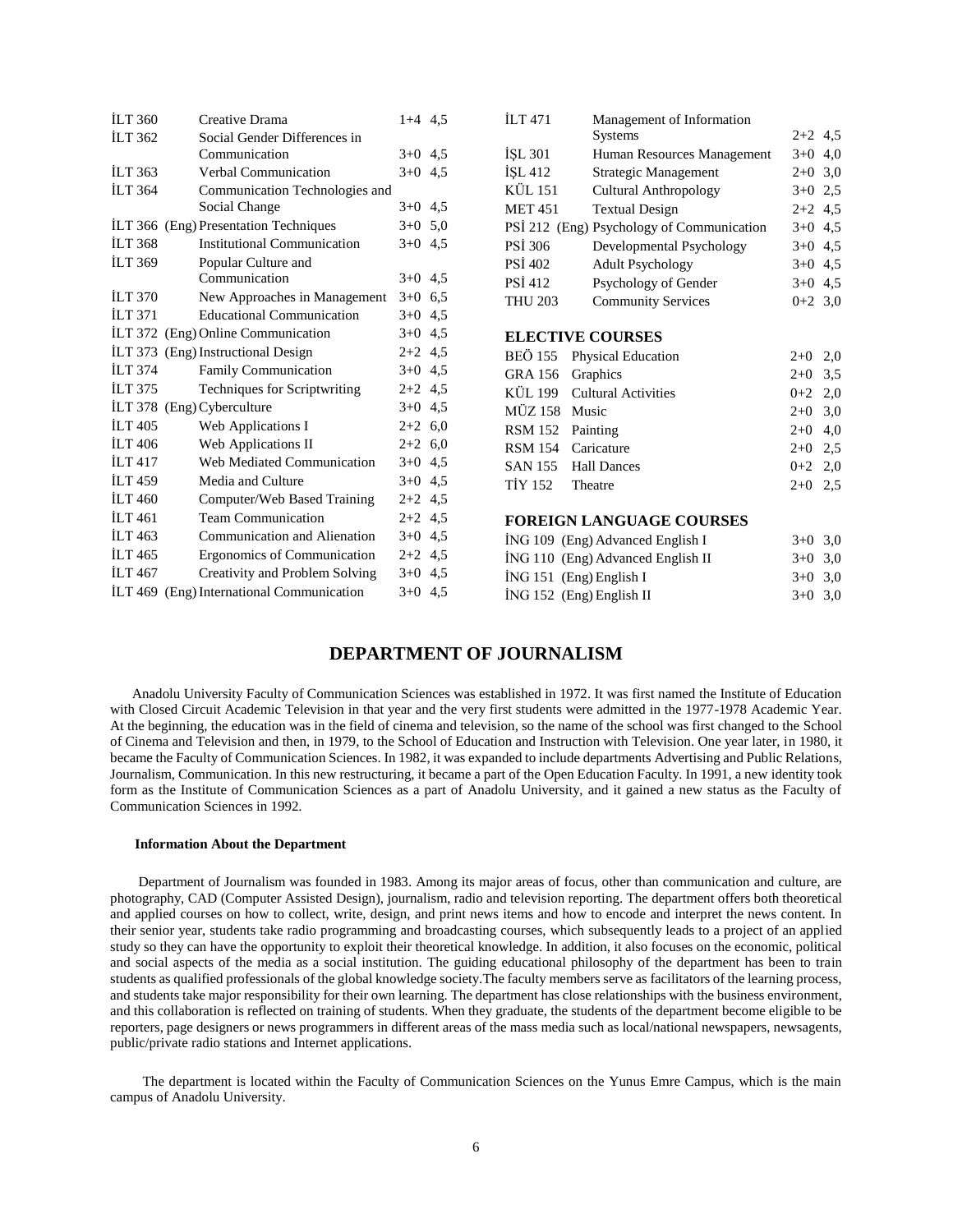| | | | |
|---|---|---|---|
| İLT 360 | Creative Drama | 1+4 | 4,5 |
| İLT 362 | Social Gender Differences in Communication | 3+0 | 4,5 |
| İLT 363 | Verbal Communication | 3+0 | 4,5 |
| İLT 364 | Communication Technologies and Social Change | 3+0 | 4,5 |
| İLT 366 (Eng) | Presentation Techniques | 3+0 | 5,0 |
| İLT 368 | Institutional Communication | 3+0 | 4,5 |
| İLT 369 | Popular Culture and Communication | 3+0 | 4,5 |
| İLT 370 | New Approaches in Management | 3+0 | 6,5 |
| İLT 371 | Educational Communication | 3+0 | 4,5 |
| İLT 372 (Eng) | Online Communication | 3+0 | 4,5 |
| İLT 373 (Eng) | Instructional Design | 2+2 | 4,5 |
| İLT 374 | Family Communication | 3+0 | 4,5 |
| İLT 375 | Techniques for Scriptwriting | 2+2 | 4,5 |
| İLT 378 (Eng) | Cyberculture | 3+0 | 4,5 |
| İLT 405 | Web Applications I | 2+2 | 6,0 |
| İLT 406 | Web Applications II | 2+2 | 6,0 |
| İLT 417 | Web Mediated Communication | 3+0 | 4,5 |
| İLT 459 | Media and Culture | 3+0 | 4,5 |
| İLT 460 | Computer/Web Based Training | 2+2 | 4,5 |
| İLT 461 | Team Communication | 2+2 | 4,5 |
| İLT 463 | Communication and Alienation | 3+0 | 4,5 |
| İLT 465 | Ergonomics of Communication | 2+2 | 4,5 |
| İLT 467 | Creativity and Problem Solving | 3+0 | 4,5 |
| İLT 469 (Eng) | International Communication | 3+0 | 4,5 |
| İLT 471 | Management of Information Systems | 2+2 | 4,5 |
| İŞL 301 | Human Resources Management | 3+0 | 4,0 |
| İŞL 412 | Strategic Management | 2+0 | 3,0 |
| KÜL 151 | Cultural Anthropology | 3+0 | 2,5 |
| MET 451 | Textual Design | 2+2 | 4,5 |
| PSİ 212 (Eng) | Psychology of Communication | 3+0 | 4,5 |
| PSİ 306 | Developmental Psychology | 3+0 | 4,5 |
| PSİ 402 | Adult Psychology | 3+0 | 4,5 |
| PSİ 412 | Psychology of Gender | 3+0 | 4,5 |
| THU 203 | Community Services | 0+2 | 3,0 |

**ELECTIVE COURSES**

| | | | |
|---|---|---|---|
| BEÖ 155 | Physical Education | 2+0 | 2,0 |
| GRA 156 | Graphics | 2+0 | 3,5 |
| KÜL 199 | Cultural Activities | 0+2 | 2,0 |
| MÜZ 158 | Music | 2+0 | 3,0 |
| RSM 152 | Painting | 2+0 | 4,0 |
| RSM 154 | Caricature | 2+0 | 2,5 |
| SAN 155 | Hall Dances | 0+2 | 2,0 |
| TİY 152 | Theatre | 2+0 | 2,5 |

**FOREIGN LANGUAGE COURSES**

| | | | |
|---|---|---|---|
| İNG 109 (Eng) | Advanced English I | 3+0 | 3,0 |
| İNG 110 (Eng) | Advanced English II | 3+0 | 3,0 |
| İNG 151 (Eng) | English I | 3+0 | 3,0 |
| İNG 152 (Eng) | English II | 3+0 | 3,0 |

## DEPARTMENT OF JOURNALISM

Anadolu University Faculty of Communication Sciences was established in 1972. It was first named the Institute of Education with Closed Circuit Academic Television in that year and the very first students were admitted in the 1977-1978 Academic Year. At the beginning, the education was in the field of cinema and television, so the name of the school was first changed to the School of Cinema and Television and then, in 1979, to the School of Education and Instruction with Television. One year later, in 1980, it became the Faculty of Communication Sciences. In 1982, it was expanded to include departments Advertising and Public Relations, Journalism, Communication. In this new restructuring, it became a part of the Open Education Faculty. In 1991, a new identity took form as the Institute of Communication Sciences as a part of Anadolu University, and it gained a new status as the Faculty of Communication Sciences in 1992.

**Information About the Department**

Department of Journalism was founded in 1983. Among its major areas of focus, other than communication and culture, are photography, CAD (Computer Assisted Design), journalism, radio and television reporting. The department offers both theoretical and applied courses on how to collect, write, design, and print news items and how to encode and interpret the news content. In their senior year, students take radio programming and broadcasting courses, which subsequently leads to a project of an applied study so they can have the opportunity to exploit their theoretical knowledge. In addition, it also focuses on the economic, political and social aspects of the media as a social institution. The guiding educational philosophy of the department has been to train students as qualified professionals of the global knowledge society.The faculty members serve as facilitators of the learning process, and students take major responsibility for their own learning. The department has close relationships with the business environment, and this collaboration is reflected on training of students. When they graduate, the students of the department become eligible to be reporters, page designers or news programmers in different areas of the mass media such as local/national newspapers, newsagents, public/private radio stations and Internet applications.

The department is located within the Faculty of Communication Sciences on the Yunus Emre Campus, which is the main campus of Anadolu University.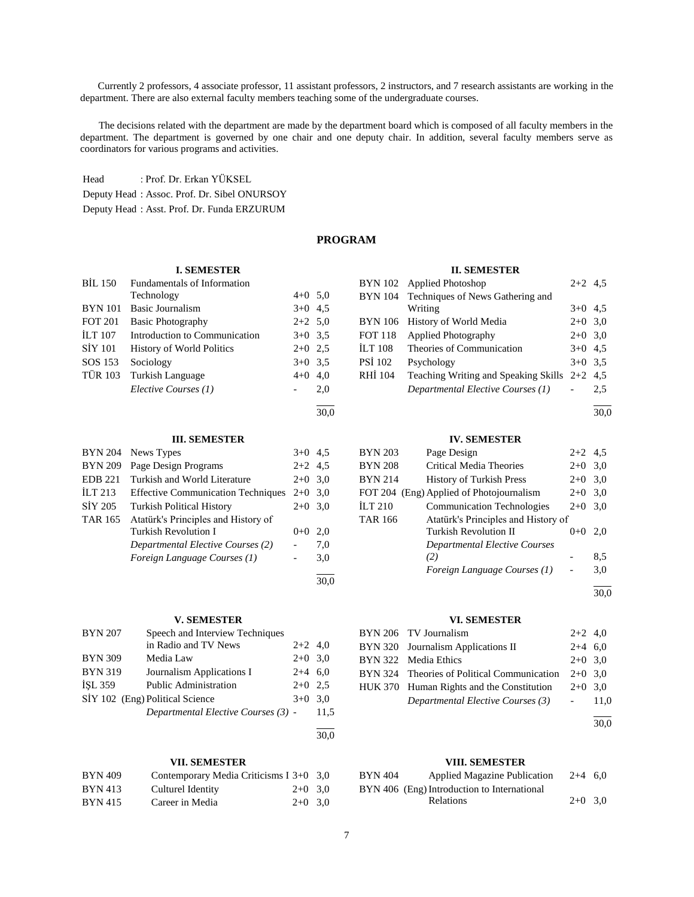Currently 2 professors, 4 associate professor, 11 assistant professors, 2 instructors, and 7 research assistants are working in the department. There are also external faculty members teaching some of the undergraduate courses.

The decisions related with the department are made by the department board which is composed of all faculty members in the department. The department is governed by one chair and one deputy chair. In addition, several faculty members serve as coordinators for various programs and activities.

Head : Prof. Dr. Erkan YÜKSEL
Deputy Head : Assoc. Prof. Dr. Sibel ONURSOY
Deputy Head : Asst. Prof. Dr. Funda ERZURUM

## PROGRAM

### I. SEMESTER

| | | | |
|---|---|---|---|
| BİL 150 | Fundamentals of Information Technology | 4+0 | 5,0 |
| BYN 101 | Basic Journalism | 3+0 | 4,5 |
| FOT 201 | Basic Photography | 2+2 | 5,0 |
| İLT 107 | Introduction to Communication | 3+0 | 3,5 |
| SİY 101 | History of World Politics | 2+0 | 2,5 |
| SOS 153 | Sociology | 3+0 | 3,5 |
| TÜR 103 | Turkish Language | 4+0 | 4,0 |
| | *Elective Courses (1)* | - | 2,0 |
| | | | 30,0 |

### II. SEMESTER

| | | | |
|---|---|---|---|
| BYN 102 | Applied Photoshop | 2+2 | 4,5 |
| BYN 104 | Techniques of News Gathering and Writing | 3+0 | 4,5 |
| BYN 106 | History of World Media | 2+0 | 3,0 |
| FOT 118 | Applied Photography | 2+0 | 3,0 |
| İLT 108 | Theories of Communication | 3+0 | 4,5 |
| PSİ 102 | Psychology | 3+0 | 3,5 |
| RHİ 104 | Teaching Writing and Speaking Skills | 2+2 | 4,5 |
| | *Departmental Elective Courses (1)* | - | 2,5 |
| | | | 30,0 |

### III. SEMESTER

| | | | |
|---|---|---|---|
| BYN 204 | News Types | 3+0 | 4,5 |
| BYN 209 | Page Design Programs | 2+2 | 4,5 |
| EDB 221 | Turkish and World Literature | 2+0 | 3,0 |
| İLT 213 | Effective Communication Techniques | 2+0 | 3,0 |
| SİY 205 | Turkish Political History | 2+0 | 3,0 |
| TAR 165 | Atatürk's Principles and History of Turkish Revolution I | 0+0 | 2,0 |
| | *Departmental Elective Courses (2)* | - | 7,0 |
| | *Foreign Language Courses (1)* | - | 3,0 |
| | | | 30,0 |

### IV. SEMESTER

| | | | |
|---|---|---|---|
| BYN 203 | Page Design | 2+2 | 4,5 |
| BYN 208 | Critical Media Theories | 2+0 | 3,0 |
| BYN 214 | History of Turkish Press | 2+0 | 3,0 |
| FOT 204 | (Eng) Applied of Photojournalism | 2+0 | 3,0 |
| İLT 210 | Communication Technologies | 2+0 | 3,0 |
| TAR 166 | Atatürk's Principles and History of Turkish Revolution II | 0+0 | 2,0 |
| | *Departmental Elective Courses (2)* | - | 8,5 |
| | *Foreign Language Courses (1)* | - | 3,0 |
| | | | 30,0 |

### V. SEMESTER

| | | | |
|---|---|---|---|
| BYN 207 | Speech and Interview Techniques in Radio and TV News | 2+2 | 4,0 |
| BYN 309 | Media Law | 2+0 | 3,0 |
| BYN 319 | Journalism Applications I | 2+4 | 6,0 |
| İŞL 359 | Public Administration | 2+0 | 2,5 |
| SİY 102 | (Eng) Political Science | 3+0 | 3,0 |
| | *Departmental Elective Courses (3)* | - | 11,5 |
| | | | 30,0 |

### VI. SEMESTER

| | | | |
|---|---|---|---|
| BYN 206 | TV Journalism | 2+2 | 4,0 |
| BYN 320 | Journalism Applications II | 2+4 | 6,0 |
| BYN 322 | Media Ethics | 2+0 | 3,0 |
| BYN 324 | Theories of Political Communication | 2+0 | 3,0 |
| HUK 370 | Human Rights and the Constitution | 2+0 | 3,0 |
| | *Departmental Elective Courses (3)* | - | 11,0 |
| | | | 30,0 |

### VII. SEMESTER

| | | | |
|---|---|---|---|
| BYN 409 | Contemporary Media Criticisms I | 3+0 | 3,0 |
| BYN 413 | Culturel Identity | 2+0 | 3,0 |
| BYN 415 | Career in Media | 2+0 | 3,0 |

### VIII. SEMESTER

| | | | |
|---|---|---|---|
| BYN 404 | Applied Magazine Publication | 2+4 | 6,0 |
| BYN 406 | (Eng) Introduction to International Relations | 2+0 | 3,0 |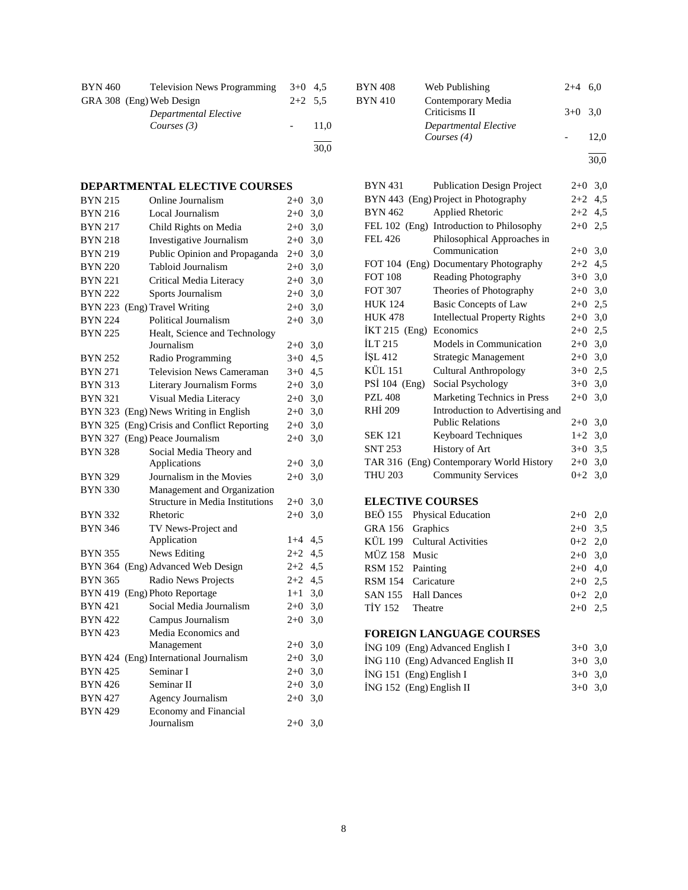| | | | |
|---|---|---|---|
| BYN 460 | Television News Programming | 3+0 | 4,5 |
| GRA 308 (Eng) | Web Design | 2+2 | 5,5 |
| | *Departmental Elective Courses (3)* | - | 11,0 |
| | | | 30,0 |

| | | | |
|---|---|---|---|
| BYN 408 | Web Publishing | 2+4 | 6,0 |
| BYN 410 | Contemporary Media Criticisms II | 3+0 | 3,0 |
| | *Departmental Elective Courses (4)* | - | 12,0 |
| | | | 30,0 |

## DEPARTMENTAL ELECTIVE COURSES

| | | | |
|---|---|---|---|
| BYN 215 | Online Journalism | 2+0 | 3,0 |
| BYN 216 | Local Journalism | 2+0 | 3,0 |
| BYN 217 | Child Rights on Media | 2+0 | 3,0 |
| BYN 218 | Investigative Journalism | 2+0 | 3,0 |
| BYN 219 | Public Opinion and Propaganda | 2+0 | 3,0 |
| BYN 220 | Tabloid Journalism | 2+0 | 3,0 |
| BYN 221 | Critical Media Literacy | 2+0 | 3,0 |
| BYN 222 | Sports Journalism | 2+0 | 3,0 |
| BYN 223 (Eng) | Travel Writing | 2+0 | 3,0 |
| BYN 224 | Political Journalism | 2+0 | 3,0 |
| BYN 225 | Healt, Science and Technology Journalism | 2+0 | 3,0 |
| BYN 252 | Radio Programming | 3+0 | 4,5 |
| BYN 271 | Television News Cameraman | 3+0 | 4,5 |
| BYN 313 | Literary Journalism Forms | 2+0 | 3,0 |
| BYN 321 | Visual Media Literacy | 2+0 | 3,0 |
| BYN 323 (Eng) | News Writing in English | 2+0 | 3,0 |
| BYN 325 (Eng) | Crisis and Conflict Reporting | 2+0 | 3,0 |
| BYN 327 (Eng) | Peace Journalism | 2+0 | 3,0 |
| BYN 328 | Social Media Theory and Applications | 2+0 | 3,0 |
| BYN 329 | Journalism in the Movies | 2+0 | 3,0 |
| BYN 330 | Management and Organization Structure in Media Institutions | 2+0 | 3,0 |
| BYN 332 | Rhetoric | 2+0 | 3,0 |
| BYN 346 | TV News-Project and Application | 1+4 | 4,5 |
| BYN 355 | News Editing | 2+2 | 4,5 |
| BYN 364 (Eng) | Advanced Web Design | 2+2 | 4,5 |
| BYN 365 | Radio News Projects | 2+2 | 4,5 |
| BYN 419 (Eng) | Photo Reportage | 1+1 | 3,0 |
| BYN 421 | Social Media Journalism | 2+0 | 3,0 |
| BYN 422 | Campus Journalism | 2+0 | 3,0 |
| BYN 423 | Media Economics and Management | 2+0 | 3,0 |
| BYN 424 (Eng) | International Journalism | 2+0 | 3,0 |
| BYN 425 | Seminar I | 2+0 | 3,0 |
| BYN 426 | Seminar II | 2+0 | 3,0 |
| BYN 427 | Agency Journalism | 2+0 | 3,0 |
| BYN 429 | Economy and Financial Journalism | 2+0 | 3,0 |
| BYN 431 | Publication Design Project | 2+0 | 3,0 |
| BYN 443 (Eng) | Project in Photography | 2+2 | 4,5 |
| BYN 462 | Applied Rhetoric | 2+2 | 4,5 |
| FEL 102 (Eng) | Introduction to Philosophy | 2+0 | 2,5 |
| FEL 426 | Philosophical Approaches in Communication | 2+0 | 3,0 |
| FOT 104 (Eng) | Documentary Photography | 2+2 | 4,5 |
| FOT 108 | Reading Photography | 3+0 | 3,0 |
| FOT 307 | Theories of Photography | 2+0 | 3,0 |
| HUK 124 | Basic Concepts of Law | 2+0 | 2,5 |
| HUK 478 | Intellectual Property Rights | 2+0 | 3,0 |
| İKT 215 (Eng) | Economics | 2+0 | 2,5 |
| İLT 215 | Models in Communication | 2+0 | 3,0 |
| İŞL 412 | Strategic Management | 2+0 | 3,0 |
| KÜL 151 | Cultural Anthropology | 3+0 | 2,5 |
| PSİ 104 (Eng) | Social Psychology | 3+0 | 3,0 |
| PZL 408 | Marketing Technics in Press | 2+0 | 3,0 |
| RHİ 209 | Introduction to Advertising and Public Relations | 2+0 | 3,0 |
| SEK 121 | Keyboard Techniques | 1+2 | 3,0 |
| SNT 253 | History of Art | 3+0 | 3,5 |
| TAR 316 (Eng) | Contemporary World History | 2+0 | 3,0 |
| THU 203 | Community Services | 0+2 | 3,0 |

## ELECTIVE COURSES

| | | | |
|---|---|---|---|
| BEÖ 155 | Physical Education | 2+0 | 2,0 |
| GRA 156 | Graphics | 2+0 | 3,5 |
| KÜL 199 | Cultural Activities | 0+2 | 2,0 |
| MÜZ 158 | Music | 2+0 | 3,0 |
| RSM 152 | Painting | 2+0 | 4,0 |
| RSM 154 | Caricature | 2+0 | 2,5 |
| SAN 155 | Hall Dances | 0+2 | 2,0 |
| TİY 152 | Theatre | 2+0 | 2,5 |

## FOREIGN LANGUAGE COURSES

| | | | |
|---|---|---|---|
| İNG 109 (Eng) | Advanced English I | 3+0 | 3,0 |
| İNG 110 (Eng) | Advanced English II | 3+0 | 3,0 |
| İNG 151 (Eng) | English I | 3+0 | 3,0 |
| İNG 152 (Eng) | English II | 3+0 | 3,0 |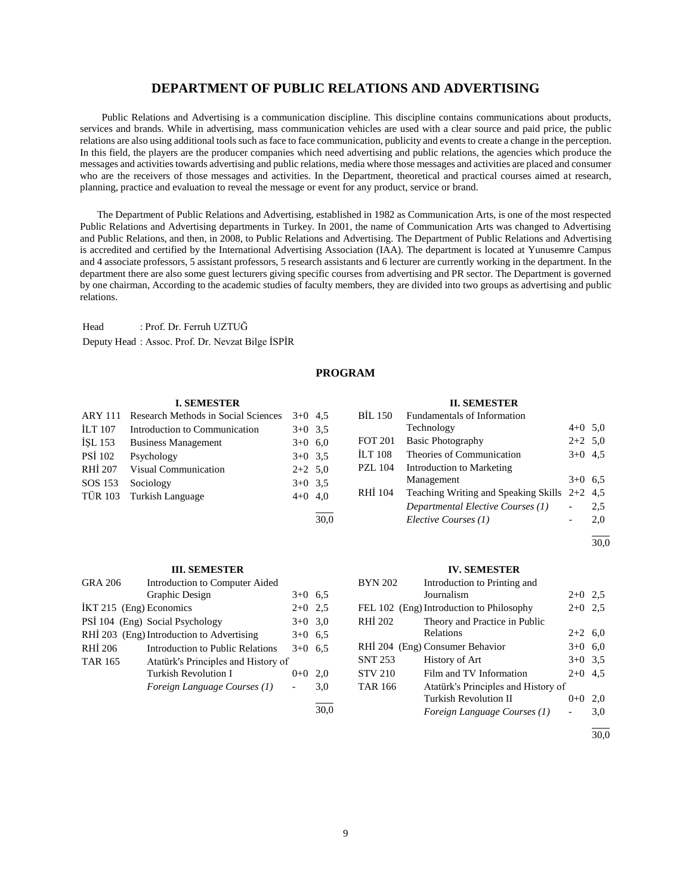# DEPARTMENT OF PUBLIC RELATIONS AND ADVERTISING

Public Relations and Advertising is a communication discipline. This discipline contains communications about products, services and brands. While in advertising, mass communication vehicles are used with a clear source and paid price, the public relations are also using additional tools such as face to face communication, publicity and events to create a change in the perception. In this field, the players are the producer companies which need advertising and public relations, the agencies which produce the messages and activities towards advertising and public relations, media where those messages and activities are placed and consumer who are the receivers of those messages and activities. In the Department, theoretical and practical courses aimed at research, planning, practice and evaluation to reveal the message or event for any product, service or brand.

The Department of Public Relations and Advertising, established in 1982 as Communication Arts, is one of the most respected Public Relations and Advertising departments in Turkey. In 2001, the name of Communication Arts was changed to Advertising and Public Relations, and then, in 2008, to Public Relations and Advertising. The Department of Public Relations and Advertising is accredited and certified by the International Advertising Association (IAA). The department is located at Yunusemre Campus and 4 associate professors, 5 assistant professors, 5 research assistants and 6 lecturer are currently working in the department. In the department there are also some guest lecturers giving specific courses from advertising and PR sector. The Department is governed by one chairman, According to the academic studies of faculty members, they are divided into two groups as advertising and public relations.

Head : Prof. Dr. Ferruh UZTUĞ

Deputy Head : Assoc. Prof. Dr. Nevzat Bilge İSPİR

## PROGRAM

### I. SEMESTER

| | | | |
|---|---|---|---|
| ARY 111 | Research Methods in Social Sciences | 3+0 | 4,5 |
| İLT 107 | Introduction to Communication | 3+0 | 3,5 |
| İŞL 153 | Business Management | 3+0 | 6,0 |
| PSİ 102 | Psychology | 3+0 | 3,5 |
| RHİ 207 | Visual Communication | 2+2 | 5,0 |
| SOS 153 | Sociology | 3+0 | 3,5 |
| TÜR 103 | Turkish Language | 4+0 | 4,0 |
| | | | 30,0 |

### II. SEMESTER

| | | | |
|---|---|---|---|
| BİL 150 | Fundamentals of Information Technology | 4+0 | 5,0 |
| FOT 201 | Basic Photography | 2+2 | 5,0 |
| İLT 108 | Theories of Communication | 3+0 | 4,5 |
| PZL 104 | Introduction to Marketing Management | 3+0 | 6,5 |
| RHİ 104 | Teaching Writing and Speaking Skills | 2+2 | 4,5 |
| | *Departmental Elective Courses (1)* | - | 2,5 |
| | *Elective Courses (1)* | - | 2,0 |
| | | | 30,0 |

### III. SEMESTER

| | | | |
|---|---|---|---|
| GRA 206 | Introduction to Computer Aided Graphic Design | 3+0 | 6,5 |
| İKT 215 (Eng) | Economics | 2+0 | 2,5 |
| PSİ 104 (Eng) | Social Psychology | 3+0 | 3,0 |
| RHİ 203 (Eng) | Introduction to Advertising | 3+0 | 6,5 |
| RHİ 206 | Introduction to Public Relations | 3+0 | 6,5 |
| TAR 165 | Atatürk's Principles and History of Turkish Revolution I | 0+0 | 2,0 |
| | *Foreign Language Courses (1)* | - | 3,0 |
| | | | 30,0 |

### IV. SEMESTER

| | | | |
|---|---|---|---|
| BYN 202 | Introduction to Printing and Journalism | 2+0 | 2,5 |
| FEL 102 (Eng) | Introduction to Philosophy | 2+0 | 2,5 |
| RHİ 202 | Theory and Practice in Public Relations | 2+2 | 6,0 |
| RHİ 204 (Eng) | Consumer Behavior | 3+0 | 6,0 |
| SNT 253 | History of Art | 3+0 | 3,5 |
| STV 210 | Film and TV Information | 2+0 | 4,5 |
| TAR 166 | Atatürk's Principles and History of Turkish Revolution II | 0+0 | 2,0 |
| | *Foreign Language Courses (1)* | - | 3,0 |
| | | | 30,0 |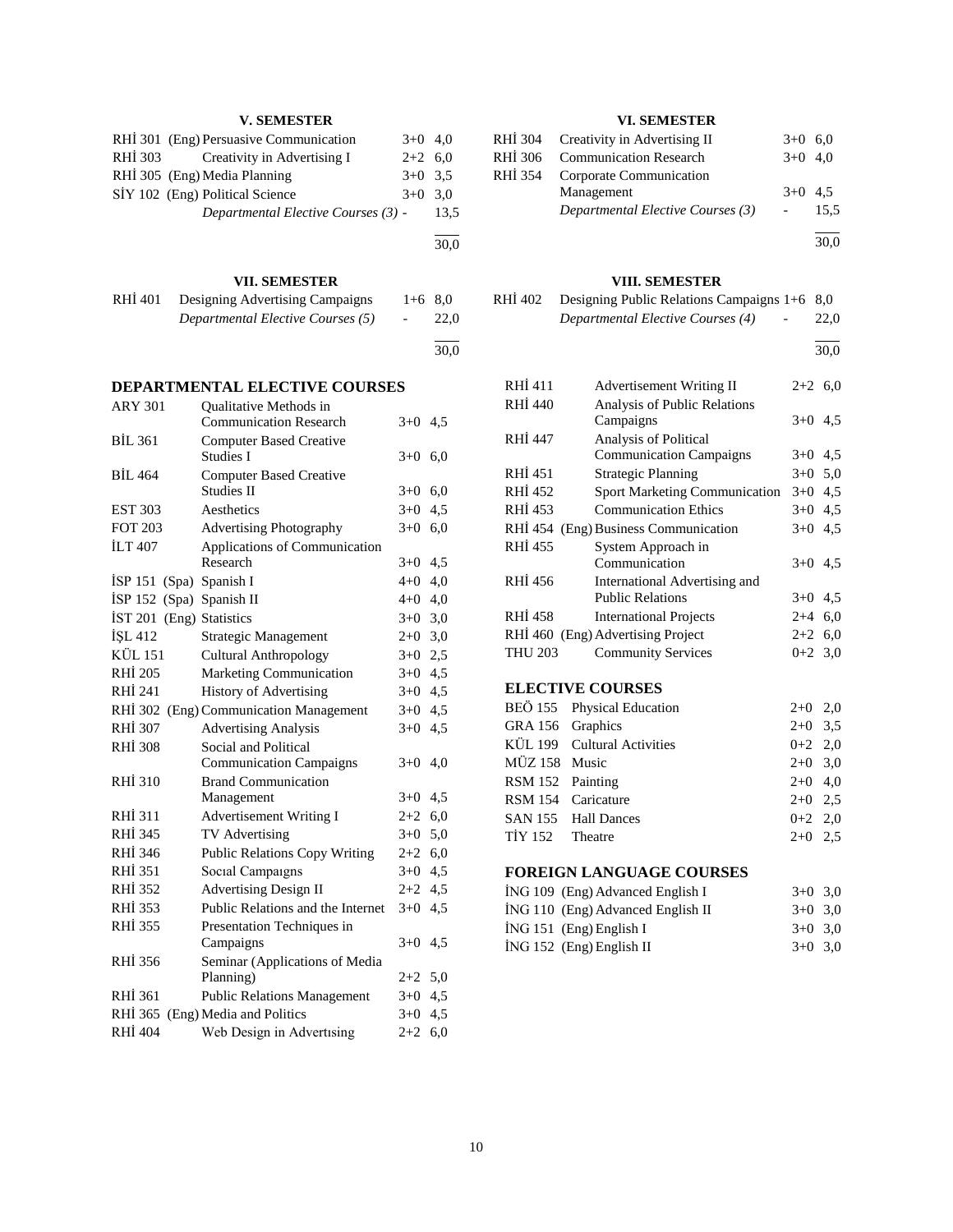### V. SEMESTER

| Code | Course | Hours | Credits |
|---|---|---|---|
| RHİ 301 (Eng) | Persuasive Communication | 3+0 | 4,0 |
| RHİ 303 | Creativity in Advertising I | 2+2 | 6,0 |
| RHİ 305 (Eng) | Media Planning | 3+0 | 3,5 |
| SİY 102 (Eng) | Political Science | 3+0 | 3,0 |
| | *Departmental Elective Courses (3)* | - | 13,5 |
| | | | 30,0 |

### VI. SEMESTER

| Code | Course | Hours | Credits |
|---|---|---|---|
| RHİ 304 | Creativity in Advertising II | 3+0 | 6,0 |
| RHİ 306 | Communication Research | 3+0 | 4,0 |
| RHİ 354 | Corporate Communication Management | 3+0 | 4,5 |
| | *Departmental Elective Courses (3)* | - | 15,5 |
| | | | 30,0 |

### VII. SEMESTER

| Code | Course | Hours | Credits |
|---|---|---|---|
| RHİ 401 | Designing Advertising Campaigns | 1+6 | 8,0 |
| | *Departmental Elective Courses (5)* | - | 22,0 |
| | | | 30,0 |

### VIII. SEMESTER

| Code | Course | Hours | Credits |
|---|---|---|---|
| RHİ 402 | Designing Public Relations Campaigns | 1+6 | 8,0 |
| | *Departmental Elective Courses (4)* | - | 22,0 |
| | | | 30,0 |

## DEPARTMENTAL ELECTIVE COURSES

| Code | Course | Hours | Credits |
|---|---|---|---|
| ARY 301 | Qualitative Methods in Communication Research | 3+0 | 4,5 |
| BİL 361 | Computer Based Creative Studies I | 3+0 | 6,0 |
| BİL 464 | Computer Based Creative Studies II | 3+0 | 6,0 |
| EST 303 | Aesthetics | 3+0 | 4,5 |
| FOT 203 | Advertising Photography | 3+0 | 6,0 |
| İLT 407 | Applications of Communication Research | 3+0 | 4,5 |
| İSP 151 (Spa) | Spanish I | 4+0 | 4,0 |
| İSP 152 (Spa) | Spanish II | 4+0 | 4,0 |
| İST 201 (Eng) | Statistics | 3+0 | 3,0 |
| İŞL 412 | Strategic Management | 2+0 | 3,0 |
| KÜL 151 | Cultural Anthropology | 3+0 | 2,5 |
| RHİ 205 | Marketing Communication | 3+0 | 4,5 |
| RHİ 241 | History of Advertising | 3+0 | 4,5 |
| RHİ 302 (Eng) | Communication Management | 3+0 | 4,5 |
| RHİ 307 | Advertising Analysis | 3+0 | 4,5 |
| RHİ 308 | Social and Political Communication Campaigns | 3+0 | 4,0 |
| RHİ 310 | Brand Communication Management | 3+0 | 4,5 |
| RHİ 311 | Advertisement Writing I | 2+2 | 6,0 |
| RHİ 345 | TV Advertising | 3+0 | 5,0 |
| RHİ 346 | Public Relations Copy Writing | 2+2 | 6,0 |
| RHİ 351 | Socıal Campaıgns | 3+0 | 4,5 |
| RHİ 352 | Advertising Design II | 2+2 | 4,5 |
| RHİ 353 | Public Relations and the Internet | 3+0 | 4,5 |
| RHİ 355 | Presentation Techniques in Campaigns | 3+0 | 4,5 |
| RHİ 356 | Seminar (Applications of Media Planning) | 2+2 | 5,0 |
| RHİ 361 | Public Relations Management | 3+0 | 4,5 |
| RHİ 365 (Eng) | Media and Politics | 3+0 | 4,5 |
| RHİ 404 | Web Design in Advertısing | 2+2 | 6,0 |
| RHİ 411 | Advertisement Writing II | 2+2 | 6,0 |
| RHİ 440 | Analysis of Public Relations Campaigns | 3+0 | 4,5 |
| RHİ 447 | Analysis of Political Communication Campaigns | 3+0 | 4,5 |
| RHİ 451 | Strategic Planning | 3+0 | 5,0 |
| RHİ 452 | Sport Marketing Communication | 3+0 | 4,5 |
| RHİ 453 | Communication Ethics | 3+0 | 4,5 |
| RHİ 454 (Eng) | Business Communication | 3+0 | 4,5 |
| RHİ 455 | System Approach in Communication | 3+0 | 4,5 |
| RHİ 456 | International Advertising and Public Relations | 3+0 | 4,5 |
| RHİ 458 | International Projects | 2+4 | 6,0 |
| RHİ 460 (Eng) | Advertising Project | 2+2 | 6,0 |
| THU 203 | Community Services | 0+2 | 3,0 |

## ELECTIVE COURSES

| Code | Course | Hours | Credits |
|---|---|---|---|
| BEÖ 155 | Physical Education | 2+0 | 2,0 |
| GRA 156 | Graphics | 2+0 | 3,5 |
| KÜL 199 | Cultural Activities | 0+2 | 2,0 |
| MÜZ 158 | Music | 2+0 | 3,0 |
| RSM 152 | Painting | 2+0 | 4,0 |
| RSM 154 | Caricature | 2+0 | 2,5 |
| SAN 155 | Hall Dances | 0+2 | 2,0 |
| TİY 152 | Theatre | 2+0 | 2,5 |

## FOREIGN LANGUAGE COURSES

| Code | Course | Hours | Credits |
|---|---|---|---|
| İNG 109 (Eng) | Advanced English I | 3+0 | 3,0 |
| İNG 110 (Eng) | Advanced English II | 3+0 | 3,0 |
| İNG 151 (Eng) | English I | 3+0 | 3,0 |
| İNG 152 (Eng) | English II | 3+0 | 3,0 |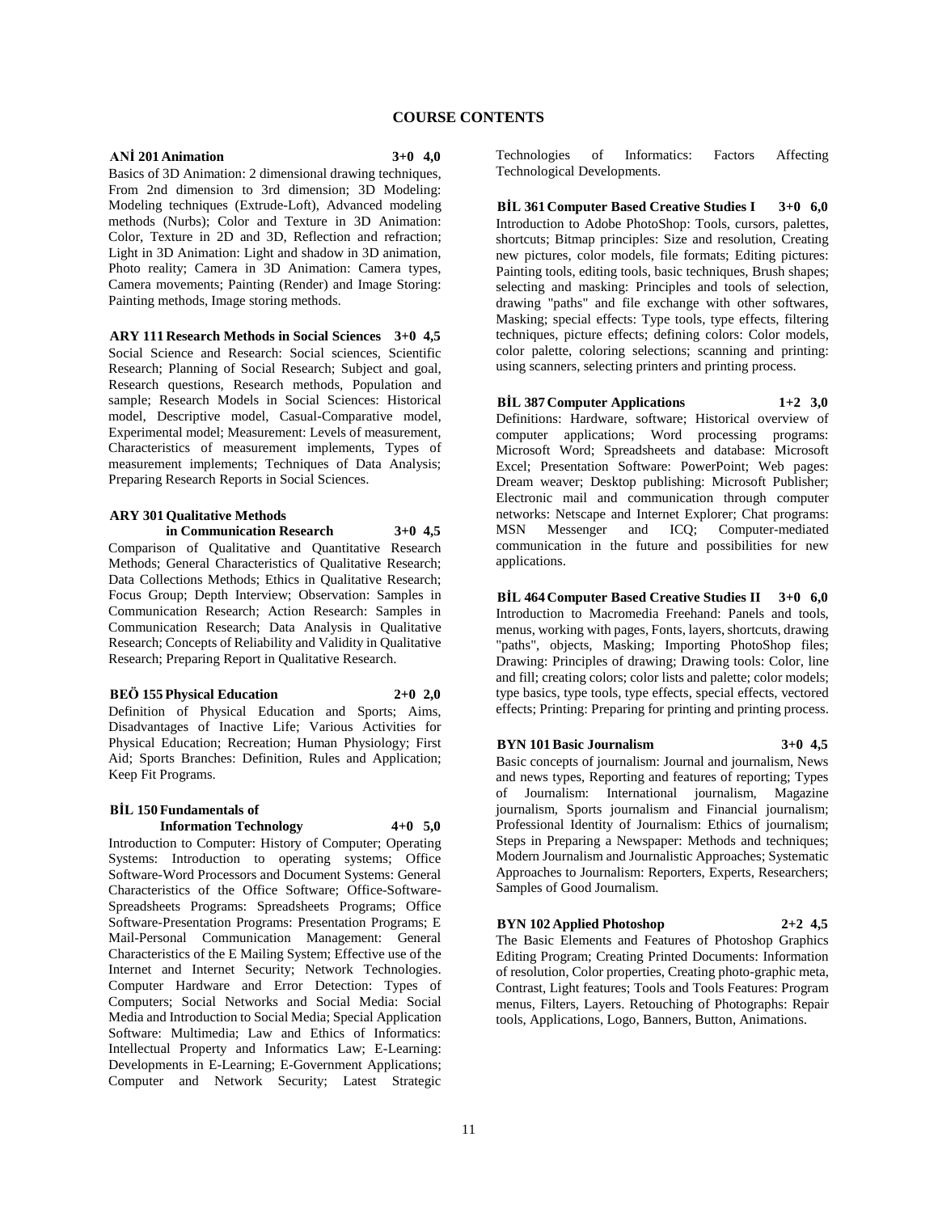# COURSE CONTENTS

**ANİ 201 Animation 3+0 4,0**

Basics of 3D Animation: 2 dimensional drawing techniques, From 2nd dimension to 3rd dimension; 3D Modeling: Modeling techniques (Extrude-Loft), Advanced modeling methods (Nurbs); Color and Texture in 3D Animation: Color, Texture in 2D and 3D, Reflection and refraction; Light in 3D Animation: Light and shadow in 3D animation, Photo reality; Camera in 3D Animation: Camera types, Camera movements; Painting (Render) and Image Storing: Painting methods, Image storing methods.

**ARY 111 Research Methods in Social Sciences 3+0 4,5**

Social Science and Research: Social sciences, Scientific Research; Planning of Social Research; Subject and goal, Research questions, Research methods, Population and sample; Research Models in Social Sciences: Historical model, Descriptive model, Casual-Comparative model, Experimental model; Measurement: Levels of measurement, Characteristics of measurement implements, Types of measurement implements; Techniques of Data Analysis; Preparing Research Reports in Social Sciences.

**ARY 301 Qualitative Methods in Communication Research 3+0 4,5**

Comparison of Qualitative and Quantitative Research Methods; General Characteristics of Qualitative Research; Data Collections Methods; Ethics in Qualitative Research; Focus Group; Depth Interview; Observation: Samples in Communication Research; Action Research: Samples in Communication Research; Data Analysis in Qualitative Research; Concepts of Reliability and Validity in Qualitative Research; Preparing Report in Qualitative Research.

**BEÖ 155 Physical Education 2+0 2,0**

Definition of Physical Education and Sports; Aims, Disadvantages of Inactive Life; Various Activities for Physical Education; Recreation; Human Physiology; First Aid; Sports Branches: Definition, Rules and Application; Keep Fit Programs.

**BİL 150 Fundamentals of Information Technology 4+0 5,0**

Introduction to Computer: History of Computer; Operating Systems: Introduction to operating systems; Office Software-Word Processors and Document Systems: General Characteristics of the Office Software; Office-Software-Spreadsheets Programs: Spreadsheets Programs; Office Software-Presentation Programs: Presentation Programs; E Mail-Personal Communication Management: General Characteristics of the E Mailing System; Effective use of the Internet and Internet Security; Network Technologies. Computer Hardware and Error Detection: Types of Computers; Social Networks and Social Media: Social Media and Introduction to Social Media; Special Application Software: Multimedia; Law and Ethics of Informatics: Intellectual Property and Informatics Law; E-Learning: Developments in E-Learning; E-Government Applications; Computer and Network Security; Latest Strategic Technologies of Informatics: Factors Affecting Technological Developments.

**BİL 361 Computer Based Creative Studies I 3+0 6,0**

Introduction to Adobe PhotoShop: Tools, cursors, palettes, shortcuts; Bitmap principles: Size and resolution, Creating new pictures, color models, file formats; Editing pictures: Painting tools, editing tools, basic techniques, Brush shapes; selecting and masking: Principles and tools of selection, drawing "paths" and file exchange with other softwares, Masking; special effects: Type tools, type effects, filtering techniques, picture effects; defining colors: Color models, color palette, coloring selections; scanning and printing: using scanners, selecting printers and printing process.

**BİL 387 Computer Applications 1+2 3,0**

Definitions: Hardware, software; Historical overview of computer applications; Word processing programs: Microsoft Word; Spreadsheets and database: Microsoft Excel; Presentation Software: PowerPoint; Web pages: Dream weaver; Desktop publishing: Microsoft Publisher; Electronic mail and communication through computer networks: Netscape and Internet Explorer; Chat programs: MSN Messenger and ICQ; Computer-mediated communication in the future and possibilities for new applications.

**BİL 464 Computer Based Creative Studies II 3+0 6,0**

Introduction to Macromedia Freehand: Panels and tools, menus, working with pages, Fonts, layers, shortcuts, drawing "paths", objects, Masking; Importing PhotoShop files; Drawing: Principles of drawing; Drawing tools: Color, line and fill; creating colors; color lists and palette; color models; type basics, type tools, type effects, special effects, vectored effects; Printing: Preparing for printing and printing process.

**BYN 101 Basic Journalism 3+0 4,5**

Basic concepts of journalism: Journal and journalism, News and news types, Reporting and features of reporting; Types of Journalism: International journalism, Magazine journalism, Sports journalism and Financial journalism; Professional Identity of Journalism: Ethics of journalism; Steps in Preparing a Newspaper: Methods and techniques; Modern Journalism and Journalistic Approaches; Systematic Approaches to Journalism: Reporters, Experts, Researchers; Samples of Good Journalism.

**BYN 102 Applied Photoshop 2+2 4,5**

The Basic Elements and Features of Photoshop Graphics Editing Program; Creating Printed Documents: Information of resolution, Color properties, Creating photo-graphic meta, Contrast, Light features; Tools and Tools Features: Program menus, Filters, Layers. Retouching of Photographs: Repair tools, Applications, Logo, Banners, Button, Animations.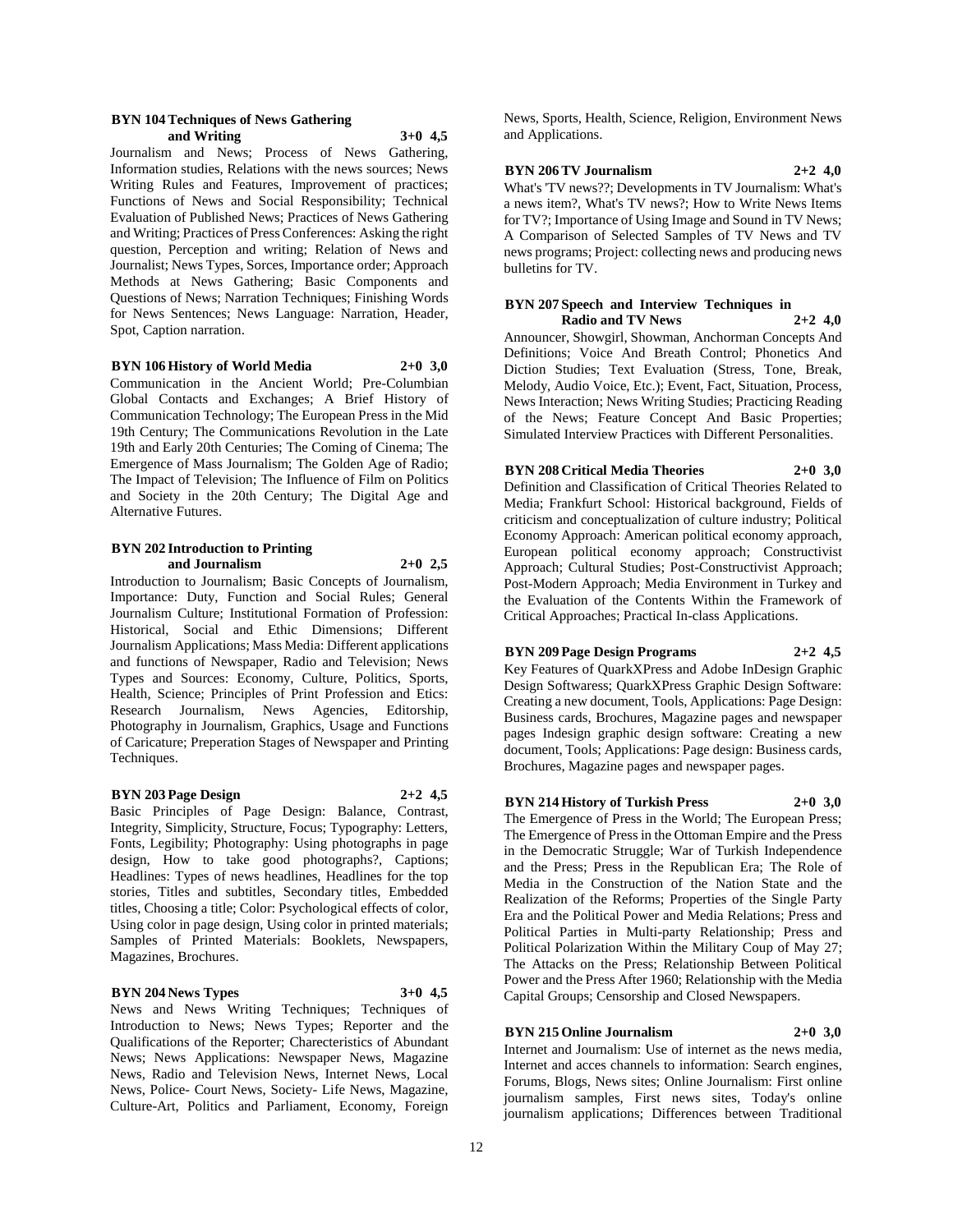**BYN 104 Techniques of News Gathering and Writing 3+0 4,5**

Journalism and News; Process of News Gathering, Information studies, Relations with the news sources; News Writing Rules and Features, Improvement of practices; Functions of News and Social Responsibility; Technical Evaluation of Published News; Practices of News Gathering and Writing; Practices of Press Conferences: Asking the right question, Perception and writing; Relation of News and Journalist; News Types, Sorces, Importance order; Approach Methods at News Gathering; Basic Components and Questions of News; Narration Techniques; Finishing Words for News Sentences; News Language: Narration, Header, Spot, Caption narration.

**BYN 106 History of World Media 2+0 3,0**

Communication in the Ancient World; Pre-Columbian Global Contacts and Exchanges; A Brief History of Communication Technology; The European Press in the Mid 19th Century; The Communications Revolution in the Late 19th and Early 20th Centuries; The Coming of Cinema; The Emergence of Mass Journalism; The Golden Age of Radio; The Impact of Television; The Influence of Film on Politics and Society in the 20th Century; The Digital Age and Alternative Futures.

**BYN 202 Introduction to Printing and Journalism 2+0 2,5**

Introduction to Journalism; Basic Concepts of Journalism, Importance: Duty, Function and Social Rules; General Journalism Culture; Institutional Formation of Profession: Historical, Social and Ethic Dimensions; Different Journalism Applications; Mass Media: Different applications and functions of Newspaper, Radio and Television; News Types and Sources: Economy, Culture, Politics, Sports, Health, Science; Principles of Print Profession and Etics: Research Journalism, News Agencies, Editorship, Photography in Journalism, Graphics, Usage and Functions of Caricature; Preperation Stages of Newspaper and Printing Techniques.

**BYN 203 Page Design 2+2 4,5**

Basic Principles of Page Design: Balance, Contrast, Integrity, Simplicity, Structure, Focus; Typography: Letters, Fonts, Legibility; Photography: Using photographs in page design, How to take good photographs?, Captions; Headlines: Types of news headlines, Headlines for the top stories, Titles and subtitles, Secondary titles, Embedded titles, Choosing a title; Color: Psychological effects of color, Using color in page design, Using color in printed materials; Samples of Printed Materials: Booklets, Newspapers, Magazines, Brochures.

**BYN 204 News Types 3+0 4,5**

News and News Writing Techniques; Techniques of Introduction to News; News Types; Reporter and the Qualifications of the Reporter; Charecteristics of Abundant News; News Applications: Newspaper News, Magazine News, Radio and Television News, Internet News, Local News, Police- Court News, Society- Life News, Magazine, Culture-Art, Politics and Parliament, Economy, Foreign News, Sports, Health, Science, Religion, Environment News and Applications.

**BYN 206 TV Journalism 2+2 4,0**

What's 'TV news??; Developments in TV Journalism: What's a news item?, What's TV news?; How to Write News Items for TV?; Importance of Using Image and Sound in TV News; A Comparison of Selected Samples of TV News and TV news programs; Project: collecting news and producing news bulletins for TV.

**BYN 207 Speech and Interview Techniques in Radio and TV News 2+2 4,0**

Announcer, Showgirl, Showman, Anchorman Concepts And Definitions; Voice And Breath Control; Phonetics And Diction Studies; Text Evaluation (Stress, Tone, Break, Melody, Audio Voice, Etc.); Event, Fact, Situation, Process, News Interaction; News Writing Studies; Practicing Reading of the News; Feature Concept And Basic Properties; Simulated Interview Practices with Different Personalities.

**BYN 208 Critical Media Theories 2+0 3,0**

Definition and Classification of Critical Theories Related to Media; Frankfurt School: Historical background, Fields of criticism and conceptualization of culture industry; Political Economy Approach: American political economy approach, European political economy approach; Constructivist Approach; Cultural Studies; Post-Constructivist Approach; Post-Modern Approach; Media Environment in Turkey and the Evaluation of the Contents Within the Framework of Critical Approaches; Practical In-class Applications.

**BYN 209 Page Design Programs 2+2 4,5**

Key Features of QuarkXPress and Adobe InDesign Graphic Design Softwaress; QuarkXPress Graphic Design Software: Creating a new document, Tools, Applications: Page Design: Business cards, Brochures, Magazine pages and newspaper pages Indesign graphic design software: Creating a new document, Tools; Applications: Page design: Business cards, Brochures, Magazine pages and newspaper pages.

**BYN 214 History of Turkish Press 2+0 3,0**

The Emergence of Press in the World; The European Press; The Emergence of Press in the Ottoman Empire and the Press in the Democratic Struggle; War of Turkish Independence and the Press; Press in the Republican Era; The Role of Media in the Construction of the Nation State and the Realization of the Reforms; Properties of the Single Party Era and the Political Power and Media Relations; Press and Political Parties in Multi-party Relationship; Press and Political Polarization Within the Military Coup of May 27; The Attacks on the Press; Relationship Between Political Power and the Press After 1960; Relationship with the Media Capital Groups; Censorship and Closed Newspapers.

**BYN 215 Online Journalism 2+0 3,0**

Internet and Journalism: Use of internet as the news media, Internet and acces channels to information: Search engines, Forums, Blogs, News sites; Online Journalism: First online journalism samples, First news sites, Today's online journalism applications; Differences between Traditional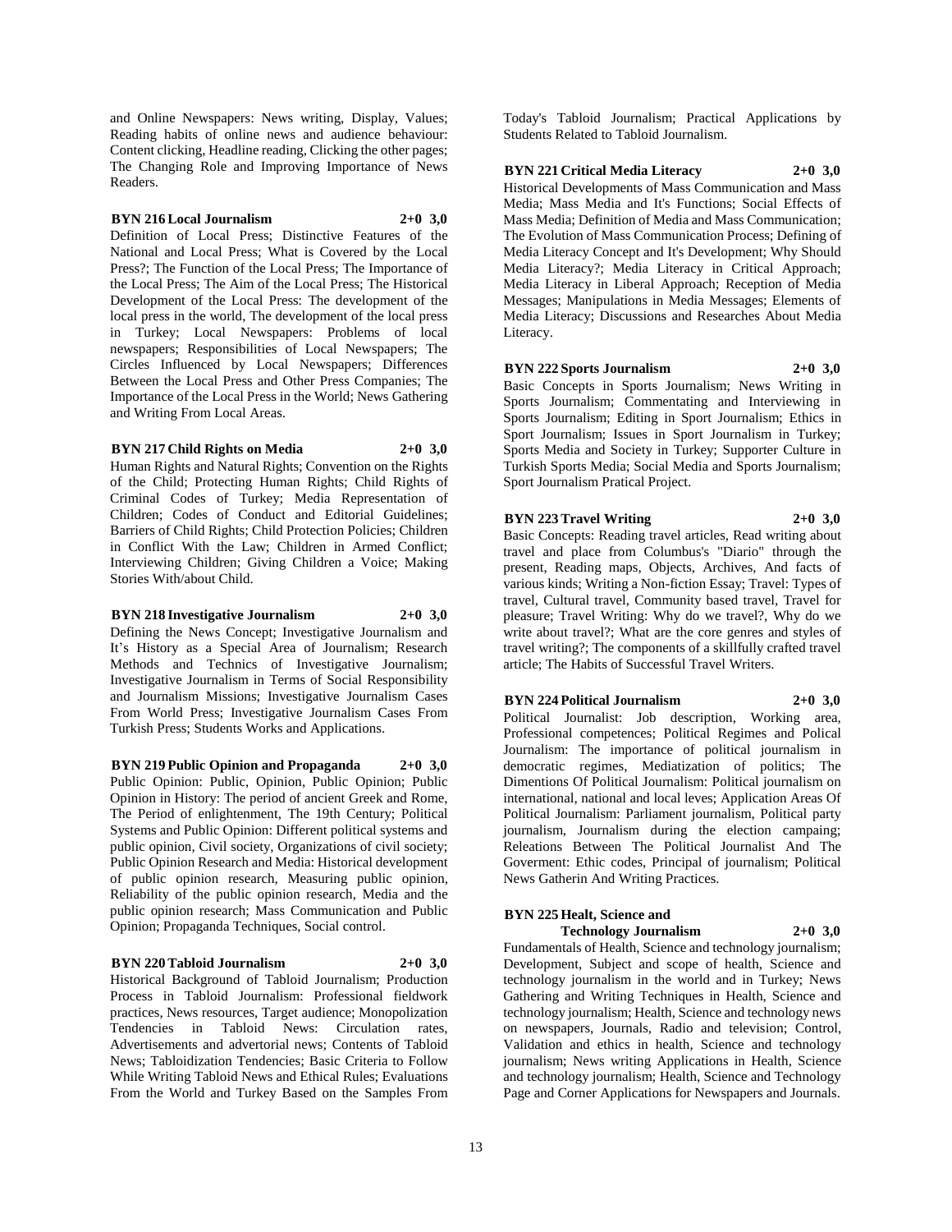and Online Newspapers: News writing, Display, Values; Reading habits of online news and audience behaviour: Content clicking, Headline reading, Clicking the other pages; The Changing Role and Improving Importance of News Readers.

**BYN 216 Local Journalism 2+0 3,0**

Definition of Local Press; Distinctive Features of the National and Local Press; What is Covered by the Local Press?; The Function of the Local Press; The Importance of the Local Press; The Aim of the Local Press; The Historical Development of the Local Press: The development of the local press in the world, The development of the local press in Turkey; Local Newspapers: Problems of local newspapers; Responsibilities of Local Newspapers; The Circles Influenced by Local Newspapers; Differences Between the Local Press and Other Press Companies; The Importance of the Local Press in the World; News Gathering and Writing From Local Areas.

**BYN 217 Child Rights on Media 2+0 3,0**

Human Rights and Natural Rights; Convention on the Rights of the Child; Protecting Human Rights; Child Rights of Criminal Codes of Turkey; Media Representation of Children; Codes of Conduct and Editorial Guidelines; Barriers of Child Rights; Child Protection Policies; Children in Conflict With the Law; Children in Armed Conflict; Interviewing Children; Giving Children a Voice; Making Stories With/about Child.

**BYN 218 Investigative Journalism 2+0 3,0**

Defining the News Concept; Investigative Journalism and It's History as a Special Area of Journalism; Research Methods and Technics of Investigative Journalism; Investigative Journalism in Terms of Social Responsibility and Journalism Missions; Investigative Journalism Cases From World Press; Investigative Journalism Cases From Turkish Press; Students Works and Applications.

**BYN 219 Public Opinion and Propaganda 2+0 3,0**

Public Opinion: Public, Opinion, Public Opinion; Public Opinion in History: The period of ancient Greek and Rome, The Period of enlightenment, The 19th Century; Political Systems and Public Opinion: Different political systems and public opinion, Civil society, Organizations of civil society; Public Opinion Research and Media: Historical development of public opinion research, Measuring public opinion, Reliability of the public opinion research, Media and the public opinion research; Mass Communication and Public Opinion; Propaganda Techniques, Social control.

**BYN 220 Tabloid Journalism 2+0 3,0**

Historical Background of Tabloid Journalism; Production Process in Tabloid Journalism: Professional fieldwork practices, News resources, Target audience; Monopolization Tendencies in Tabloid News: Circulation rates, Advertisements and advertorial news; Contents of Tabloid News; Tabloidization Tendencies; Basic Criteria to Follow While Writing Tabloid News and Ethical Rules; Evaluations From the World and Turkey Based on the Samples From Today's Tabloid Journalism; Practical Applications by Students Related to Tabloid Journalism.

**BYN 221 Critical Media Literacy 2+0 3,0**

Historical Developments of Mass Communication and Mass Media; Mass Media and It's Functions; Social Effects of Mass Media; Definition of Media and Mass Communication; The Evolution of Mass Communication Process; Defining of Media Literacy Concept and It's Development; Why Should Media Literacy?; Media Literacy in Critical Approach; Media Literacy in Liberal Approach; Reception of Media Messages; Manipulations in Media Messages; Elements of Media Literacy; Discussions and Researches About Media Literacy.

**BYN 222 Sports Journalism 2+0 3,0**

Basic Concepts in Sports Journalism; News Writing in Sports Journalism; Commentating and Interviewing in Sports Journalism; Editing in Sport Journalism; Ethics in Sport Journalism; Issues in Sport Journalism in Turkey; Sports Media and Society in Turkey; Supporter Culture in Turkish Sports Media; Social Media and Sports Journalism; Sport Journalism Pratical Project.

**BYN 223 Travel Writing 2+0 3,0**

Basic Concepts: Reading travel articles, Read writing about travel and place from Columbus's "Diario" through the present, Reading maps, Objects, Archives, And facts of various kinds; Writing a Non-fiction Essay; Travel: Types of travel, Cultural travel, Community based travel, Travel for pleasure; Travel Writing: Why do we travel?, Why do we write about travel?; What are the core genres and styles of travel writing?; The components of a skillfully crafted travel article; The Habits of Successful Travel Writers.

**BYN 224 Political Journalism 2+0 3,0**

Political Journalist: Job description, Working area, Professional competences; Political Regimes and Polical Journalism: The importance of political journalism in democratic regimes, Mediatization of politics; The Dimentions Of Political Journalism: Political journalism on international, national and local leves; Application Areas Of Political Journalism: Parliament journalism, Political party journalism, Journalism during the election campaing; Releations Between The Political Journalist And The Goverment: Ethic codes, Principal of journalism; Political News Gatherin And Writing Practices.

**BYN 225 Healt, Science and Technology Journalism 2+0 3,0**

Fundamentals of Health, Science and technology journalism; Development, Subject and scope of health, Science and technology journalism in the world and in Turkey; News Gathering and Writing Techniques in Health, Science and technology journalism; Health, Science and technology news on newspapers, Journals, Radio and television; Control, Validation and ethics in health, Science and technology journalism; News writing Applications in Health, Science and technology journalism; Health, Science and Technology Page and Corner Applications for Newspapers and Journals.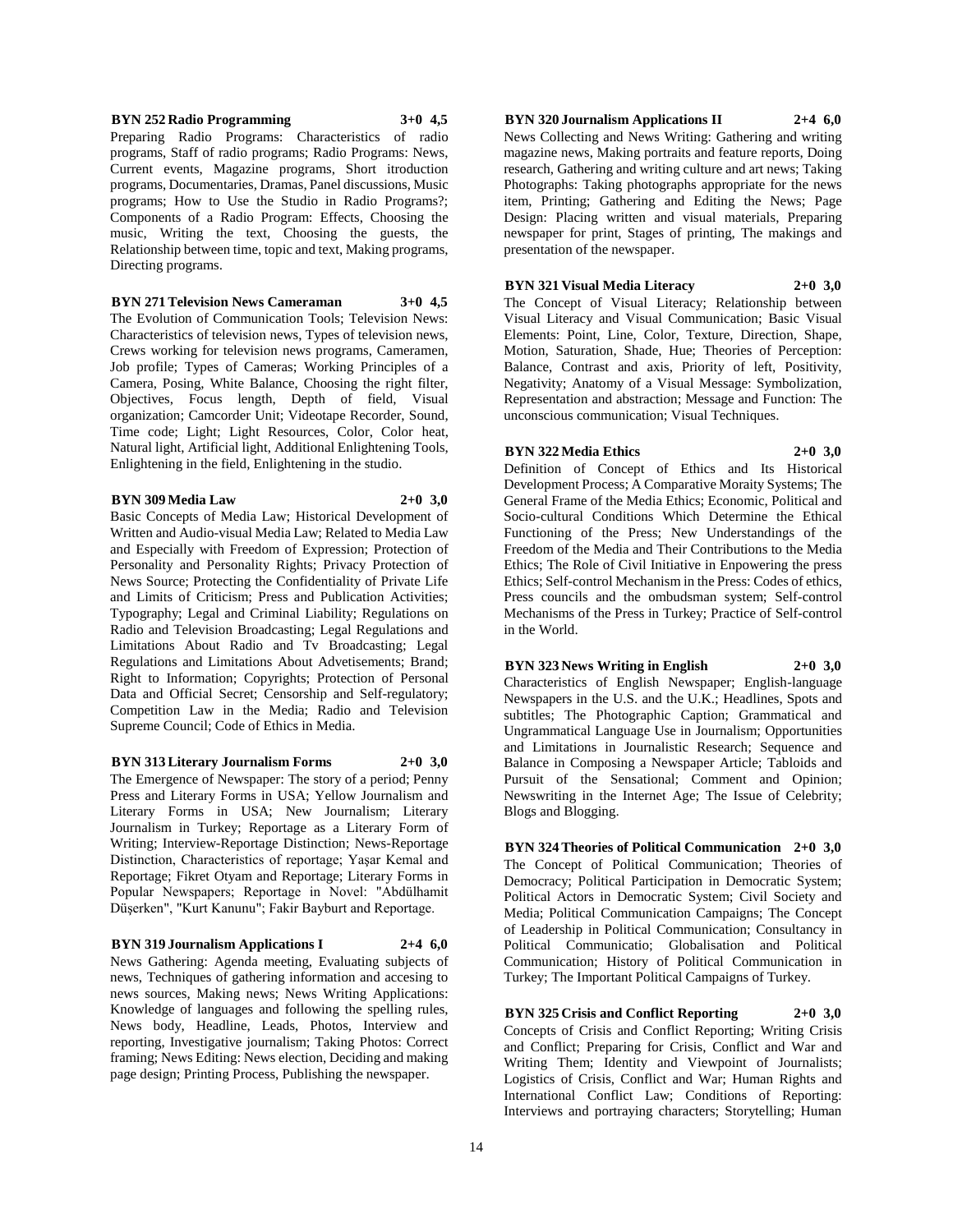**BYN 252 Radio Programming 3+0 4,5**

Preparing Radio Programs: Characteristics of radio programs, Staff of radio programs; Radio Programs: News, Current events, Magazine programs, Short itroduction programs, Documentaries, Dramas, Panel discussions, Music programs; How to Use the Studio in Radio Programs?; Components of a Radio Program: Effects, Choosing the music, Writing the text, Choosing the guests, the Relationship between time, topic and text, Making programs, Directing programs.

**BYN 271 Television News Cameraman 3+0 4,5**

The Evolution of Communication Tools; Television News: Characteristics of television news, Types of television news, Crews working for television news programs, Cameramen, Job profile; Types of Cameras; Working Principles of a Camera, Posing, White Balance, Choosing the right filter, Objectives, Focus length, Depth of field, Visual organization; Camcorder Unit; Videotape Recorder, Sound, Time code; Light; Light Resources, Color, Color heat, Natural light, Artificial light, Additional Enlightening Tools, Enlightening in the field, Enlightening in the studio.

**BYN 309 Media Law 2+0 3,0**

Basic Concepts of Media Law; Historical Development of Written and Audio-visual Media Law; Related to Media Law and Especially with Freedom of Expression; Protection of Personality and Personality Rights; Privacy Protection of News Source; Protecting the Confidentiality of Private Life and Limits of Criticism; Press and Publication Activities; Typography; Legal and Criminal Liability; Regulations on Radio and Television Broadcasting; Legal Regulations and Limitations About Radio and Tv Broadcasting; Legal Regulations and Limitations About Advetisements; Brand; Right to Information; Copyrights; Protection of Personal Data and Official Secret; Censorship and Self-regulatory; Competition Law in the Media; Radio and Television Supreme Council; Code of Ethics in Media.

**BYN 313 Literary Journalism Forms 2+0 3,0**

The Emergence of Newspaper: The story of a period; Penny Press and Literary Forms in USA; Yellow Journalism and Literary Forms in USA; New Journalism; Literary Journalism in Turkey; Reportage as a Literary Form of Writing; Interview-Reportage Distinction; News-Reportage Distinction, Characteristics of reportage; Yaşar Kemal and Reportage; Fikret Otyam and Reportage; Literary Forms in Popular Newspapers; Reportage in Novel: "Abdülhamit Düşerken", "Kurt Kanunu"; Fakir Bayburt and Reportage.

**BYN 319 Journalism Applications I 2+4 6,0**

News Gathering: Agenda meeting, Evaluating subjects of news, Techniques of gathering information and accesing to news sources, Making news; News Writing Applications: Knowledge of languages and following the spelling rules, News body, Headline, Leads, Photos, Interview and reporting, Investigative journalism; Taking Photos: Correct framing; News Editing: News election, Deciding and making page design; Printing Process, Publishing the newspaper.

**BYN 320 Journalism Applications II 2+4 6,0**

News Collecting and News Writing: Gathering and writing magazine news, Making portraits and feature reports, Doing research, Gathering and writing culture and art news; Taking Photographs: Taking photographs appropriate for the news item, Printing; Gathering and Editing the News; Page Design: Placing written and visual materials, Preparing newspaper for print, Stages of printing, The makings and presentation of the newspaper.

**BYN 321 Visual Media Literacy 2+0 3,0**

The Concept of Visual Literacy; Relationship between Visual Literacy and Visual Communication; Basic Visual Elements: Point, Line, Color, Texture, Direction, Shape, Motion, Saturation, Shade, Hue; Theories of Perception: Balance, Contrast and axis, Priority of left, Positivity, Negativity; Anatomy of a Visual Message: Symbolization, Representation and abstraction; Message and Function: The unconscious communication; Visual Techniques.

**BYN 322 Media Ethics 2+0 3,0**

Definition of Concept of Ethics and Its Historical Development Process; A Comparative Moraity Systems; The General Frame of the Media Ethics; Economic, Political and Socio-cultural Conditions Which Determine the Ethical Functioning of the Press; New Understandings of the Freedom of the Media and Their Contributions to the Media Ethics; The Role of Civil Initiative in Enpowering the press Ethics; Self-control Mechanism in the Press: Codes of ethics, Press councils and the ombudsman system; Self-control Mechanisms of the Press in Turkey; Practice of Self-control in the World.

**BYN 323 News Writing in English 2+0 3,0**

Characteristics of English Newspaper; English-language Newspapers in the U.S. and the U.K.; Headlines, Spots and subtitles; The Photographic Caption; Grammatical and Ungrammatical Language Use in Journalism; Opportunities and Limitations in Journalistic Research; Sequence and Balance in Composing a Newspaper Article; Tabloids and Pursuit of the Sensational; Comment and Opinion; Newswriting in the Internet Age; The Issue of Celebrity; Blogs and Blogging.

**BYN 324 Theories of Political Communication 2+0 3,0**

The Concept of Political Communication; Theories of Democracy; Political Participation in Democratic System; Political Actors in Democratic System; Civil Society and Media; Political Communication Campaigns; The Concept of Leadership in Political Communication; Consultancy in Political Communicatio; Globalisation and Political Communication; History of Political Communication in Turkey; The Important Political Campaigns of Turkey.

**BYN 325 Crisis and Conflict Reporting 2+0 3,0**

Concepts of Crisis and Conflict Reporting; Writing Crisis and Conflict; Preparing for Crisis, Conflict and War and Writing Them; Identity and Viewpoint of Journalists; Logistics of Crisis, Conflict and War; Human Rights and International Conflict Law; Conditions of Reporting: Interviews and portraying characters; Storytelling; Human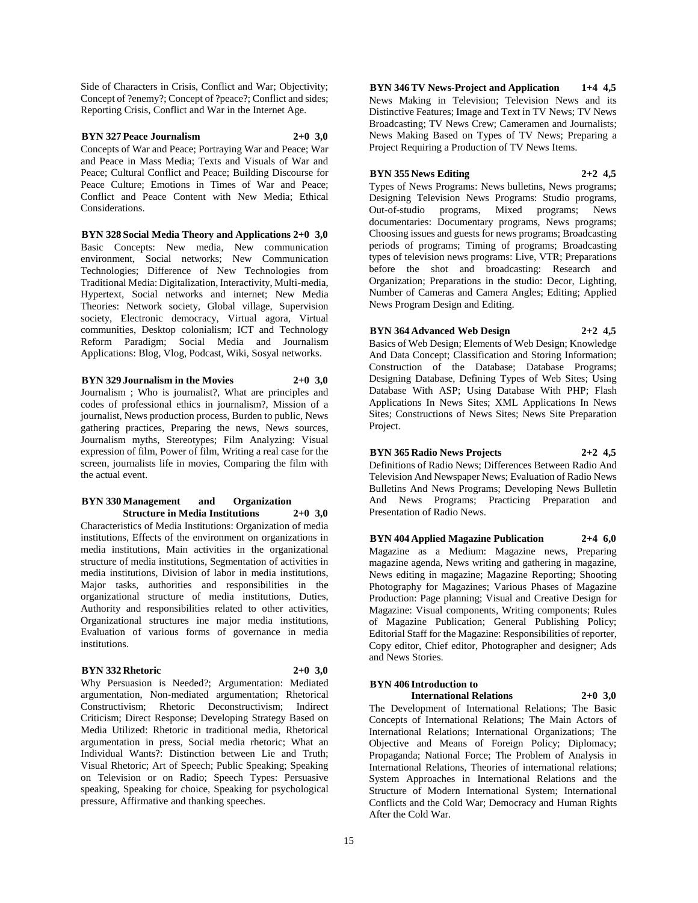Side of Characters in Crisis, Conflict and War; Objectivity; Concept of ?enemy?; Concept of ?peace?; Conflict and sides; Reporting Crisis, Conflict and War in the Internet Age.

**BYN 327 Peace Journalism 2+0 3,0**

Concepts of War and Peace; Portraying War and Peace; War and Peace in Mass Media; Texts and Visuals of War and Peace; Cultural Conflict and Peace; Building Discourse for Peace Culture; Emotions in Times of War and Peace; Conflict and Peace Content with New Media; Ethical Considerations.

**BYN 328 Social Media Theory and Applications 2+0 3,0**

Basic Concepts: New media, New communication environment, Social networks; New Communication Technologies; Difference of New Technologies from Traditional Media: Digitalization, Interactivity, Multi-media, Hypertext, Social networks and internet; New Media Theories: Network society, Global village, Supervision society, Electronic democracy, Virtual agora, Virtual communities, Desktop colonialism; ICT and Technology Reform Paradigm; Social Media and Journalism Applications: Blog, Vlog, Podcast, Wiki, Sosyal networks.

**BYN 329 Journalism in the Movies 2+0 3,0**

Journalism ; Who is journalist?, What are principles and codes of professional ethics in journalism?, Mission of a journalist, News production process, Burden to public, News gathering practices, Preparing the news, News sources, Journalism myths, Stereotypes; Film Analyzing: Visual expression of film, Power of film, Writing a real case for the screen, journalists life in movies, Comparing the film with the actual event.

**BYN 330 Management and Organization Structure in Media Institutions 2+0 3,0**

Characteristics of Media Institutions: Organization of media institutions, Effects of the environment on organizations in media institutions, Main activities in the organizational structure of media institutions, Segmentation of activities in media institutions, Division of labor in media institutions, Major tasks, authorities and responsibilities in the organizational structure of media institutions, Duties, Authority and responsibilities related to other activities, Organizational structures ine major media institutions, Evaluation of various forms of governance in media institutions.

**BYN 332 Rhetoric 2+0 3,0**

Why Persuasion is Needed?; Argumentation: Mediated argumentation, Non-mediated argumentation; Rhetorical Constructivism; Rhetoric Deconstructivism; Indirect Criticism; Direct Response; Developing Strategy Based on Media Utilized: Rhetoric in traditional media, Rhetorical argumentation in press, Social media rhetoric; What an Individual Wants?: Distinction between Lie and Truth; Visual Rhetoric; Art of Speech; Public Speaking; Speaking on Television or on Radio; Speech Types: Persuasive speaking, Speaking for choice, Speaking for psychological pressure, Affirmative and thanking speeches.

**BYN 346 TV News-Project and Application 1+4 4,5**

News Making in Television; Television News and its Distinctive Features; Image and Text in TV News; TV News Broadcasting; TV News Crew; Cameramen and Journalists; News Making Based on Types of TV News; Preparing a Project Requiring a Production of TV News Items.

**BYN 355 News Editing 2+2 4,5**

Types of News Programs: News bulletins, News programs; Designing Television News Programs: Studio programs, Out-of-studio programs, Mixed programs; News documentaries: Documentary programs, News programs; Choosing issues and guests for news programs; Broadcasting periods of programs; Timing of programs; Broadcasting types of television news programs: Live, VTR; Preparations before the shot and broadcasting: Research and Organization; Preparations in the studio: Decor, Lighting, Number of Cameras and Camera Angles; Editing; Applied News Program Design and Editing.

**BYN 364 Advanced Web Design 2+2 4,5**

Basics of Web Design; Elements of Web Design; Knowledge And Data Concept; Classification and Storing Information; Construction of the Database; Database Programs; Designing Database, Defining Types of Web Sites; Using Database With ASP; Using Database With PHP; Flash Applications In News Sites; XML Applications In News Sites; Constructions of News Sites; News Site Preparation Project.

**BYN 365 Radio News Projects 2+2 4,5**

Definitions of Radio News; Differences Between Radio And Television And Newspaper News; Evaluation of Radio News Bulletins And News Programs; Developing News Bulletin And News Programs; Practicing Preparation and Presentation of Radio News.

**BYN 404 Applied Magazine Publication 2+4 6,0**

Magazine as a Medium: Magazine news, Preparing magazine agenda, News writing and gathering in magazine, News editing in magazine; Magazine Reporting; Shooting Photography for Magazines; Various Phases of Magazine Production: Page planning; Visual and Creative Design for Magazine: Visual components, Writing components; Rules of Magazine Publication; General Publishing Policy; Editorial Staff for the Magazine: Responsibilities of reporter, Copy editor, Chief editor, Photographer and designer; Ads and News Stories.

**BYN 406 Introduction to International Relations 2+0 3,0**

The Development of International Relations; The Basic Concepts of International Relations; The Main Actors of International Relations; International Organizations; The Objective and Means of Foreign Policy; Diplomacy; Propaganda; National Force; The Problem of Analysis in International Relations, Theories of international relations; System Approaches in International Relations and the Structure of Modern International System; International Conflicts and the Cold War; Democracy and Human Rights After the Cold War.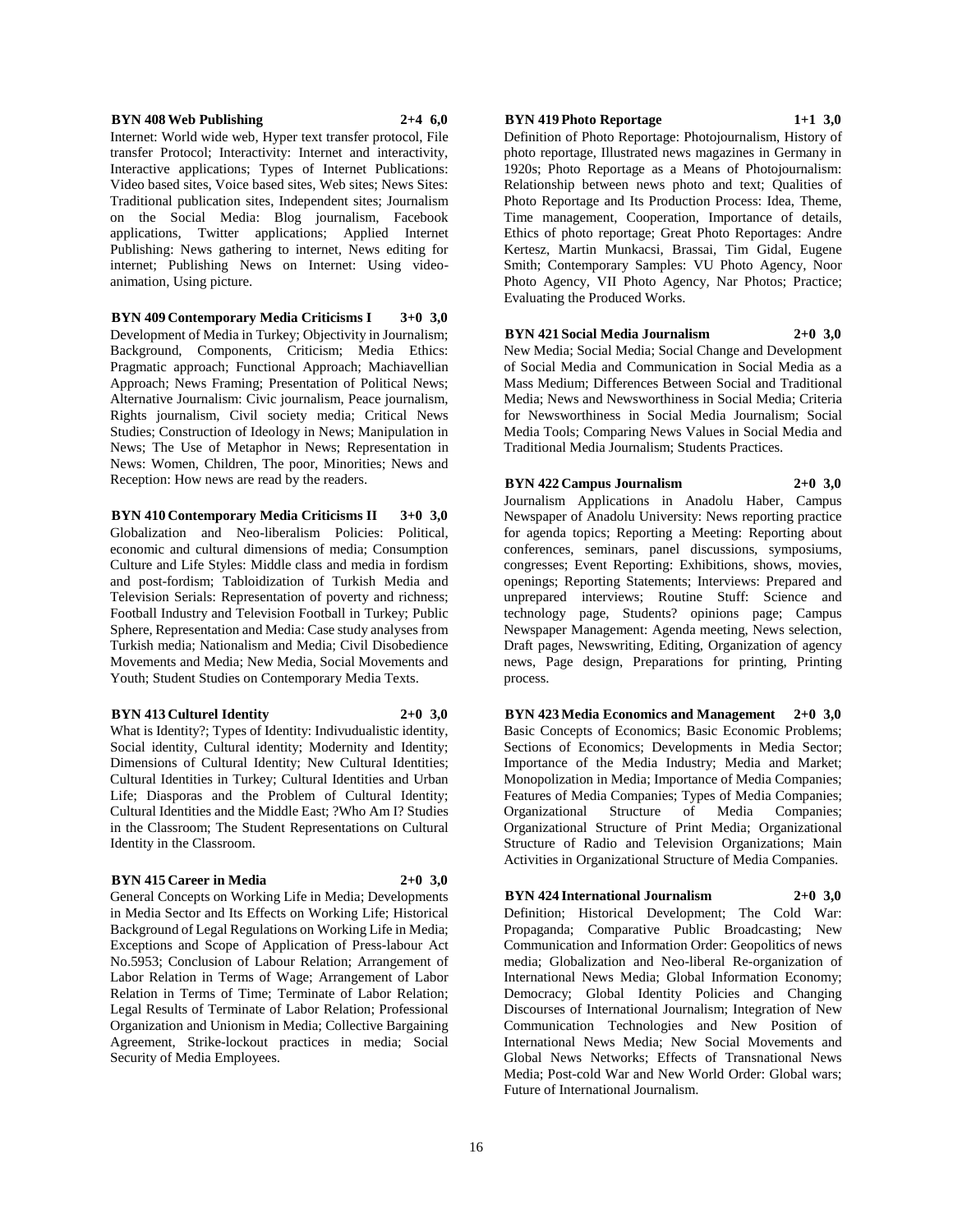**BYN 408 Web Publishing 2+4 6,0**

Internet: World wide web, Hyper text transfer protocol, File transfer Protocol; Interactivity: Internet and interactivity, Interactive applications; Types of Internet Publications: Video based sites, Voice based sites, Web sites; News Sites: Traditional publication sites, Independent sites; Journalism on the Social Media: Blog journalism, Facebook applications, Twitter applications; Applied Internet Publishing: News gathering to internet, News editing for internet; Publishing News on Internet: Using video-animation, Using picture.

**BYN 409 Contemporary Media Criticisms I 3+0 3,0**

Development of Media in Turkey; Objectivity in Journalism; Background, Components, Criticism; Media Ethics: Pragmatic approach; Functional Approach; Machiavellian Approach; News Framing; Presentation of Political News; Alternative Journalism: Civic journalism, Peace journalism, Rights journalism, Civil society media; Critical News Studies; Construction of Ideology in News; Manipulation in News; The Use of Metaphor in News; Representation in News: Women, Children, The poor, Minorities; News and Reception: How news are read by the readers.

**BYN 410 Contemporary Media Criticisms II 3+0 3,0**

Globalization and Neo-liberalism Policies: Political, economic and cultural dimensions of media; Consumption Culture and Life Styles: Middle class and media in fordism and post-fordism; Tabloidization of Turkish Media and Television Serials: Representation of poverty and richness; Football Industry and Television Football in Turkey; Public Sphere, Representation and Media: Case study analyses from Turkish media; Nationalism and Media; Civil Disobedience Movements and Media; New Media, Social Movements and Youth; Student Studies on Contemporary Media Texts.

**BYN 413 Culturel Identity 2+0 3,0**

What is Identity?; Types of Identity: Indivudualistic identity, Social identity, Cultural identity; Modernity and Identity; Dimensions of Cultural Identity; New Cultural Identities; Cultural Identities in Turkey; Cultural Identities and Urban Life; Diasporas and the Problem of Cultural Identity; Cultural Identities and the Middle East; ?Who Am I? Studies in the Classroom; The Student Representations on Cultural Identity in the Classroom.

**BYN 415 Career in Media 2+0 3,0**

General Concepts on Working Life in Media; Developments in Media Sector and Its Effects on Working Life; Historical Background of Legal Regulations on Working Life in Media; Exceptions and Scope of Application of Press-labour Act No.5953; Conclusion of Labour Relation; Arrangement of Labor Relation in Terms of Wage; Arrangement of Labor Relation in Terms of Time; Terminate of Labor Relation; Legal Results of Terminate of Labor Relation; Professional Organization and Unionism in Media; Collective Bargaining Agreement, Strike-lockout practices in media; Social Security of Media Employees.

**BYN 419 Photo Reportage 1+1 3,0**

Definition of Photo Reportage: Photojournalism, History of photo reportage, Illustrated news magazines in Germany in 1920s; Photo Reportage as a Means of Photojournalism: Relationship between news photo and text; Qualities of Photo Reportage and Its Production Process: Idea, Theme, Time management, Cooperation, Importance of details, Ethics of photo reportage; Great Photo Reportages: Andre Kertesz, Martin Munkacsi, Brassai, Tim Gidal, Eugene Smith; Contemporary Samples: VU Photo Agency, Noor Photo Agency, VII Photo Agency, Nar Photos; Practice; Evaluating the Produced Works.

**BYN 421 Social Media Journalism 2+0 3,0**

New Media; Social Media; Social Change and Development of Social Media and Communication in Social Media as a Mass Medium; Differences Between Social and Traditional Media; News and Newsworthiness in Social Media; Criteria for Newsworthiness in Social Media Journalism; Social Media Tools; Comparing News Values in Social Media and Traditional Media Journalism; Students Practices.

**BYN 422 Campus Journalism 2+0 3,0**

Journalism Applications in Anadolu Haber, Campus Newspaper of Anadolu University: News reporting practice for agenda topics; Reporting a Meeting: Reporting about conferences, seminars, panel discussions, symposiums, congresses; Event Reporting: Exhibitions, shows, movies, openings; Reporting Statements; Interviews: Prepared and unprepared interviews; Routine Stuff: Science and technology page, Students? opinions page; Campus Newspaper Management: Agenda meeting, News selection, Draft pages, Newswriting, Editing, Organization of agency news, Page design, Preparations for printing, Printing process.

**BYN 423 Media Economics and Management 2+0 3,0**

Basic Concepts of Economics; Basic Economic Problems; Sections of Economics; Developments in Media Sector; Importance of the Media Industry; Media and Market; Monopolization in Media; Importance of Media Companies; Features of Media Companies; Types of Media Companies; Organizational Structure of Media Companies; Organizational Structure of Print Media; Organizational Structure of Radio and Television Organizations; Main Activities in Organizational Structure of Media Companies.

**BYN 424 International Journalism 2+0 3,0**

Definition; Historical Development; The Cold War: Propaganda; Comparative Public Broadcasting; New Communication and Information Order: Geopolitics of news media; Globalization and Neo-liberal Re-organization of International News Media; Global Information Economy; Democracy; Global Identity Policies and Changing Discourses of International Journalism; Integration of New Communication Technologies and New Position of International News Media; New Social Movements and Global News Networks; Effects of Transnational News Media; Post-cold War and New World Order: Global wars; Future of International Journalism.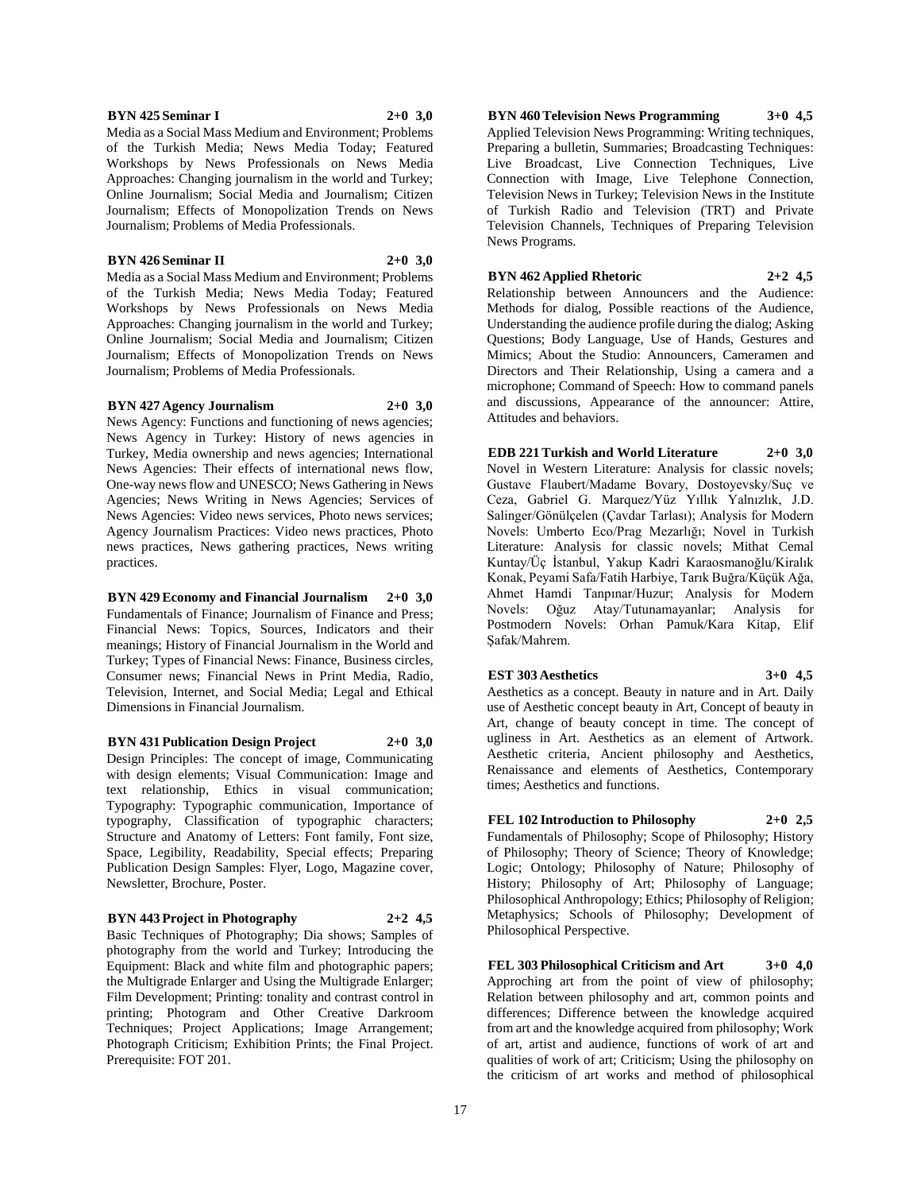**BYN 425 Seminar I 2+0 3,0**

Media as a Social Mass Medium and Environment; Problems of the Turkish Media; News Media Today; Featured Workshops by News Professionals on News Media Approaches: Changing journalism in the world and Turkey; Online Journalism; Social Media and Journalism; Citizen Journalism; Effects of Monopolization Trends on News Journalism; Problems of Media Professionals.

**BYN 426 Seminar II 2+0 3,0**

Media as a Social Mass Medium and Environment; Problems of the Turkish Media; News Media Today; Featured Workshops by News Professionals on News Media Approaches: Changing journalism in the world and Turkey; Online Journalism; Social Media and Journalism; Citizen Journalism; Effects of Monopolization Trends on News Journalism; Problems of Media Professionals.

**BYN 427 Agency Journalism 2+0 3,0**

News Agency: Functions and functioning of news agencies; News Agency in Turkey: History of news agencies in Turkey, Media ownership and news agencies; International News Agencies: Their effects of international news flow, One-way news flow and UNESCO; News Gathering in News Agencies; News Writing in News Agencies; Services of News Agencies: Video news services, Photo news services; Agency Journalism Practices: Video news practices, Photo news practices, News gathering practices, News writing practices.

**BYN 429 Economy and Financial Journalism 2+0 3,0**

Fundamentals of Finance; Journalism of Finance and Press; Financial News: Topics, Sources, Indicators and their meanings; History of Financial Journalism in the World and Turkey; Types of Financial News: Finance, Business circles, Consumer news; Financial News in Print Media, Radio, Television, Internet, and Social Media; Legal and Ethical Dimensions in Financial Journalism.

**BYN 431 Publication Design Project 2+0 3,0**

Design Principles: The concept of image, Communicating with design elements; Visual Communication: Image and text relationship, Ethics in visual communication; Typography: Typographic communication, Importance of typography, Classification of typographic characters; Structure and Anatomy of Letters: Font family, Font size, Space, Legibility, Readability, Special effects; Preparing Publication Design Samples: Flyer, Logo, Magazine cover, Newsletter, Brochure, Poster.

**BYN 443 Project in Photography 2+2 4,5**

Basic Techniques of Photography; Dia shows; Samples of photography from the world and Turkey; Introducing the Equipment: Black and white film and photographic papers; the Multigrade Enlarger and Using the Multigrade Enlarger; Film Development; Printing: tonality and contrast control in printing; Photogram and Other Creative Darkroom Techniques; Project Applications; Image Arrangement; Photograph Criticism; Exhibition Prints; the Final Project. Prerequisite: FOT 201.

**BYN 460 Television News Programming 3+0 4,5**

Applied Television News Programming: Writing techniques, Preparing a bulletin, Summaries; Broadcasting Techniques: Live Broadcast, Live Connection Techniques, Live Connection with Image, Live Telephone Connection, Television News in Turkey; Television News in the Institute of Turkish Radio and Television (TRT) and Private Television Channels, Techniques of Preparing Television News Programs.

**BYN 462 Applied Rhetoric 2+2 4,5**

Relationship between Announcers and the Audience: Methods for dialog, Possible reactions of the Audience, Understanding the audience profile during the dialog; Asking Questions; Body Language, Use of Hands, Gestures and Mimics; About the Studio: Announcers, Cameramen and Directors and Their Relationship, Using a camera and a microphone; Command of Speech: How to command panels and discussions, Appearance of the announcer: Attire, Attitudes and behaviors.

**EDB 221 Turkish and World Literature 2+0 3,0**

Novel in Western Literature: Analysis for classic novels; Gustave Flaubert/Madame Bovary, Dostoyevsky/Suç ve Ceza, Gabriel G. Marquez/Yüz Yıllık Yalnızlık, J.D. Salinger/Gönülçelen (Çavdar Tarlası); Analysis for Modern Novels: Umberto Eco/Prag Mezarlığı; Novel in Turkish Literature: Analysis for classic novels; Mithat Cemal Kuntay/Üç İstanbul, Yakup Kadri Karaosmanoğlu/Kiralık Konak, Peyami Safa/Fatih Harbiye, Tarık Buğra/Küçük Ağa, Ahmet Hamdi Tanpınar/Huzur; Analysis for Modern Novels: Oğuz Atay/Tutunamayanlar; Analysis for Postmodern Novels: Orhan Pamuk/Kara Kitap, Elif Şafak/Mahrem.

**EST 303 Aesthetics 3+0 4,5**

Aesthetics as a concept. Beauty in nature and in Art. Daily use of Aesthetic concept beauty in Art, Concept of beauty in Art, change of beauty concept in time. The concept of ugliness in Art. Aesthetics as an element of Artwork. Aesthetic criteria, Ancient philosophy and Aesthetics, Renaissance and elements of Aesthetics, Contemporary times; Aesthetics and functions.

**FEL 102 Introduction to Philosophy 2+0 2,5**

Fundamentals of Philosophy; Scope of Philosophy; History of Philosophy; Theory of Science; Theory of Knowledge; Logic; Ontology; Philosophy of Nature; Philosophy of History; Philosophy of Art; Philosophy of Language; Philosophical Anthropology; Ethics; Philosophy of Religion; Metaphysics; Schools of Philosophy; Development of Philosophical Perspective.

**FEL 303 Philosophical Criticism and Art 3+0 4,0**

Approching art from the point of view of philosophy; Relation between philosophy and art, common points and differences; Difference between the knowledge acquired from art and the knowledge acquired from philosophy; Work of art, artist and audience, functions of work of art and qualities of work of art; Criticism; Using the philosophy on the criticism of art works and method of philosophical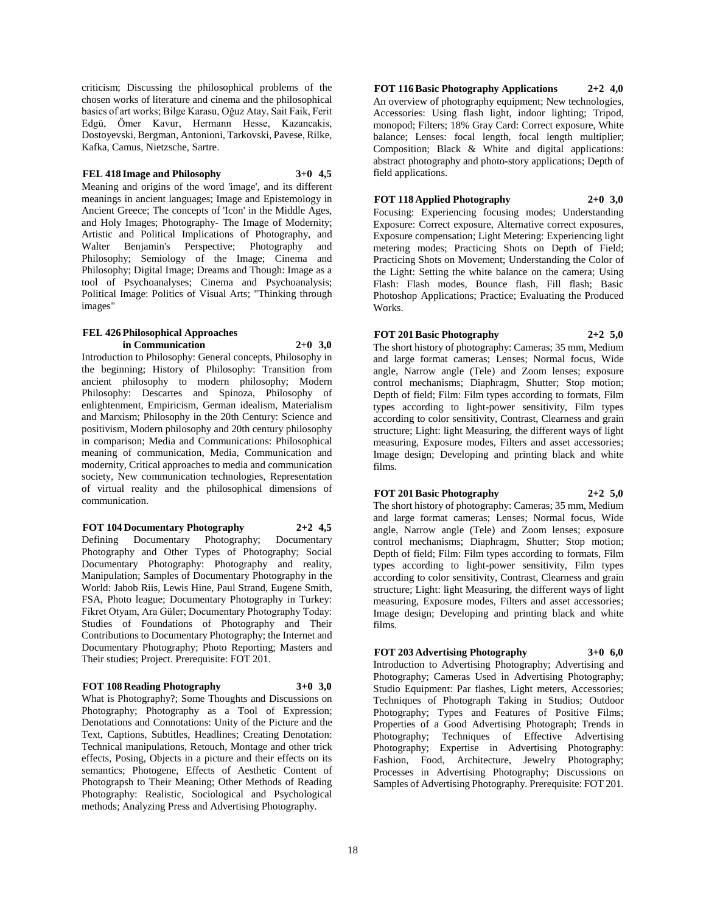criticism; Discussing the philosophical problems of the chosen works of literature and cinema and the philosophical basics of art works; Bilge Karasu, Oğuz Atay, Sait Faik, Ferit Edgü, Ömer Kavur, Hermann Hesse, Kazancakis, Dostoyevski, Bergman, Antonioni, Tarkovski, Pavese, Rilke, Kafka, Camus, Nietzsche, Sartre.

**FEL 418 Image and Philosophy 3+0 4,5**

Meaning and origins of the word 'image', and its different meanings in ancient languages; Image and Epistemology in Ancient Greece; The concepts of 'Icon' in the Middle Ages, and Holy Images; Photography- The Image of Modernity; Artistic and Political Implications of Photography, and Walter Benjamin's Perspective; Photography and Philosophy; Semiology of the Image; Cinema and Philosophy; Digital Image; Dreams and Though: Image as a tool of Psychoanalyses; Cinema and Psychoanalysis; Political Image: Politics of Visual Arts; "Thinking through images"

**FEL 426 Philosophical Approaches in Communication 2+0 3,0**

Introduction to Philosophy: General concepts, Philosophy in the beginning; History of Philosophy: Transition from ancient philosophy to modern philosophy; Modern Philosophy: Descartes and Spinoza, Philosophy of enlightenment, Empiricism, German idealism, Materialism and Marxism; Philosophy in the 20th Century: Science and positivism, Modern philosophy and 20th century philosophy in comparison; Media and Communications: Philosophical meaning of communication, Media, Communication and modernity, Critical approaches to media and communication society, New communication technologies, Representation of virtual reality and the philosophical dimensions of communication.

**FOT 104 Documentary Photography 2+2 4,5**

Defining Documentary Photography; Documentary Photography and Other Types of Photography; Social Documentary Photography: Photography and reality, Manipulation; Samples of Documentary Photography in the World: Jabob Riis, Lewis Hine, Paul Strand, Eugene Smith, FSA, Photo league; Documentary Photography in Turkey: Fikret Otyam, Ara Güler; Documentary Photography Today: Studies of Foundations of Photography and Their Contributions to Documentary Photography; the Internet and Documentary Photography; Photo Reporting; Masters and Their studies; Project. Prerequisite: FOT 201.

**FOT 108 Reading Photography 3+0 3,0**

What is Photography?; Some Thoughts and Discussions on Photography; Photography as a Tool of Expression; Denotations and Connotations: Unity of the Picture and the Text, Captions, Subtitles, Headlines; Creating Denotation: Technical manipulations, Retouch, Montage and other trick effects, Posing, Objects in a picture and their effects on its semantics; Photogene, Effects of Aesthetic Content of Photograpsh to Their Meaning; Other Methods of Reading Photography: Realistic, Sociological and Psychological methods; Analyzing Press and Advertising Photography.

**FOT 116 Basic Photography Applications 2+2 4,0**

An overview of photography equipment; New technologies, Accessories: Using flash light, indoor lighting; Tripod, monopod; Filters; 18% Gray Card: Correct exposure, White balance; Lenses: focal length, focal length multiplier; Composition; Black & White and digital applications: abstract photography and photo-story applications; Depth of field applications.

**FOT 118 Applied Photography 2+0 3,0**

Focusing: Experiencing focusing modes; Understanding Exposure: Correct exposure, Alternative correct exposures, Exposure compensation; Light Metering: Experiencing light metering modes; Practicing Shots on Depth of Field; Practicing Shots on Movement; Understanding the Color of the Light: Setting the white balance on the camera; Using Flash: Flash modes, Bounce flash, Fill flash; Basic Photoshop Applications; Practice; Evaluating the Produced Works.

**FOT 201 Basic Photography 2+2 5,0**

The short history of photography: Cameras; 35 mm, Medium and large format cameras; Lenses; Normal focus, Wide angle, Narrow angle (Tele) and Zoom lenses; exposure control mechanisms; Diaphragm, Shutter; Stop motion; Depth of field; Film: Film types according to formats, Film types according to light-power sensitivity, Film types according to color sensitivity, Contrast, Clearness and grain structure; Light: light Measuring, the different ways of light measuring, Exposure modes, Filters and asset accessories; Image design; Developing and printing black and white films.

**FOT 201 Basic Photography 2+2 5,0**

The short history of photography: Cameras; 35 mm, Medium and large format cameras; Lenses; Normal focus, Wide angle, Narrow angle (Tele) and Zoom lenses; exposure control mechanisms; Diaphragm, Shutter; Stop motion; Depth of field; Film: Film types according to formats, Film types according to light-power sensitivity, Film types according to color sensitivity, Contrast, Clearness and grain structure; Light: light Measuring, the different ways of light measuring, Exposure modes, Filters and asset accessories; Image design; Developing and printing black and white films.

**FOT 203 Advertising Photography 3+0 6,0**

Introduction to Advertising Photography; Advertising and Photography; Cameras Used in Advertising Photography; Studio Equipment: Par flashes, Light meters, Accessories; Techniques of Photograph Taking in Studios; Outdoor Photography; Types and Features of Positive Films; Properties of a Good Advertising Photograph; Trends in Photography; Techniques of Effective Advertising Photography; Expertise in Advertising Photography: Fashion, Food, Architecture, Jewelry Photography; Processes in Advertising Photography; Discussions on Samples of Advertising Photography. Prerequisite: FOT 201.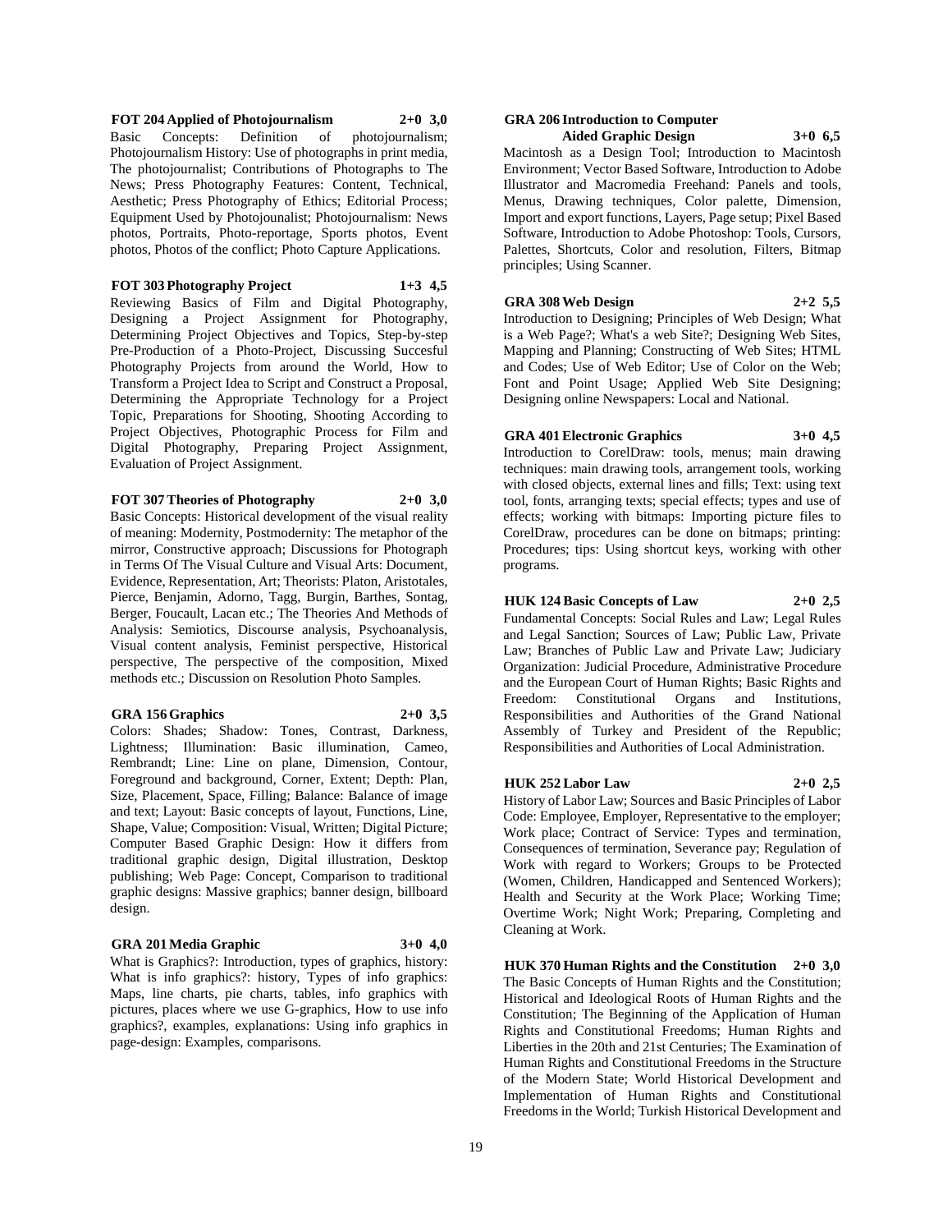**FOT 204 Applied of Photojournalism 2+0 3,0**

Basic Concepts: Definition of photojournalism; Photojournalism History: Use of photographs in print media, The photojournalist; Contributions of Photographs to The News; Press Photography Features: Content, Technical, Aesthetic; Press Photography of Ethics; Editorial Process; Equipment Used by Photojounalist; Photojournalism: News photos, Portraits, Photo-reportage, Sports photos, Event photos, Photos of the conflict; Photo Capture Applications.

**FOT 303 Photography Project 1+3 4,5**

Reviewing Basics of Film and Digital Photography, Designing a Project Assignment for Photography, Determining Project Objectives and Topics, Step-by-step Pre-Production of a Photo-Project, Discussing Succesful Photography Projects from around the World, How to Transform a Project Idea to Script and Construct a Proposal, Determining the Appropriate Technology for a Project Topic, Preparations for Shooting, Shooting According to Project Objectives, Photographic Process for Film and Digital Photography, Preparing Project Assignment, Evaluation of Project Assignment.

**FOT 307 Theories of Photography 2+0 3,0**

Basic Concepts: Historical development of the visual reality of meaning: Modernity, Postmodernity: The metaphor of the mirror, Constructive approach; Discussions for Photograph in Terms Of The Visual Culture and Visual Arts: Document, Evidence, Representation, Art; Theorists: Platon, Aristotales, Pierce, Benjamin, Adorno, Tagg, Burgin, Barthes, Sontag, Berger, Foucault, Lacan etc.; The Theories And Methods of Analysis: Semiotics, Discourse analysis, Psychoanalysis, Visual content analysis, Feminist perspective, Historical perspective, The perspective of the composition, Mixed methods etc.; Discussion on Resolution Photo Samples.

**GRA 156 Graphics 2+0 3,5**

Colors: Shades; Shadow: Tones, Contrast, Darkness, Lightness; Illumination: Basic illumination, Cameo, Rembrandt; Line: Line on plane, Dimension, Contour, Foreground and background, Corner, Extent; Depth: Plan, Size, Placement, Space, Filling; Balance: Balance of image and text; Layout: Basic concepts of layout, Functions, Line, Shape, Value; Composition: Visual, Written; Digital Picture; Computer Based Graphic Design: How it differs from traditional graphic design, Digital illustration, Desktop publishing; Web Page: Concept, Comparison to traditional graphic designs: Massive graphics; banner design, billboard design.

**GRA 201 Media Graphic 3+0 4,0**

What is Graphics?: Introduction, types of graphics, history: What is info graphics?: history, Types of info graphics: Maps, line charts, pie charts, tables, info graphics with pictures, places where we use G-graphics, How to use info graphics?, examples, explanations: Using info graphics in page-design: Examples, comparisons.

**GRA 206 Introduction to Computer Aided Graphic Design 3+0 6,5**

Macintosh as a Design Tool; Introduction to Macintosh Environment; Vector Based Software, Introduction to Adobe Illustrator and Macromedia Freehand: Panels and tools, Menus, Drawing techniques, Color palette, Dimension, Import and export functions, Layers, Page setup; Pixel Based Software, Introduction to Adobe Photoshop: Tools, Cursors, Palettes, Shortcuts, Color and resolution, Filters, Bitmap principles; Using Scanner.

**GRA 308 Web Design 2+2 5,5**

Introduction to Designing; Principles of Web Design; What is a Web Page?; What's a web Site?; Designing Web Sites, Mapping and Planning; Constructing of Web Sites; HTML and Codes; Use of Web Editor; Use of Color on the Web; Font and Point Usage; Applied Web Site Designing; Designing online Newspapers: Local and National.

**GRA 401 Electronic Graphics 3+0 4,5**

Introduction to CorelDraw: tools, menus; main drawing techniques: main drawing tools, arrangement tools, working with closed objects, external lines and fills; Text: using text tool, fonts, arranging texts; special effects; types and use of effects; working with bitmaps: Importing picture files to CorelDraw, procedures can be done on bitmaps; printing: Procedures; tips: Using shortcut keys, working with other programs.

**HUK 124 Basic Concepts of Law 2+0 2,5**

Fundamental Concepts: Social Rules and Law; Legal Rules and Legal Sanction; Sources of Law; Public Law, Private Law; Branches of Public Law and Private Law; Judiciary Organization: Judicial Procedure, Administrative Procedure and the European Court of Human Rights; Basic Rights and Freedom: Constitutional Organs and Institutions, Responsibilities and Authorities of the Grand National Assembly of Turkey and President of the Republic; Responsibilities and Authorities of Local Administration.

**HUK 252 Labor Law 2+0 2,5**

History of Labor Law; Sources and Basic Principles of Labor Code: Employee, Employer, Representative to the employer; Work place; Contract of Service: Types and termination, Consequences of termination, Severance pay; Regulation of Work with regard to Workers; Groups to be Protected (Women, Children, Handicapped and Sentenced Workers); Health and Security at the Work Place; Working Time; Overtime Work; Night Work; Preparing, Completing and Cleaning at Work.

**HUK 370 Human Rights and the Constitution 2+0 3,0**

The Basic Concepts of Human Rights and the Constitution; Historical and Ideological Roots of Human Rights and the Constitution; The Beginning of the Application of Human Rights and Constitutional Freedoms; Human Rights and Liberties in the 20th and 21st Centuries; The Examination of Human Rights and Constitutional Freedoms in the Structure of the Modern State; World Historical Development and Implementation of Human Rights and Constitutional Freedoms in the World; Turkish Historical Development and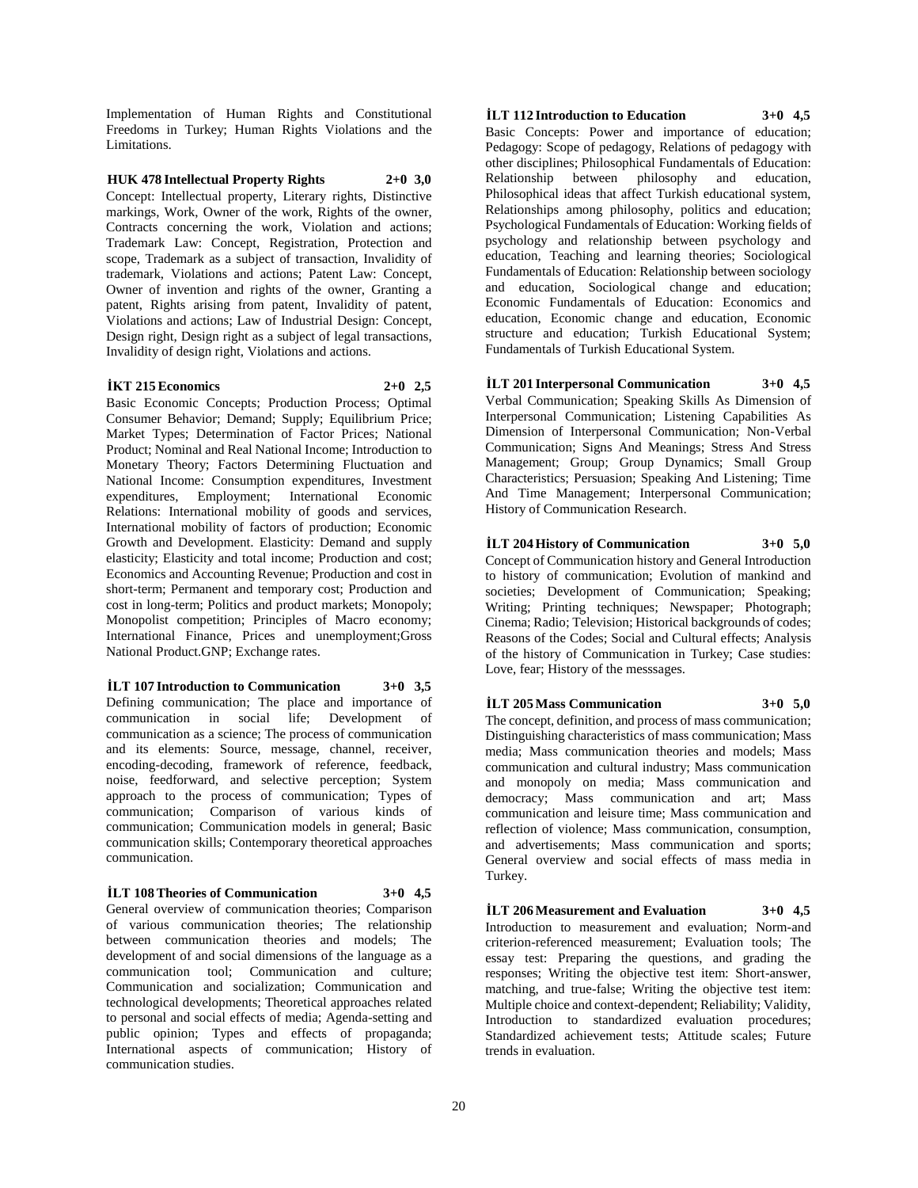Implementation of Human Rights and Constitutional Freedoms in Turkey; Human Rights Violations and the Limitations.

**HUK 478 Intellectual Property Rights 2+0 3,0**

Concept: Intellectual property, Literary rights, Distinctive markings, Work, Owner of the work, Rights of the owner, Contracts concerning the work, Violation and actions; Trademark Law: Concept, Registration, Protection and scope, Trademark as a subject of transaction, Invalidity of trademark, Violations and actions; Patent Law: Concept, Owner of invention and rights of the owner, Granting a patent, Rights arising from patent, Invalidity of patent, Violations and actions; Law of Industrial Design: Concept, Design right, Design right as a subject of legal transactions, Invalidity of design right, Violations and actions.

**İKT 215 Economics 2+0 2,5**

Basic Economic Concepts; Production Process; Optimal Consumer Behavior; Demand; Supply; Equilibrium Price; Market Types; Determination of Factor Prices; National Product; Nominal and Real National Income; Introduction to Monetary Theory; Factors Determining Fluctuation and National Income: Consumption expenditures, Investment expenditures, Employment; International Economic Relations: International mobility of goods and services, International mobility of factors of production; Economic Growth and Development. Elasticity: Demand and supply elasticity; Elasticity and total income; Production and cost; Economics and Accounting Revenue; Production and cost in short-term; Permanent and temporary cost; Production and cost in long-term; Politics and product markets; Monopoly; Monopolist competition; Principles of Macro economy; International Finance, Prices and unemployment;Gross National Product.GNP; Exchange rates.

**İLT 107 Introduction to Communication 3+0 3,5**

Defining communication; The place and importance of communication in social life; Development of communication as a science; The process of communication and its elements: Source, message, channel, receiver, encoding-decoding, framework of reference, feedback, noise, feedforward, and selective perception; System approach to the process of communication; Types of communication; Comparison of various kinds of communication; Communication models in general; Basic communication skills; Contemporary theoretical approaches communication.

**İLT 108 Theories of Communication 3+0 4,5**

General overview of communication theories; Comparison of various communication theories; The relationship between communication theories and models; The development of and social dimensions of the language as a communication tool; Communication and culture; Communication and socialization; Communication and technological developments; Theoretical approaches related to personal and social effects of media; Agenda-setting and public opinion; Types and effects of propaganda; International aspects of communication; History of communication studies.

**İLT 112 Introduction to Education 3+0 4,5**

Basic Concepts: Power and importance of education; Pedagogy: Scope of pedagogy, Relations of pedagogy with other disciplines; Philosophical Fundamentals of Education: Relationship between philosophy and education, Philosophical ideas that affect Turkish educational system, Relationships among philosophy, politics and education; Psychological Fundamentals of Education: Working fields of psychology and relationship between psychology and education, Teaching and learning theories; Sociological Fundamentals of Education: Relationship between sociology and education, Sociological change and education; Economic Fundamentals of Education: Economics and education, Economic change and education, Economic structure and education; Turkish Educational System; Fundamentals of Turkish Educational System.

**İLT 201 Interpersonal Communication 3+0 4,5**

Verbal Communication; Speaking Skills As Dimension of Interpersonal Communication; Listening Capabilities As Dimension of Interpersonal Communication; Non-Verbal Communication; Signs And Meanings; Stress And Stress Management; Group; Group Dynamics; Small Group Characteristics; Persuasion; Speaking And Listening; Time And Time Management; Interpersonal Communication; History of Communication Research.

**İLT 204 History of Communication 3+0 5,0**

Concept of Communication history and General Introduction to history of communication; Evolution of mankind and societies; Development of Communication; Speaking; Writing; Printing techniques; Newspaper; Photograph; Cinema; Radio; Television; Historical backgrounds of codes; Reasons of the Codes; Social and Cultural effects; Analysis of the history of Communication in Turkey; Case studies: Love, fear; History of the messsages.

**İLT 205 Mass Communication 3+0 5,0**

The concept, definition, and process of mass communication; Distinguishing characteristics of mass communication; Mass media; Mass communication theories and models; Mass communication and cultural industry; Mass communication and monopoly on media; Mass communication and democracy; Mass communication and art; Mass communication and leisure time; Mass communication and reflection of violence; Mass communication, consumption, and advertisements; Mass communication and sports; General overview and social effects of mass media in Turkey.

**İLT 206 Measurement and Evaluation 3+0 4,5**

Introduction to measurement and evaluation; Norm-and criterion-referenced measurement; Evaluation tools; The essay test: Preparing the questions, and grading the responses; Writing the objective test item: Short-answer, matching, and true-false; Writing the objective test item: Multiple choice and context-dependent; Reliability; Validity, Introduction to standardized evaluation procedures; Standardized achievement tests; Attitude scales; Future trends in evaluation.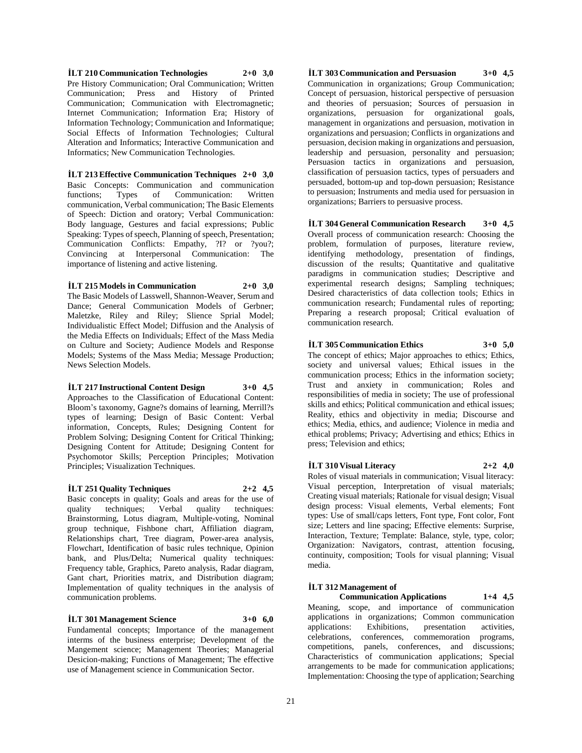**İLT 210 Communication Technologies 2+0 3,0**

Pre History Communication; Oral Communication; Written Communication; Press and History of Printed Communication; Communication with Electromagnetic; Internet Communication; Information Era; History of Information Technology; Communication and Informatique; Social Effects of Information Technologies; Cultural Alteration and Informatics; Interactive Communication and Informatics; New Communication Technologies.

**İLT 213 Effective Communication Techniques 2+0 3,0**

Basic Concepts: Communication and communication functions; Types of Communication: Written communication, Verbal communication; The Basic Elements of Speech: Diction and oratory; Verbal Communication: Body language, Gestures and facial expressions; Public Speaking: Types of speech, Planning of speech, Presentation; Communication Conflicts: Empathy, ?I? or ?you?; Convincing at Interpersonal Communication: The importance of listening and active listening.

**İLT 215 Models in Communication 2+0 3,0**

The Basic Models of Lasswell, Shannon-Weaver, Serum and Dance; General Communication Models of Gerbner; Maletzke, Riley and Riley; Slience Sprial Model; Individualistic Effect Model; Diffusion and the Analysis of the Media Effects on Individuals; Effect of the Mass Media on Culture and Society; Audience Models and Response Models; Systems of the Mass Media; Message Production; News Selection Models.

**İLT 217 Instructional Content Design 3+0 4,5**

Approaches to the Classification of Educational Content: Bloom’s taxonomy, Gagne?s domains of learning, Merrill?s types of learning; Design of Basic Content: Verbal information, Concepts, Rules; Designing Content for Problem Solving; Designing Content for Critical Thinking; Designing Content for Attitude; Designing Content for Psychomotor Skills; Perception Principles; Motivation Principles; Visualization Techniques.

**İLT 251 Quality Techniques 2+2 4,5**

Basic concepts in quality; Goals and areas for the use of quality techniques; Verbal quality techniques: Brainstorming, Lotus diagram, Multiple-voting, Nominal group technique, Fishbone chart, Affiliation diagram, Relationships chart, Tree diagram, Power-area analysis, Flowchart, Identification of basic rules technique, Opinion bank, and Plus/Delta; Numerical quality techniques: Frequency table, Graphics, Pareto analysis, Radar diagram, Gant chart, Priorities matrix, and Distribution diagram; Implementation of quality techniques in the analysis of communication problems.

**İLT 301 Management Science 3+0 6,0**

Fundamental concepts; Importance of the management interms of the business enterprise; Development of the Mangement science; Management Theories; Managerial Desicion-making; Functions of Management; The effective use of Management science in Communication Sector.

**İLT 303 Communication and Persuasion 3+0 4,5**

Communication in organizations; Group Communication; Concept of persuasion, historical perspective of persuasion and theories of persuasion; Sources of persuasion in organizations, persuasion for organizational goals, management in organizations and persuasion, motivation in organizations and persuasion; Conflicts in organizations and persuasion, decision making in organizations and persuasion, leadership and persuasion, personality and persuasion; Persuasion tactics in organizations and persuasion, classification of persuasion tactics, types of persuaders and persuaded, bottom-up and top-down persuasion; Resistance to persuasion; Instruments and media used for persuasion in organizations; Barriers to persuasive process.

**İLT 304 General Communication Research 3+0 4,5**

Overall process of communication research: Choosing the problem, formulation of purposes, literature review, identifying methodology, presentation of findings, discussion of the results; Quantitative and qualitative paradigms in communication studies; Descriptive and experimental research designs; Sampling techniques; Desired characteristics of data collection tools; Ethics in communication research; Fundamental rules of reporting; Preparing a research proposal; Critical evaluation of communication research.

**İLT 305 Communication Ethics 3+0 5,0**

The concept of ethics; Major approaches to ethics; Ethics, society and universal values; Ethical issues in the communication process; Ethics in the information society; Trust and anxiety in communication; Roles and responsibilities of media in society; The use of professional skills and ethics; Political communication and ethical issues; Reality, ethics and objectivity in media; Discourse and ethics; Media, ethics, and audience; Violence in media and ethical problems; Privacy; Advertising and ethics; Ethics in press; Television and ethics;

**İLT 310 Visual Literacy 2+2 4,0**

Roles of visual materials in communication; Visual literacy: Visual perception, Interpretation of visual materials; Creating visual materials; Rationale for visual design; Visual design process: Visual elements, Verbal elements; Font types: Use of small/caps letters, Font type, Font color, Font size; Letters and line spacing; Effective elements: Surprise, Interaction, Texture; Template: Balance, style, type, color; Organization: Navigators, contrast, attention focusing, continuity, composition; Tools for visual planning; Visual media.

**İLT 312 Management of Communication Applications 1+4 4,5**

Meaning, scope, and importance of communication applications in organizations; Common communication applications: Exhibitions, presentation activities, celebrations, conferences, commemoration programs, competitions, panels, conferences, and discussions; Characteristics of communication applications; Special arrangements to be made for communication applications; Implementation: Choosing the type of application; Searching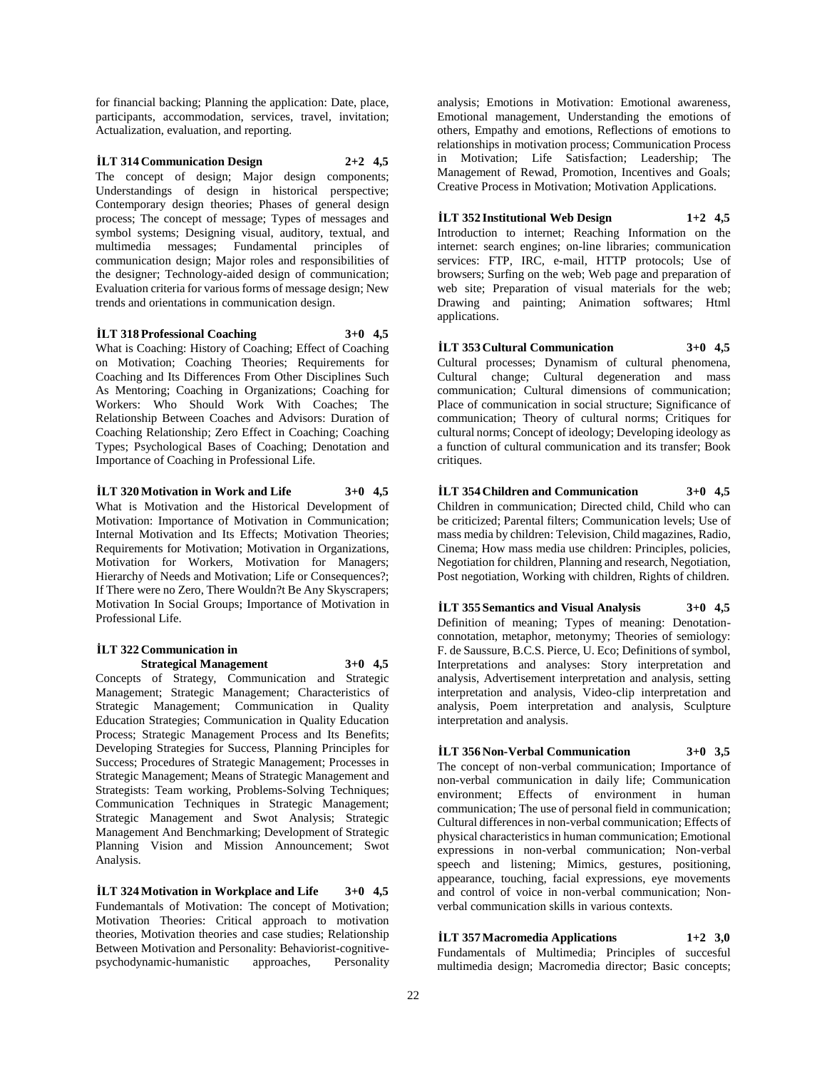for financial backing; Planning the application: Date, place, participants, accommodation, services, travel, invitation; Actualization, evaluation, and reporting.

**İLT 314 Communication Design 2+2 4,5**

The concept of design; Major design components; Understandings of design in historical perspective; Contemporary design theories; Phases of general design process; The concept of message; Types of messages and symbol systems; Designing visual, auditory, textual, and multimedia messages; Fundamental principles of communication design; Major roles and responsibilities of the designer; Technology-aided design of communication; Evaluation criteria for various forms of message design; New trends and orientations in communication design.

**İLT 318 Professional Coaching 3+0 4,5**

What is Coaching: History of Coaching; Effect of Coaching on Motivation; Coaching Theories; Requirements for Coaching and Its Differences From Other Disciplines Such As Mentoring; Coaching in Organizations; Coaching for Workers: Who Should Work With Coaches; The Relationship Between Coaches and Advisors: Duration of Coaching Relationship; Zero Effect in Coaching; Coaching Types; Psychological Bases of Coaching; Denotation and Importance of Coaching in Professional Life.

**İLT 320 Motivation in Work and Life 3+0 4,5**

What is Motivation and the Historical Development of Motivation: Importance of Motivation in Communication; Internal Motivation and Its Effects; Motivation Theories; Requirements for Motivation; Motivation in Organizations, Motivation for Workers, Motivation for Managers; Hierarchy of Needs and Motivation; Life or Consequences?; If There were no Zero, There Wouldn?t Be Any Skyscrapers; Motivation In Social Groups; Importance of Motivation in Professional Life.

**İLT 322 Communication in Strategical Management 3+0 4,5**

Concepts of Strategy, Communication and Strategic Management; Strategic Management; Characteristics of Strategic Management; Communication in Quality Education Strategies; Communication in Quality Education Process; Strategic Management Process and Its Benefits; Developing Strategies for Success, Planning Principles for Success; Procedures of Strategic Management; Processes in Strategic Management; Means of Strategic Management and Strategists: Team working, Problems-Solving Techniques; Communication Techniques in Strategic Management; Strategic Management and Swot Analysis; Strategic Management And Benchmarking; Development of Strategic Planning Vision and Mission Announcement; Swot Analysis.

**İLT 324 Motivation in Workplace and Life 3+0 4,5**

Fundemantals of Motivation: The concept of Motivation; Motivation Theories: Critical approach to motivation theories, Motivation theories and case studies; Relationship Between Motivation and Personality: Behaviorist-cognitive-psychodynamic-humanistic approaches, Personality analysis; Emotions in Motivation: Emotional awareness, Emotional management, Understanding the emotions of others, Empathy and emotions, Reflections of emotions to relationships in motivation process; Communication Process in Motivation; Life Satisfaction; Leadership; The Management of Rewad, Promotion, Incentives and Goals; Creative Process in Motivation; Motivation Applications.

**İLT 352 Institutional Web Design 1+2 4,5**

Introduction to internet; Reaching Information on the internet: search engines; on-line libraries; communication services: FTP, IRC, e-mail, HTTP protocols; Use of browsers; Surfing on the web; Web page and preparation of web site; Preparation of visual materials for the web; Drawing and painting; Animation softwares; Html applications.

**İLT 353 Cultural Communication 3+0 4,5**

Cultural processes; Dynamism of cultural phenomena, Cultural change; Cultural degeneration and mass communication; Cultural dimensions of communication; Place of communication in social structure; Significance of communication; Theory of cultural norms; Critiques for cultural norms; Concept of ideology; Developing ideology as a function of cultural communication and its transfer; Book critiques.

**İLT 354 Children and Communication 3+0 4,5**

Children in communication; Directed child, Child who can be criticized; Parental filters; Communication levels; Use of mass media by children: Television, Child magazines, Radio, Cinema; How mass media use children: Principles, policies, Negotiation for children, Planning and research, Negotiation, Post negotiation, Working with children, Rights of children.

**İLT 355 Semantics and Visual Analysis 3+0 4,5**

Definition of meaning; Types of meaning: Denotation-connotation, metaphor, metonymy; Theories of semiology: F. de Saussure, B.C.S. Pierce, U. Eco; Definitions of symbol, Interpretations and analyses: Story interpretation and analysis, Advertisement interpretation and analysis, setting interpretation and analysis, Video-clip interpretation and analysis, Poem interpretation and analysis, Sculpture interpretation and analysis.

**İLT 356 Non-Verbal Communication 3+0 3,5**

The concept of non-verbal communication; Importance of non-verbal communication in daily life; Communication environment; Effects of environment in human communication; The use of personal field in communication; Cultural differences in non-verbal communication; Effects of physical characteristics in human communication; Emotional expressions in non-verbal communication; Non-verbal speech and listening; Mimics, gestures, positioning, appearance, touching, facial expressions, eye movements and control of voice in non-verbal communication; Non-verbal communication skills in various contexts.

**İLT 357 Macromedia Applications 1+2 3,0**

Fundamentals of Multimedia; Principles of succesful multimedia design; Macromedia director; Basic concepts;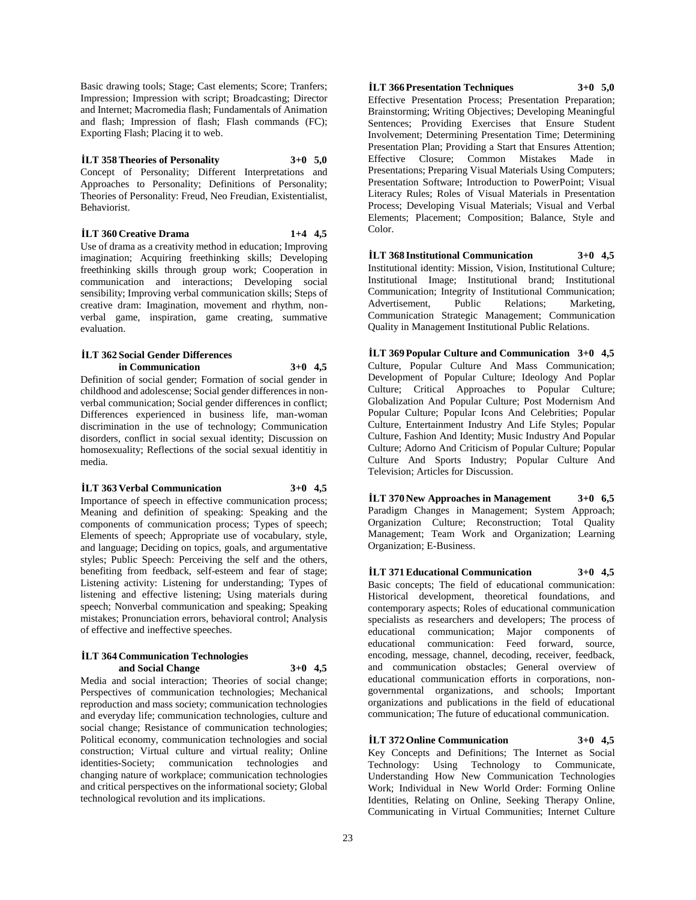Basic drawing tools; Stage; Cast elements; Score; Tranfers; Impression; Impression with script; Broadcasting; Director and Internet; Macromedia flash; Fundamentals of Animation and flash; Impression of flash; Flash commands (FC); Exporting Flash; Placing it to web.

**İLT 358 Theories of Personality 3+0 5,0**

Concept of Personality; Different Interpretations and Approaches to Personality; Definitions of Personality; Theories of Personality: Freud, Neo Freudian, Existentialist, Behaviorist.

**İLT 360 Creative Drama 1+4 4,5**

Use of drama as a creativity method in education; Improving imagination; Acquiring freethinking skills; Developing freethinking skills through group work; Cooperation in communication and interactions; Developing social sensibility; Improving verbal communication skills; Steps of creative dram: Imagination, movement and rhythm, non-verbal game, inspiration, game creating, summative evaluation.

**İLT 362 Social Gender Differences in Communication 3+0 4,5**

Definition of social gender; Formation of social gender in childhood and adolescense; Social gender differences in non-verbal communication; Social gender differences in conflict; Differences experienced in business life, man-woman discrimination in the use of technology; Communication disorders, conflict in social sexual identity; Discussion on homosexuality; Reflections of the social sexual identitiy in media.

**İLT 363 Verbal Communication 3+0 4,5**

Importance of speech in effective communication process; Meaning and definition of speaking: Speaking and the components of communication process; Types of speech; Elements of speech; Appropriate use of vocabulary, style, and language; Deciding on topics, goals, and argumentative styles; Public Speech: Perceiving the self and the others, benefiting from feedback, self-esteem and fear of stage; Listening activity: Listening for understanding; Types of listening and effective listening; Using materials during speech; Nonverbal communication and speaking; Speaking mistakes; Pronunciation errors, behavioral control; Analysis of effective and ineffective speeches.

**İLT 364 Communication Technologies and Social Change 3+0 4,5**

Media and social interaction; Theories of social change; Perspectives of communication technologies; Mechanical reproduction and mass society; communication technologies and everyday life; communication technologies, culture and social change; Resistance of communication technologies; Political economy, communication technologies and social construction; Virtual culture and virtual reality; Online identities-Society; communication technologies and changing nature of workplace; communication technologies and critical perspectives on the informational society; Global technological revolution and its implications.

**İLT 366 Presentation Techniques 3+0 5,0**

Effective Presentation Process; Presentation Preparation; Brainstorming; Writing Objectives; Developing Meaningful Sentences; Providing Exercises that Ensure Student Involvement; Determining Presentation Time; Determining Presentation Plan; Providing a Start that Ensures Attention; Effective Closure; Common Mistakes Made in Presentations; Preparing Visual Materials Using Computers; Presentation Software; Introduction to PowerPoint; Visual Literacy Rules; Roles of Visual Materials in Presentation Process; Developing Visual Materials; Visual and Verbal Elements; Placement; Composition; Balance, Style and Color.

**İLT 368 Institutional Communication 3+0 4,5**

Institutional identity: Mission, Vision, Institutional Culture; Institutional Image; Institutional brand; Institutional Communication; Integrity of Institutional Communication; Advertisement, Public Relations; Marketing, Communication Strategic Management; Communication Quality in Management Institutional Public Relations.

**İLT 369 Popular Culture and Communication 3+0 4,5**

Culture, Popular Culture And Mass Communication; Development of Popular Culture; Ideology And Poplar Culture; Critical Approaches to Popular Culture; Globalization And Popular Culture; Post Modernism And Popular Culture; Popular Icons And Celebrities; Popular Culture, Entertainment Industry And Life Styles; Popular Culture, Fashion And Identity; Music Industry And Popular Culture; Adorno And Criticism of Popular Culture; Popular Culture And Sports Industry; Popular Culture And Television; Articles for Discussion.

**İLT 370 New Approaches in Management 3+0 6,5**

Paradigm Changes in Management; System Approach; Organization Culture; Reconstruction; Total Quality Management; Team Work and Organization; Learning Organization; E-Business.

**İLT 371 Educational Communication 3+0 4,5**

Basic concepts; The field of educational communication: Historical development, theoretical foundations, and contemporary aspects; Roles of educational communication specialists as researchers and developers; The process of educational communication; Major components of educational communication: Feed forward, source, encoding, message, channel, decoding, receiver, feedback, and communication obstacles; General overview of educational communication efforts in corporations, non-governmental organizations, and schools; Important organizations and publications in the field of educational communication; The future of educational communication.

**İLT 372 Online Communication 3+0 4,5**

Key Concepts and Definitions; The Internet as Social Technology: Using Technology to Communicate, Understanding How New Communication Technologies Work; Individual in New World Order: Forming Online Identities, Relating on Online, Seeking Therapy Online, Communicating in Virtual Communities; Internet Culture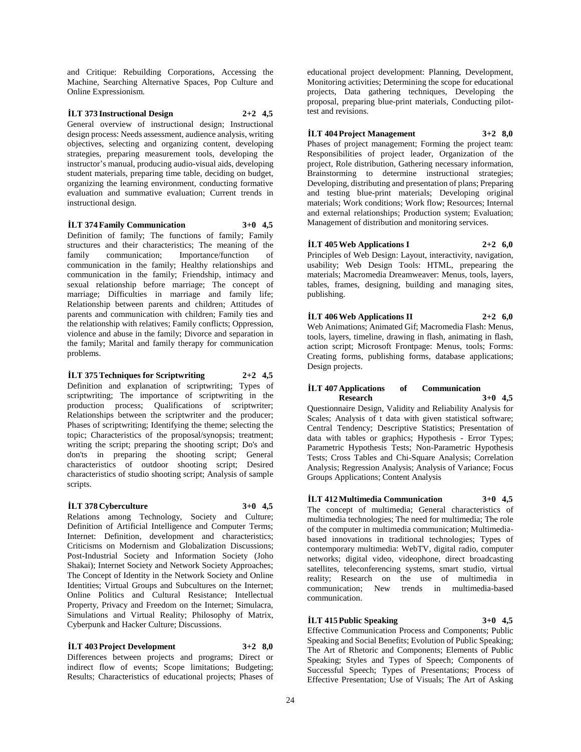and Critique: Rebuilding Corporations, Accessing the Machine, Searching Alternative Spaces, Pop Culture and Online Expressionism.

**İLT 373 Instructional Design 2+2 4,5**

General overview of instructional design; Instructional design process: Needs assessment, audience analysis, writing objectives, selecting and organizing content, developing strategies, preparing measurement tools, developing the instructor's manual, producing audio-visual aids, developing student materials, preparing time table, deciding on budget, organizing the learning environment, conducting formative evaluation and summative evaluation; Current trends in instructional design.

**İLT 374 Family Communication 3+0 4,5**

Definition of family; The functions of family; Family structures and their characteristics; The meaning of the family communication; Importance/function of communication in the family; Healthy relationships and communication in the family; Friendship, intimacy and sexual relationship before marriage; The concept of marriage; Difficulties in marriage and family life; Relationship between parents and children; Attitudes of parents and communication with children; Family ties and the relationship with relatives; Family conflicts; Oppression, violence and abuse in the family; Divorce and separation in the family; Marital and family therapy for communication problems.

**İLT 375 Techniques for Scriptwriting 2+2 4,5**

Definition and explanation of scriptwriting; Types of scriptwriting; The importance of scriptwriting in the production process; Qualifications of scriptwriter; Relationships between the scriptwriter and the producer; Phases of scriptwriting; Identifying the theme; selecting the topic; Characteristics of the proposal/synopsis; treatment; writing the script; preparing the shooting script; Do's and don'ts in preparing the shooting script; General characteristics of outdoor shooting script; Desired characteristics of studio shooting script; Analysis of sample scripts.

**İLT 378 Cyberculture 3+0 4,5**

Relations among Technology, Society and Culture; Definition of Artificial Intelligence and Computer Terms; Internet: Definition, development and characteristics; Criticisms on Modernism and Globalization Discussions; Post-Industrial Society and Information Society (Joho Shakai); Internet Society and Network Society Approaches; The Concept of Identity in the Network Society and Online Identities; Virtual Groups and Subcultures on the Internet; Online Politics and Cultural Resistance; Intellectual Property, Privacy and Freedom on the Internet; Simulacra, Simulations and Virtual Reality; Philosophy of Matrix, Cyberpunk and Hacker Culture; Discussions.

**İLT 403 Project Development 3+2 8,0**

Differences between projects and programs; Direct or indirect flow of events; Scope limitations; Budgeting; Results; Characteristics of educational projects; Phases of educational project development: Planning, Development, Monitoring activities; Determining the scope for educational projects, Data gathering techniques, Developing the proposal, preparing blue-print materials, Conducting pilot-test and revisions.

**İLT 404 Project Management 3+2 8,0**

Phases of project management; Forming the project team: Responsibilities of project leader, Organization of the project, Role distribution, Gathering necessary information, Brainstorming to determine instructional strategies; Developing, distributing and presentation of plans; Preparing and testing blue-print materials; Developing original materials; Work conditions; Work flow; Resources; Internal and external relationships; Production system; Evaluation; Management of distribution and monitoring services.

**İLT 405 Web Applications I 2+2 6,0**

Principles of Web Design: Layout, interactivity, navigation, usability; Web Design Tools: HTML, prepearing the materials; Macromedia Dreamweaver: Menus, tools, layers, tables, frames, designing, building and managing sites, publishing.

**İLT 406 Web Applications II 2+2 6,0**

Web Animations; Animated Gif; Macromedia Flash: Menus, tools, layers, timeline, drawing in flash, animating in flash, action script; Microsoft Frontpage: Menus, tools; Forms: Creating forms, publishing forms, database applications; Design projects.

**İLT 407 Applications of Communication Research 3+0 4,5**

Questionnaire Design, Validity and Reliability Analysis for Scales; Analysis of t data with given statistical software; Central Tendency; Descriptive Statistics; Presentation of data with tables or graphics; Hypothesis - Error Types; Parametric Hypothesis Tests; Non-Parametric Hypothesis Tests; Cross Tables and Chi-Square Analysis; Correlation Analysis; Regression Analysis; Analysis of Variance; Focus Groups Applications; Content Analysis

**İLT 412 Multimedia Communication 3+0 4,5**

The concept of multimedia; General characteristics of multimedia technologies; The need for multimedia; The role of the computer in multimedia communication; Multimedia-based innovations in traditional technologies; Types of contemporary multimedia: WebTV, digital radio, computer networks; digital video, videophone, direct broadcasting satellites, teleconferencing systems, smart studio, virtual reality; Research on the use of multimedia in communication; New trends in multimedia-based communication.

**İLT 415 Public Speaking 3+0 4,5**

Effective Communication Process and Components; Public Speaking and Social Benefits; Evolution of Public Speaking; The Art of Rhetoric and Components; Elements of Public Speaking; Styles and Types of Speech; Components of Successful Speech; Types of Presentations; Process of Effective Presentation; Use of Visuals; The Art of Asking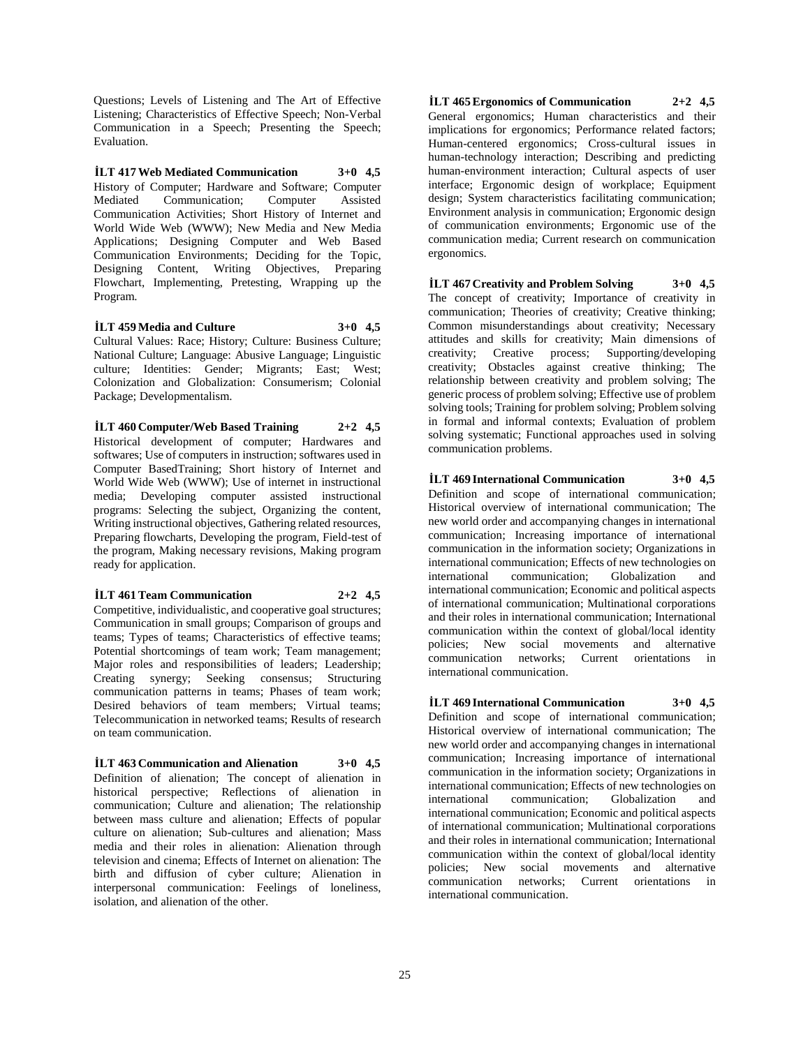Questions; Levels of Listening and The Art of Effective Listening; Characteristics of Effective Speech; Non-Verbal Communication in a Speech; Presenting the Speech; Evaluation.

**İLT 417 Web Mediated Communication 3+0 4,5**

History of Computer; Hardware and Software; Computer Mediated Communication; Computer Assisted Communication Activities; Short History of Internet and World Wide Web (WWW); New Media and New Media Applications; Designing Computer and Web Based Communication Environments; Deciding for the Topic, Designing Content, Writing Objectives, Preparing Flowchart, Implementing, Pretesting, Wrapping up the Program.

**İLT 459 Media and Culture 3+0 4,5**

Cultural Values: Race; History; Culture: Business Culture; National Culture; Language: Abusive Language; Linguistic culture; Identities: Gender; Migrants; East; West; Colonization and Globalization: Consumerism; Colonial Package; Developmentalism.

**İLT 460 Computer/Web Based Training 2+2 4,5**

Historical development of computer; Hardwares and softwares; Use of computers in instruction; softwares used in Computer BasedTraining; Short history of Internet and World Wide Web (WWW); Use of internet in instructional media; Developing computer assisted instructional programs: Selecting the subject, Organizing the content, Writing instructional objectives, Gathering related resources, Preparing flowcharts, Developing the program, Field-test of the program, Making necessary revisions, Making program ready for application.

**İLT 461 Team Communication 2+2 4,5**

Competitive, individualistic, and cooperative goal structures; Communication in small groups; Comparison of groups and teams; Types of teams; Characteristics of effective teams; Potential shortcomings of team work; Team management; Major roles and responsibilities of leaders; Leadership; Creating synergy; Seeking consensus; Structuring communication patterns in teams; Phases of team work; Desired behaviors of team members; Virtual teams; Telecommunication in networked teams; Results of research on team communication.

**İLT 463 Communication and Alienation 3+0 4,5**

Definition of alienation; The concept of alienation in historical perspective; Reflections of alienation in communication; Culture and alienation; The relationship between mass culture and alienation; Effects of popular culture on alienation; Sub-cultures and alienation; Mass media and their roles in alienation: Alienation through television and cinema; Effects of Internet on alienation: The birth and diffusion of cyber culture; Alienation in interpersonal communication: Feelings of loneliness, isolation, and alienation of the other.

**İLT 465 Ergonomics of Communication 2+2 4,5**

General ergonomics; Human characteristics and their implications for ergonomics; Performance related factors; Human-centered ergonomics; Cross-cultural issues in human-technology interaction; Describing and predicting human-environment interaction; Cultural aspects of user interface; Ergonomic design of workplace; Equipment design; System characteristics facilitating communication; Environment analysis in communication; Ergonomic design of communication environments; Ergonomic use of the communication media; Current research on communication ergonomics.

**İLT 467 Creativity and Problem Solving 3+0 4,5**

The concept of creativity; Importance of creativity in communication; Theories of creativity; Creative thinking; Common misunderstandings about creativity; Necessary attitudes and skills for creativity; Main dimensions of creativity; Creative process; Supporting/developing creativity; Obstacles against creative thinking; The relationship between creativity and problem solving; The generic process of problem solving; Effective use of problem solving tools; Training for problem solving; Problem solving in formal and informal contexts; Evaluation of problem solving systematic; Functional approaches used in solving communication problems.

**İLT 469 International Communication 3+0 4,5**

Definition and scope of international communication; Historical overview of international communication; The new world order and accompanying changes in international communication; Increasing importance of international communication in the information society; Organizations in international communication; Effects of new technologies on international communication; Globalization and international communication; Economic and political aspects of international communication; Multinational corporations and their roles in international communication; International communication within the context of global/local identity policies; New social movements and alternative communication networks; Current orientations in international communication.

**İLT 469 International Communication 3+0 4,5**

Definition and scope of international communication; Historical overview of international communication; The new world order and accompanying changes in international communication; Increasing importance of international communication in the information society; Organizations in international communication; Effects of new technologies on international communication; Globalization and international communication; Economic and political aspects of international communication; Multinational corporations and their roles in international communication; International communication within the context of global/local identity policies; New social movements and alternative communication networks; Current orientations in international communication.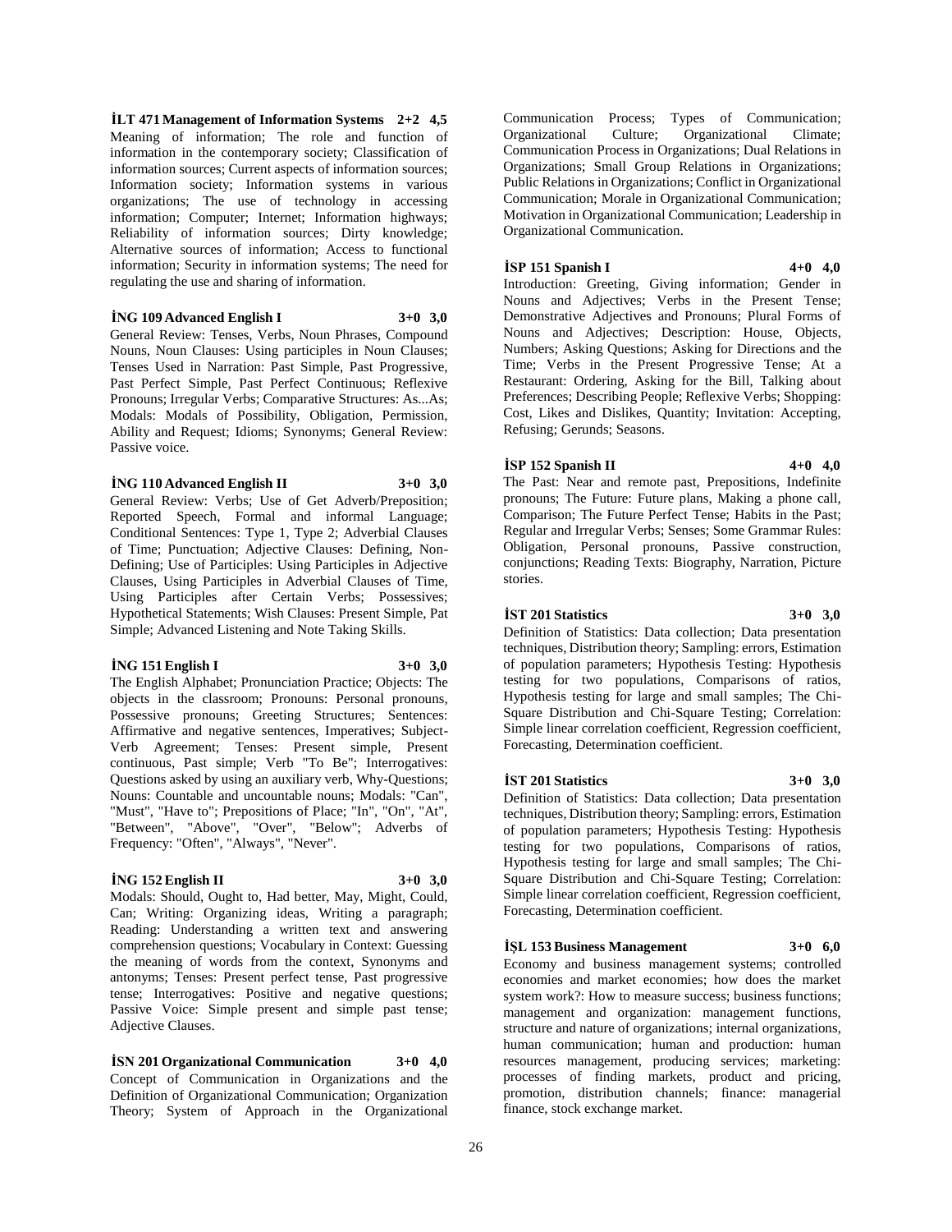**İLT 471 Management of Information Systems 2+2 4,5**
Meaning of information; The role and function of information in the contemporary society; Classification of information sources; Current aspects of information sources; Information society; Information systems in various organizations; The use of technology in accessing information; Computer; Internet; Information highways; Reliability of information sources; Dirty knowledge; Alternative sources of information; Access to functional information; Security in information systems; The need for regulating the use and sharing of information.

**İNG 109 Advanced English I 3+0 3,0**
General Review: Tenses, Verbs, Noun Phrases, Compound Nouns, Noun Clauses: Using participles in Noun Clauses; Tenses Used in Narration: Past Simple, Past Progressive, Past Perfect Simple, Past Perfect Continuous; Reflexive Pronouns; Irregular Verbs; Comparative Structures: As...As; Modals: Modals of Possibility, Obligation, Permission, Ability and Request; Idioms; Synonyms; General Review: Passive voice.

**İNG 110 Advanced English II 3+0 3,0**
General Review: Verbs; Use of Get Adverb/Preposition; Reported Speech, Formal and informal Language; Conditional Sentences: Type 1, Type 2; Adverbial Clauses of Time; Punctuation; Adjective Clauses: Defining, Non-Defining; Use of Participles: Using Participles in Adjective Clauses, Using Participles in Adverbial Clauses of Time, Using Participles after Certain Verbs; Possessives; Hypothetical Statements; Wish Clauses: Present Simple, Pat Simple; Advanced Listening and Note Taking Skills.

**İNG 151 English I 3+0 3,0**
The English Alphabet; Pronunciation Practice; Objects: The objects in the classroom; Pronouns: Personal pronouns, Possessive pronouns; Greeting Structures; Sentences: Affirmative and negative sentences, Imperatives; Subject-Verb Agreement; Tenses: Present simple, Present continuous, Past simple; Verb "To Be"; Interrogatives: Questions asked by using an auxiliary verb, Why-Questions; Nouns: Countable and uncountable nouns; Modals: "Can", "Must", "Have to"; Prepositions of Place; "In", "On", "At", "Between", "Above", "Over", "Below"; Adverbs of Frequency: "Often", "Always", "Never".

**İNG 152 English II 3+0 3,0**
Modals: Should, Ought to, Had better, May, Might, Could, Can; Writing: Organizing ideas, Writing a paragraph; Reading: Understanding a written text and answering comprehension questions; Vocabulary in Context: Guessing the meaning of words from the context, Synonyms and antonyms; Tenses: Present perfect tense, Past progressive tense; Interrogatives: Positive and negative questions; Passive Voice: Simple present and simple past tense; Adjective Clauses.

**İSN 201 Organizational Communication 3+0 4,0**
Concept of Communication in Organizations and the Definition of Organizational Communication; Organization Theory; System of Approach in the Organizational Communication Process; Types of Communication; Organizational Culture; Organizational Climate; Communication Process in Organizations; Dual Relations in Organizations; Small Group Relations in Organizations; Public Relations in Organizations; Conflict in Organizational Communication; Morale in Organizational Communication; Motivation in Organizational Communication; Leadership in Organizational Communication.

**İSP 151 Spanish I 4+0 4,0**
Introduction: Greeting, Giving information; Gender in Nouns and Adjectives; Verbs in the Present Tense; Demonstrative Adjectives and Pronouns; Plural Forms of Nouns and Adjectives; Description: House, Objects, Numbers; Asking Questions; Asking for Directions and the Time; Verbs in the Present Progressive Tense; At a Restaurant: Ordering, Asking for the Bill, Talking about Preferences; Describing People; Reflexive Verbs; Shopping: Cost, Likes and Dislikes, Quantity; Invitation: Accepting, Refusing; Gerunds; Seasons.

**İSP 152 Spanish II 4+0 4,0**
The Past: Near and remote past, Prepositions, Indefinite pronouns; The Future: Future plans, Making a phone call, Comparison; The Future Perfect Tense; Habits in the Past; Regular and Irregular Verbs; Senses; Some Grammar Rules: Obligation, Personal pronouns, Passive construction, conjunctions; Reading Texts: Biography, Narration, Picture stories.

**İST 201 Statistics 3+0 3,0**
Definition of Statistics: Data collection; Data presentation techniques, Distribution theory; Sampling: errors, Estimation of population parameters; Hypothesis Testing: Hypothesis testing for two populations, Comparisons of ratios, Hypothesis testing for large and small samples; The Chi-Square Distribution and Chi-Square Testing; Correlation: Simple linear correlation coefficient, Regression coefficient, Forecasting, Determination coefficient.

**İST 201 Statistics 3+0 3,0**
Definition of Statistics: Data collection; Data presentation techniques, Distribution theory; Sampling: errors, Estimation of population parameters; Hypothesis Testing: Hypothesis testing for two populations, Comparisons of ratios, Hypothesis testing for large and small samples; The Chi-Square Distribution and Chi-Square Testing; Correlation: Simple linear correlation coefficient, Regression coefficient, Forecasting, Determination coefficient.

**İŞL 153 Business Management 3+0 6,0**
Economy and business management systems; controlled economies and market economies; how does the market system work?: How to measure success; business functions; management and organization: management functions, structure and nature of organizations; internal organizations, human communication; human and production: human resources management, producing services; marketing: processes of finding markets, product and pricing, promotion, distribution channels; finance: managerial finance, stock exchange market.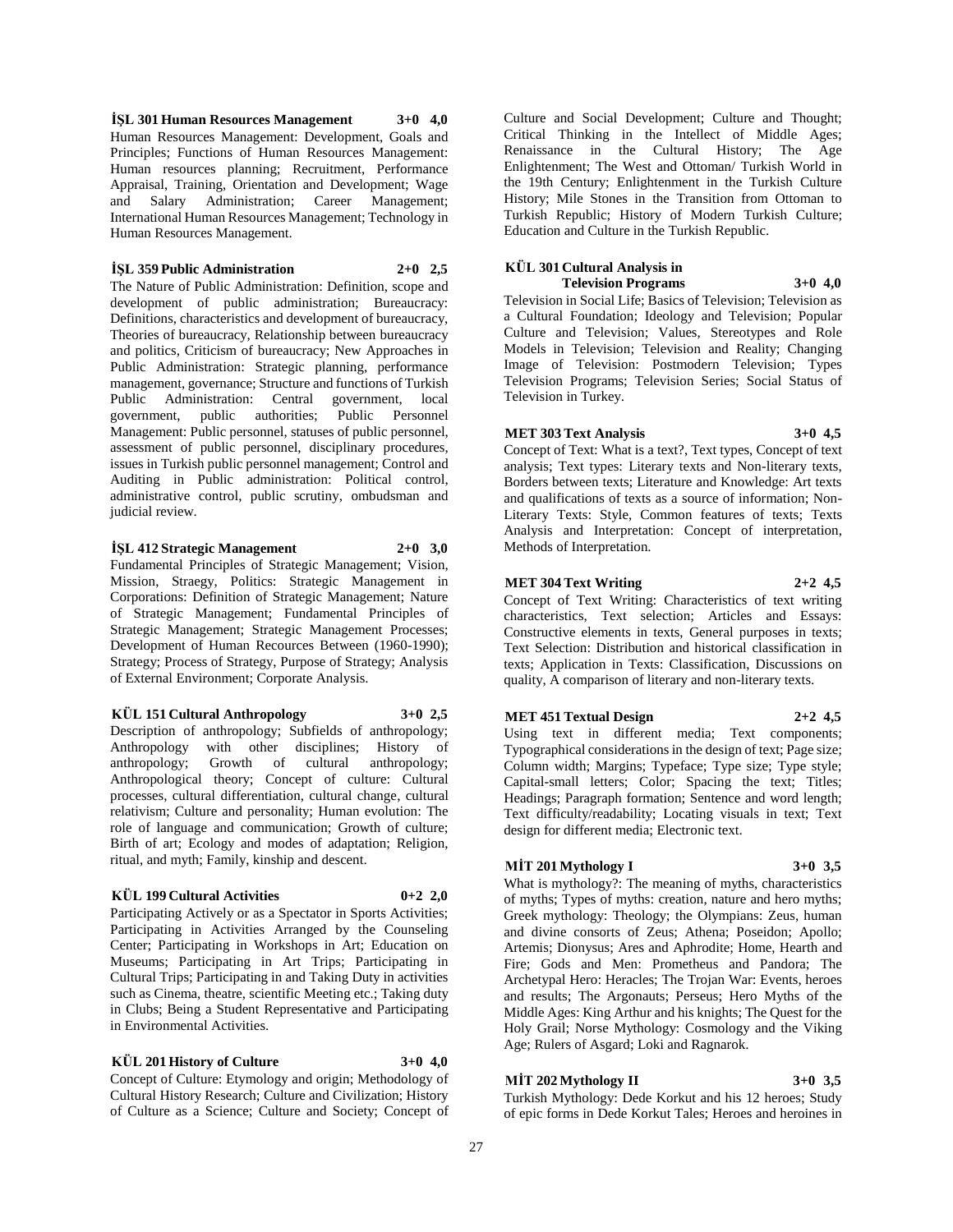**İŞL 301 Human Resources Management 3+0 4,0**

Human Resources Management: Development, Goals and Principles; Functions of Human Resources Management: Human resources planning; Recruitment, Performance Appraisal, Training, Orientation and Development; Wage and Salary Administration; Career Management; International Human Resources Management; Technology in Human Resources Management.

**İŞL 359 Public Administration 2+0 2,5**

The Nature of Public Administration: Definition, scope and development of public administration; Bureaucracy: Definitions, characteristics and development of bureaucracy, Theories of bureaucracy, Relationship between bureaucracy and politics, Criticism of bureaucracy; New Approaches in Public Administration: Strategic planning, performance management, governance; Structure and functions of Turkish Public Administration: Central government, local government, public authorities; Public Personnel Management: Public personnel, statuses of public personnel, assessment of public personnel, disciplinary procedures, issues in Turkish public personnel management; Control and Auditing in Public administration: Political control, administrative control, public scrutiny, ombudsman and judicial review.

**İŞL 412 Strategic Management 2+0 3,0**

Fundamental Principles of Strategic Management; Vision, Mission, Straegy, Politics: Strategic Management in Corporations: Definition of Strategic Management; Nature of Strategic Management; Fundamental Principles of Strategic Management; Strategic Management Processes; Development of Human Recources Between (1960-1990); Strategy; Process of Strategy, Purpose of Strategy; Analysis of External Environment; Corporate Analysis.

**KÜL 151 Cultural Anthropology 3+0 2,5**

Description of anthropology; Subfields of anthropology; Anthropology with other disciplines; History of anthropology; Growth of cultural anthropology; Anthropological theory; Concept of culture: Cultural processes, cultural differentiation, cultural change, cultural relativism; Culture and personality; Human evolution: The role of language and communication; Growth of culture; Birth of art; Ecology and modes of adaptation; Religion, ritual, and myth; Family, kinship and descent.

**KÜL 199 Cultural Activities 0+2 2,0**

Participating Actively or as a Spectator in Sports Activities; Participating in Activities Arranged by the Counseling Center; Participating in Workshops in Art; Education on Museums; Participating in Art Trips; Participating in Cultural Trips; Participating in and Taking Duty in activities such as Cinema, theatre, scientific Meeting etc.; Taking duty in Clubs; Being a Student Representative and Participating in Environmental Activities.

**KÜL 201 History of Culture 3+0 4,0**

Concept of Culture: Etymology and origin; Methodology of Cultural History Research; Culture and Civilization; History of Culture as a Science; Culture and Society; Concept of Culture and Social Development; Culture and Thought; Critical Thinking in the Intellect of Middle Ages; Renaissance in the Cultural History; The Age Enlightenment; The West and Ottoman/ Turkish World in the 19th Century; Enlightenment in the Turkish Culture History; Mile Stones in the Transition from Ottoman to Turkish Republic; History of Modern Turkish Culture; Education and Culture in the Turkish Republic.

**KÜL 301 Cultural Analysis in Television Programs 3+0 4,0**

Television in Social Life; Basics of Television; Television as a Cultural Foundation; Ideology and Television; Popular Culture and Television; Values, Stereotypes and Role Models in Television; Television and Reality; Changing Image of Television: Postmodern Television; Types Television Programs; Television Series; Social Status of Television in Turkey.

**MET 303 Text Analysis 3+0 4,5**

Concept of Text: What is a text?, Text types, Concept of text analysis; Text types: Literary texts and Non-literary texts, Borders between texts; Literature and Knowledge: Art texts and qualifications of texts as a source of information; Non-Literary Texts: Style, Common features of texts; Texts Analysis and Interpretation: Concept of interpretation, Methods of Interpretation.

**MET 304 Text Writing 2+2 4,5**

Concept of Text Writing: Characteristics of text writing characteristics, Text selection; Articles and Essays: Constructive elements in texts, General purposes in texts; Text Selection: Distribution and historical classification in texts; Application in Texts: Classification, Discussions on quality, A comparison of literary and non-literary texts.

**MET 451 Textual Design 2+2 4,5**

Using text in different media; Text components; Typographical considerations in the design of text; Page size; Column width; Margins; Typeface; Type size; Type style; Capital-small letters; Color; Spacing the text; Titles; Headings; Paragraph formation; Sentence and word length; Text difficulty/readability; Locating visuals in text; Text design for different media; Electronic text.

**MİT 201 Mythology I 3+0 3,5**

What is mythology?: The meaning of myths, characteristics of myths; Types of myths: creation, nature and hero myths; Greek mythology: Theology; the Olympians: Zeus, human and divine consorts of Zeus; Athena; Poseidon; Apollo; Artemis; Dionysus; Ares and Aphrodite; Home, Hearth and Fire; Gods and Men: Prometheus and Pandora; The Archetypal Hero: Heracles; The Trojan War: Events, heroes and results; The Argonauts; Perseus; Hero Myths of the Middle Ages: King Arthur and his knights; The Quest for the Holy Grail; Norse Mythology: Cosmology and the Viking Age; Rulers of Asgard; Loki and Ragnarok.

**MİT 202 Mythology II 3+0 3,5**

Turkish Mythology: Dede Korkut and his 12 heroes; Study of epic forms in Dede Korkut Tales; Heroes and heroines in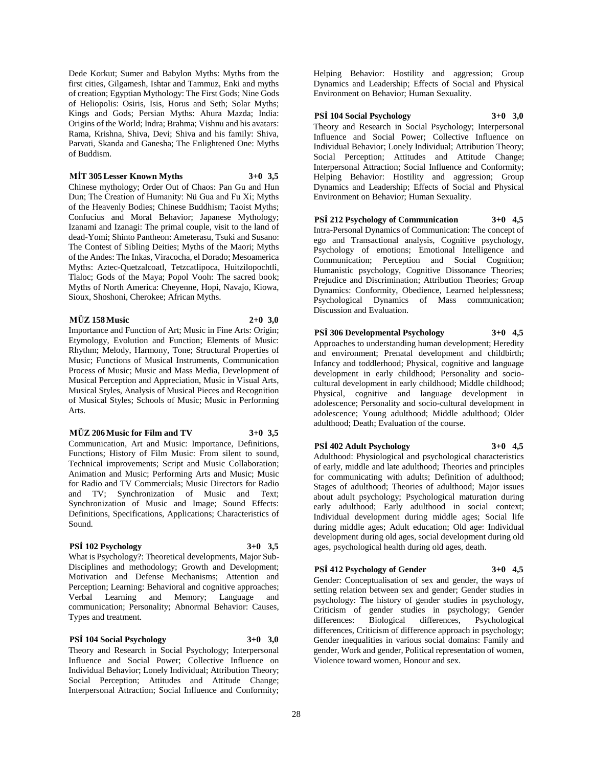Dede Korkut; Sumer and Babylon Myths: Myths from the first cities, Gilgamesh, Ishtar and Tammuz, Enki and myths of creation; Egyptian Mythology: The First Gods; Nine Gods of Heliopolis: Osiris, Isis, Horus and Seth; Solar Myths; Kings and Gods; Persian Myths: Ahura Mazda; India: Origins of the World; Indra; Brahma; Vishnu and his avatars: Rama, Krishna, Shiva, Devi; Shiva and his family: Shiva, Parvati, Skanda and Ganesha; The Enlightened One: Myths of Buddism.

**MİT 305 Lesser Known Myths 3+0 3,5**

Chinese mythology; Order Out of Chaos: Pan Gu and Hun Dun; The Creation of Humanity: Nü Gua and Fu Xi; Myths of the Heavenly Bodies; Chinese Buddhism; Taoist Myths; Confucius and Moral Behavior; Japenese Mythology; Izanami and Izanagi: The primal couple, visit to the land of dead-Yomi; Shinto Pantheon: Ameterasu, Tsuki and Susano: The Contest of Sibling Deities; Myths of the Maori; Myths of the Andes: The Inkas, Viracocha, el Dorado; Mesoamerica Myths: Aztec-Quetzalcoatl, Tetzcatlipoca, Huitzilopochtli, Tlaloc; Gods of the Maya; Popol Vooh: The sacred book; Myths of North America: Cheyenne, Hopi, Navajo, Kiowa, Sioux, Shoshoni, Cherokee; African Myths.

**MÜZ 158 Music 2+0 3,0**

Importance and Function of Art; Music in Fine Arts: Origin; Etymology, Evolution and Function; Elements of Music: Rhythm; Melody, Harmony, Tone; Structural Properties of Music; Functions of Musical Instruments, Communication Process of Music; Music and Mass Media, Development of Musical Perception and Appreciation, Music in Visual Arts, Musical Styles, Analysis of Musical Pieces and Recognition of Musical Styles; Schools of Music; Music in Performing Arts.

**MÜZ 206 Music for Film and TV 3+0 3,5**

Communication, Art and Music: Importance, Definitions, Functions; History of Film Music: From silent to sound, Technical improvements; Script and Music Collaboration; Animation and Music; Performing Arts and Music; Music for Radio and TV Commercials; Music Directors for Radio and TV; Synchronization of Music and Text; Synchronization of Music and Image; Sound Effects: Definitions, Specifications, Applications; Characteristics of Sound.

**PSİ 102 Psychology 3+0 3,5**

What is Psychology?: Theoretical developments, Major Sub-Disciplines and methodology; Growth and Development; Motivation and Defense Mechanisms; Attention and Perception; Learning: Behavioral and cognitive approaches; Verbal Learning and Memory; Language and communication; Personality; Abnormal Behavior: Causes, Types and treatment.

**PSİ 104 Social Psychology 3+0 3,0**

Theory and Research in Social Psychology; Interpersonal Influence and Social Power; Collective Influence on Individual Behavior; Lonely Individual; Attribution Theory; Social Perception; Attitudes and Attitude Change; Interpersonal Attraction; Social Influence and Conformity; Helping Behavior: Hostility and aggression; Group Dynamics and Leadership; Effects of Social and Physical Environment on Behavior; Human Sexuality.

**PSİ 104 Social Psychology 3+0 3,0**

Theory and Research in Social Psychology; Interpersonal Influence and Social Power; Collective Influence on Individual Behavior; Lonely Individual; Attribution Theory; Social Perception; Attitudes and Attitude Change; Interpersonal Attraction; Social Influence and Conformity; Helping Behavior: Hostility and aggression; Group Dynamics and Leadership; Effects of Social and Physical Environment on Behavior; Human Sexuality.

**PSİ 212 Psychology of Communication 3+0 4,5**

Intra-Personal Dynamics of Communication: The concept of ego and Transactional analysis, Cognitive psychology, Psychology of emotions; Emotional Intelligence and Communication; Perception and Social Cognition; Humanistic psychology, Cognitive Dissonance Theories; Prejudice and Discrimination; Attribution Theories; Group Dynamics: Conformity, Obedience, Learned helplessness; Psychological Dynamics of Mass communication; Discussion and Evaluation.

**PSİ 306 Developmental Psychology 3+0 4,5**

Approaches to understanding human development; Heredity and environment; Prenatal development and childbirth; Infancy and toddlerhood; Physical, cognitive and language development in early childhood; Personality and socio-cultural development in early childhood; Middle childhood; Physical, cognitive and language development in adolescence; Personality and socio-cultural development in adolescence; Young adulthood; Middle adulthood; Older adulthood; Death; Evaluation of the course.

**PSİ 402 Adult Psychology 3+0 4,5**

Adulthood: Physiological and psychological characteristics of early, middle and late adulthood; Theories and principles for communicating with adults; Definition of adulthood; Stages of adulthood; Theories of adulthood; Major issues about adult psychology; Psychological maturation during early adulthood; Early adulthood in social context; Individual development during middle ages; Social life during middle ages; Adult education; Old age: Individual development during old ages, social development during old ages, psychological health during old ages, death.

**PSİ 412 Psychology of Gender 3+0 4,5**

Gender: Conceptualisation of sex and gender, the ways of setting relation between sex and gender; Gender studies in psychology: The history of gender studies in psychology, Criticism of gender studies in psychology; Gender differences: Biological differences, Psychological differences, Criticism of difference approach in psychology; Gender inequalities in various social domains: Family and gender, Work and gender, Political representation of women, Violence toward women, Honour and sex.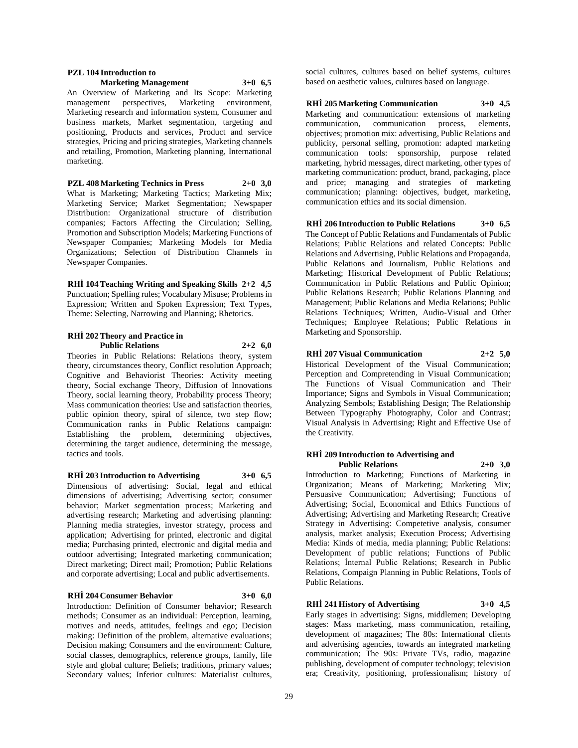**PZL 104 Introduction to Marketing Management 3+0 6,5**

An Overview of Marketing and Its Scope: Marketing management perspectives, Marketing environment, Marketing research and information system, Consumer and business markets, Market segmentation, targeting and positioning, Products and services, Product and service strategies, Pricing and pricing strategies, Marketing channels and retailing, Promotion, Marketing planning, International marketing.

**PZL 408 Marketing Technics in Press 2+0 3,0**

What is Marketing; Marketing Tactics; Marketing Mix; Marketing Service; Market Segmentation; Newspaper Distribution: Organizational structure of distribution companies; Factors Affecting the Circulation; Selling, Promotion and Subscription Models; Marketing Functions of Newspaper Companies; Marketing Models for Media Organizations; Selection of Distribution Channels in Newspaper Companies.

**RHİ 104 Teaching Writing and Speaking Skills 2+2 4,5**

Punctuation; Spelling rules; Vocabulary Misuse; Problems in Expression; Written and Spoken Expression; Text Types, Theme: Selecting, Narrowing and Planning; Rhetorics.

**RHİ 202 Theory and Practice in Public Relations 2+2 6,0**

Theories in Public Relations: Relations theory, system theory, circumstances theory, Conflict resolution Approach; Cognitive and Behaviorist Theories: Activity meeting theory, Social exchange Theory, Diffusion of Innovations Theory, social learning theory, Probability process Theory; Mass communication theories: Use and satisfaction theories, public opinion theory, spiral of silence, two step flow; Communication ranks in Public Relations campaign: Establishing the problem, determining objectives, determining the target audience, determining the message, tactics and tools.

**RHİ 203 Introduction to Advertising 3+0 6,5**

Dimensions of advertising: Social, legal and ethical dimensions of advertising; Advertising sector; consumer behavior; Market segmentation process; Marketing and advertising research; Marketing and advertising planning: Planning media strategies, investor strategy, process and application; Advertising for printed, electronic and digital media; Purchasing printed, electronic and digital media and outdoor advertising; Integrated marketing communication; Direct marketing; Direct mail; Promotion; Public Relations and corporate advertising; Local and public advertisements.

**RHİ 204 Consumer Behavior 3+0 6,0**

Introduction: Definition of Consumer behavior; Research methods; Consumer as an individual: Perception, learning, motives and needs, attitudes, feelings and ego; Decision making: Definition of the problem, alternative evaluations; Decision making; Consumers and the environment: Culture, social classes, demographics, reference groups, family, life style and global culture; Beliefs; traditions, primary values; Secondary values; Inferior cultures: Materialist cultures, social cultures, cultures based on belief systems, cultures based on aesthetic values, cultures based on language.

**RHİ 205 Marketing Communication 3+0 4,5**

Marketing and communication: extensions of marketing communication, communication process, elements, objectives; promotion mix: advertising, Public Relations and publicity, personal selling, promotion: adapted marketing communication tools: sponsorship, purpose related marketing, hybrid messages, direct marketing, other types of marketing communication: product, brand, packaging, place and price; managing and strategies of marketing communication; planning: objectives, budget, marketing, communication ethics and its social dimension.

**RHİ 206 Introduction to Public Relations 3+0 6,5**

The Concept of Public Relations and Fundamentals of Public Relations; Public Relations and related Concepts: Public Relations and Advertising, Public Relations and Propaganda, Public Relations and Journalism, Public Relations and Marketing; Historical Development of Public Relations; Communication in Public Relations and Public Opinion; Public Relations Research; Public Relations Planning and Management; Public Relations and Media Relations; Public Relations Techniques; Written, Audio-Visual and Other Techniques; Employee Relations; Public Relations in Marketing and Sponsorship.

**RHİ 207 Visual Communication 2+2 5,0**

Historical Development of the Visual Communication; Perception and Compretending in Visual Communication; The Functions of Visual Communication and Their Importance; Signs and Symbols in Visual Communication; Analyzing Sembols; Establishing Design; The Relationship Between Typography Photography, Color and Contrast; Visual Analysis in Advertising; Right and Effective Use of the Creativity.

**RHİ 209 Introduction to Advertising and Public Relations 2+0 3,0**

Introduction to Marketing; Functions of Marketing in Organization; Means of Marketing; Marketing Mix; Persuasive Communication; Advertising; Functions of Advertising; Social, Economical and Ethics Functions of Advertising; Advertising and Marketing Research; Creative Strategy in Advertising: Competetive analysis, consumer analysis, market analysis; Execution Process; Advertising Media: Kinds of media, media planning; Public Relations: Development of public relations; Functions of Public Relations; İnternal Public Relations; Research in Public Relations, Compaign Planning in Public Relations, Tools of Public Relations.

**RHİ 241 History of Advertising 3+0 4,5**

Early stages in advertising: Signs, middlemen; Developing stages: Mass marketing, mass communication, retailing, development of magazines; The 80s: International clients and advertising agencies, towards an integrated marketing communication; The 90s: Private TVs, radio, magazine publishing, development of computer technology; television era; Creativity, positioning, professionalism; history of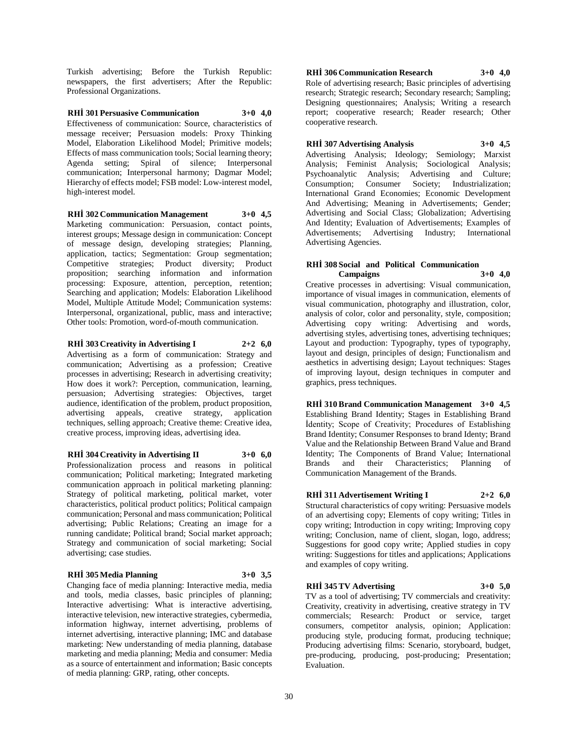Turkish advertising; Before the Turkish Republic: newspapers, the first advertisers; After the Republic: Professional Organizations.

**RHİ 301 Persuasive Communication 3+0 4,0**

Effectiveness of communication: Source, characteristics of message receiver; Persuasion models: Proxy Thinking Model, Elaboration Likelihood Model; Primitive models; Effects of mass communication tools; Social learning theory; Agenda setting; Spiral of silence; Interpersonal communication; Interpersonal harmony; Dagmar Model; Hierarchy of effects model; FSB model: Low-interest model, high-interest model.

**RHİ 302 Communication Management 3+0 4,5**

Marketing communication: Persuasion, contact points, interest groups; Message design in communication: Concept of message design, developing strategies; Planning, application, tactics; Segmentation: Group segmentation; Competitive strategies; Product diversity; Product proposition; searching information and information processing: Exposure, attention, perception, retention; Searching and application; Models: Elaboration Likelihood Model, Multiple Attitude Model; Communication systems: Interpersonal, organizational, public, mass and interactive; Other tools: Promotion, word-of-mouth communication.

**RHİ 303 Creativity in Advertising I 2+2 6,0**

Advertising as a form of communication: Strategy and communication; Advertising as a profession; Creative processes in advertising; Research in advertising creativity; How does it work?: Perception, communication, learning, persuasion; Advertising strategies: Objectives, target audience, identification of the problem, product proposition, advertising appeals, creative strategy, application techniques, selling approach; Creative theme: Creative idea, creative process, improving ideas, advertising idea.

**RHİ 304 Creativity in Advertising II 3+0 6,0**

Professionalization process and reasons in political communication; Political marketing; Integrated marketing communication approach in political marketing planning: Strategy of political marketing, political market, voter characteristics, political product politics; Political campaign communication; Personal and mass communication; Political advertising; Public Relations; Creating an image for a running candidate; Political brand; Social market approach; Strategy and communication of social marketing; Social advertising; case studies.

**RHİ 305 Media Planning 3+0 3,5**

Changing face of media planning: Interactive media, media and tools, media classes, basic principles of planning; Interactive advertising: What is interactive advertising, interactive television, new interactive strategies, cybermedia, information highway, internet advertising, problems of internet advertising, interactive planning; IMC and database marketing: New understanding of media planning, database marketing and media planning; Media and consumer: Media as a source of entertainment and information; Basic concepts of media planning: GRP, rating, other concepts.

**RHİ 306 Communication Research 3+0 4,0**

Role of advertising research; Basic principles of advertising research; Strategic research; Secondary research; Sampling; Designing questionnaires; Analysis; Writing a research report; cooperative research; Reader research; Other cooperative research.

**RHİ 307 Advertising Analysis 3+0 4,5**

Advertising Analysis; Ideology; Semiology; Marxist Analysis; Feminist Analysis; Sociological Analysis; Psychoanalytic Analysis; Advertising and Culture; Consumption; Consumer Society; Industrialization; International Grand Economies; Economic Development And Advertising; Meaning in Advertisements; Gender; Advertising and Social Class; Globalization; Advertising And Identity; Evaluation of Advertisements; Examples of Advertisements; Advertising Industry; International Advertising Agencies.

**RHİ 308 Social and Political Communication Campaigns 3+0 4,0**

Creative processes in advertising: Visual communication, importance of visual images in communication, elements of visual communication, photography and illustration, color, analysis of color, color and personality, style, composition; Advertising copy writing: Advertising and words, advertising styles, advertising tones, advertising techniques; Layout and production: Typography, types of typography, layout and design, principles of design; Functionalism and aesthetics in advertising design; Layout techniques: Stages of improving layout, design techniques in computer and graphics, press techniques.

**RHİ 310 Brand Communication Management 3+0 4,5**

Establishing Brand Identity; Stages in Establishing Brand İdentity; Scope of Creativity; Procedures of Establishing Brand Identity; Consumer Responses to brand Identy; Brand Value and the Relationship Between Brand Value and Brand Identity; The Components of Brand Value; International Brands and their Characteristics; Planning of Communication Management of the Brands.

**RHİ 311 Advertisement Writing I 2+2 6,0**

Structural characteristics of copy writing: Persuasive models of an advertising copy; Elements of copy writing; Titles in copy writing; Introduction in copy writing; Improving copy writing; Conclusion, name of client, slogan, logo, address; Suggestions for good copy write; Applied studies in copy writing: Suggestions for titles and applications; Applications and examples of copy writing.

**RHİ 345 TV Advertising 3+0 5,0**

TV as a tool of advertising; TV commercials and creativity: Creativity, creativity in advertising, creative strategy in TV commercials; Research: Product or service, target consumers, competitor analysis, opinion; Application: producing style, producing format, producing technique; Producing advertising films: Scenario, storyboard, budget, pre-producing, producing, post-producing; Presentation; Evaluation.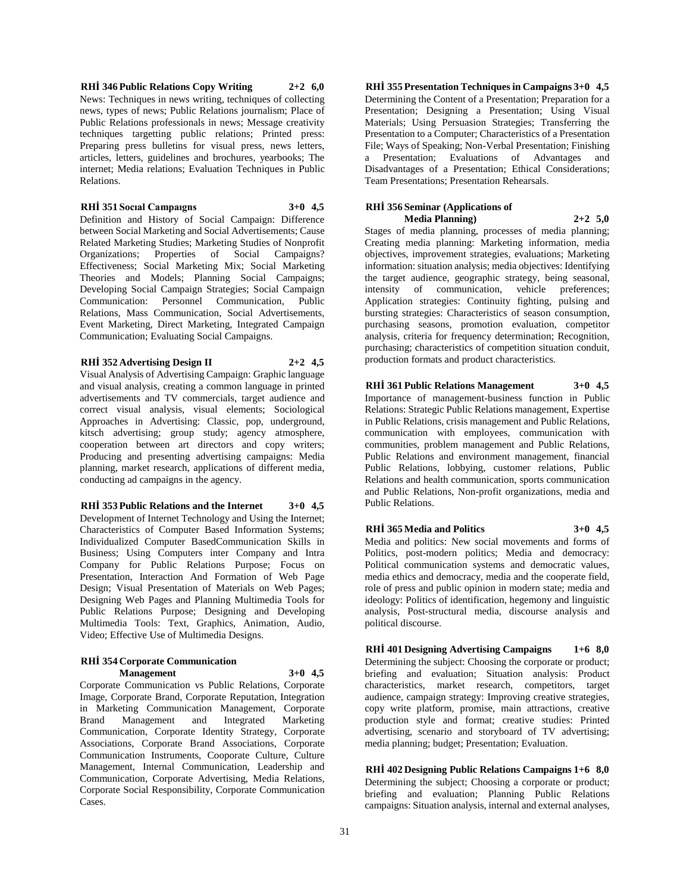**RHİ 346 Public Relations Copy Writing 2+2 6,0**

News: Techniques in news writing, techniques of collecting news, types of news; Public Relations journalism; Place of Public Relations professionals in news; Message creativity techniques targetting public relations; Printed press: Preparing press bulletins for visual press, news letters, articles, letters, guidelines and brochures, yearbooks; The internet; Media relations; Evaluation Techniques in Public Relations.

**RHİ 351 Socıal Campaıgns 3+0 4,5**

Definition and History of Social Campaign: Difference between Social Marketing and Social Advertisements; Cause Related Marketing Studies; Marketing Studies of Nonprofit Organizations; Properties of Social Campaigns? Effectiveness; Social Marketing Mix; Social Marketing Theories and Models; Planning Social Campaigns; Developing Social Campaign Strategies; Social Campaign Communication: Personnel Communication, Public Relations, Mass Communication, Social Advertisements, Event Marketing, Direct Marketing, Integrated Campaign Communication; Evaluating Social Campaigns.

**RHİ 352 Advertising Design II 2+2 4,5**

Visual Analysis of Advertising Campaign: Graphic language and visual analysis, creating a common language in printed advertisements and TV commercials, target audience and correct visual analysis, visual elements; Sociological Approaches in Advertising: Classic, pop, underground, kitsch advertising; group study; agency atmosphere, cooperation between art directors and copy writers; Producing and presenting advertising campaigns: Media planning, market research, applications of different media, conducting ad campaigns in the agency.

**RHİ 353 Public Relations and the Internet 3+0 4,5**

Development of Internet Technology and Using the Internet; Characteristics of Computer Based Information Systems; Individualized Computer BasedCommunication Skills in Business; Using Computers inter Company and Intra Company for Public Relations Purpose; Focus on Presentation, Interaction And Formation of Web Page Design; Visual Presentation of Materials on Web Pages; Designing Web Pages and Planning Multimedia Tools for Public Relations Purpose; Designing and Developing Multimedia Tools: Text, Graphics, Animation, Audio, Video; Effective Use of Multimedia Designs.

**RHİ 354 Corporate Communication Management 3+0 4,5**

Corporate Communication vs Public Relations, Corporate Image, Corporate Brand, Corporate Reputation, Integration in Marketing Communication Management, Corporate Brand Management and Integrated Marketing Communication, Corporate Identity Strategy, Corporate Associations, Corporate Brand Associations, Corporate Communication Instruments, Cooporate Culture, Culture Management, Internal Communication, Leadership and Communication, Corporate Advertising, Media Relations, Corporate Social Responsibility, Corporate Communication Cases.

**RHİ 355 Presentation Techniques in Campaigns 3+0 4,5**

Determining the Content of a Presentation; Preparation for a Presentation; Designing a Presentation; Using Visual Materials; Using Persuasion Strategies; Transferring the Presentation to a Computer; Characteristics of a Presentation File; Ways of Speaking; Non-Verbal Presentation; Finishing a Presentation; Evaluations of Advantages and Disadvantages of a Presentation; Ethical Considerations; Team Presentations; Presentation Rehearsals.

**RHİ 356 Seminar (Applications of Media Planning) 2+2 5,0**

Stages of media planning, processes of media planning; Creating media planning: Marketing information, media objectives, improvement strategies, evaluations; Marketing information: situation analysis; media objectives: Identifying the target audience, geographic strategy, being seasonal, intensity of communication, vehicle preferences; Application strategies: Continuity fighting, pulsing and bursting strategies: Characteristics of season consumption, purchasing seasons, promotion evaluation, competitor analysis, criteria for frequency determination; Recognition, purchasing; characteristics of competition situation conduit, production formats and product characteristics.

**RHİ 361 Public Relations Management 3+0 4,5**

Importance of management-business function in Public Relations: Strategic Public Relations management, Expertise in Public Relations, crisis management and Public Relations, communication with employees, communication with communities, problem management and Public Relations, Public Relations and environment management, financial Public Relations, lobbying, customer relations, Public Relations and health communication, sports communication and Public Relations, Non-profit organizations, media and Public Relations.

**RHİ 365 Media and Politics 3+0 4,5**

Media and politics: New social movements and forms of Politics, post-modern politics; Media and democracy: Political communication systems and democratic values, media ethics and democracy, media and the cooperate field, role of press and public opinion in modern state; media and ideology: Politics of identification, hegemony and linguistic analysis, Post-structural media, discourse analysis and political discourse.

**RHİ 401 Designing Advertising Campaigns 1+6 8,0**

Determining the subject: Choosing the corporate or product; briefing and evaluation; Situation analysis: Product characteristics, market research, competitors, target audience, campaign strategy: Improving creative strategies, copy write platform, promise, main attractions, creative production style and format; creative studies: Printed advertising, scenario and storyboard of TV advertising; media planning; budget; Presentation; Evaluation.

**RHİ 402 Designing Public Relations Campaigns 1+6 8,0**

Determining the subject; Choosing a corporate or product; briefing and evaluation; Planning Public Relations campaigns: Situation analysis, internal and external analyses,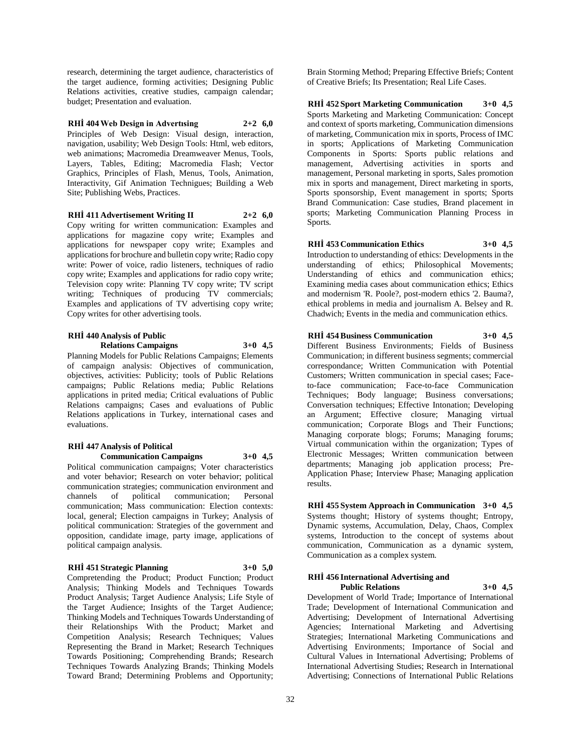research, determining the target audience, characteristics of the target audience, forming activities; Designing Public Relations activities, creative studies, campaign calendar; budget; Presentation and evaluation.

**RHİ 404 Web Design in Advertısing 2+2 6,0**

Principles of Web Design: Visual design, interaction, navigation, usability; Web Design Tools: Html, web editors, web animations; Macromedia Dreamweaver Menus, Tools, Layers, Tables, Editing; Macromedia Flash; Vector Graphics, Principles of Flash, Menus, Tools, Animation, Interactivity, Gif Animation Technigues; Building a Web Site; Publishing Webs, Practices.

**RHİ 411 Advertisement Writing II 2+2 6,0**

Copy writing for written communication: Examples and applications for magazine copy write; Examples and applications for newspaper copy write; Examples and applications for brochure and bulletin copy write; Radio copy write: Power of voice, radio listeners, techniques of radio copy write; Examples and applications for radio copy write; Television copy write: Planning TV copy write; TV script writing; Techniques of producing TV commercials; Examples and applications of TV advertising copy write; Copy writes for other advertising tools.

**RHİ 440 Analysis of Public Relations Campaigns 3+0 4,5**

Planning Models for Public Relations Campaigns; Elements of campaign analysis: Objectives of communication, objectives, activities: Publicity; tools of Public Relations campaigns; Public Relations media; Public Relations applications in prited media; Critical evaluations of Public Relations campaigns; Cases and evaluations of Public Relations applications in Turkey, international cases and evaluations.

**RHİ 447 Analysis of Political Communication Campaigns 3+0 4,5**

Political communication campaigns; Voter characteristics and voter behavior; Research on voter behavior; political communication strategies; communication environment and channels of political communication; Personal communication; Mass communication: Election contexts: local, general; Election campaigns in Turkey; Analysis of political communication: Strategies of the government and opposition, candidate image, party image, applications of political campaign analysis.

**RHİ 451 Strategic Planning 3+0 5,0**

Compretending the Product; Product Function; Product Analysis; Thinking Models and Techniques Towards Product Analysis; Target Audience Analysis; Life Style of the Target Audience; Insights of the Target Audience; Thinking Models and Techniques Towards Understanding of their Relationships With the Product; Market and Competition Analysis; Research Techniques; Values Representing the Brand in Market; Research Techniques Towards Positioning; Comprehending Brands; Research Techniques Towards Analyzing Brands; Thinking Models Toward Brand; Determining Problems and Opportunity; Brain Storming Method; Preparing Effective Briefs; Content of Creative Briefs; Its Presentation; Real Life Cases.

**RHİ 452 Sport Marketing Communication 3+0 4,5**

Sports Marketing and Marketing Communication: Concept and context of sports marketing, Communication dimensions of marketing, Communication mix in sports, Process of IMC in sports; Applications of Marketing Communication Components in Sports: Sports public relations and management, Advertising activities in sports and management, Personal marketing in sports, Sales promotion mix in sports and management, Direct marketing in sports, Sports sponsorship, Event management in sports; Sports Brand Communication: Case studies, Brand placement in sports; Marketing Communication Planning Process in Sports.

**RHİ 453 Communication Ethics 3+0 4,5**

Introduction to understanding of ethics: Developments in the understanding of ethics; Philosophical Movements; Understanding of ethics and communication ethics; Examining media cases about communication ethics; Ethics and modernism 'R. Poole?, post-modern ethics '2. Bauma?, ethical problems in media and journalism A. Belsey and R. Chadwich; Events in the media and communication ethics.

**RHİ 454 Business Communication 3+0 4,5**

Different Business Environments; Fields of Business Communication; in different business segments; commercial correspondance; Written Communication with Potential Customers; Written communication in special cases; Face-to-face communication; Face-to-face Communication Techniques; Body language; Business conversations; Conversation techniques; Effective Intonation; Developing an Argument; Effective closure; Managing virtual communication; Corporate Blogs and Their Functions; Managing corporate blogs; Forums; Managing forums; Virtual communication within the organization; Types of Electronic Messages; Written communication between departments; Managing job application process; Pre-Application Phase; Interview Phase; Managing application results.

**RHİ 455 System Approach in Communication 3+0 4,5**

Systems thought; History of systems thought; Entropy, Dynamic systems, Accumulation, Delay, Chaos, Complex systems, Introduction to the concept of systems about communication, Communication as a dynamic system, Communication as a complex system.

**RHİ 456 International Advertising and Public Relations 3+0 4,5**

Development of World Trade; Importance of International Trade; Development of International Communication and Advertising; Development of International Advertising Agencies; International Marketing and Advertising Strategies; International Marketing Communications and Advertising Environments; Importance of Social and Cultural Values in International Advertising; Problems of International Advertising Studies; Research in International Advertising; Connections of International Public Relations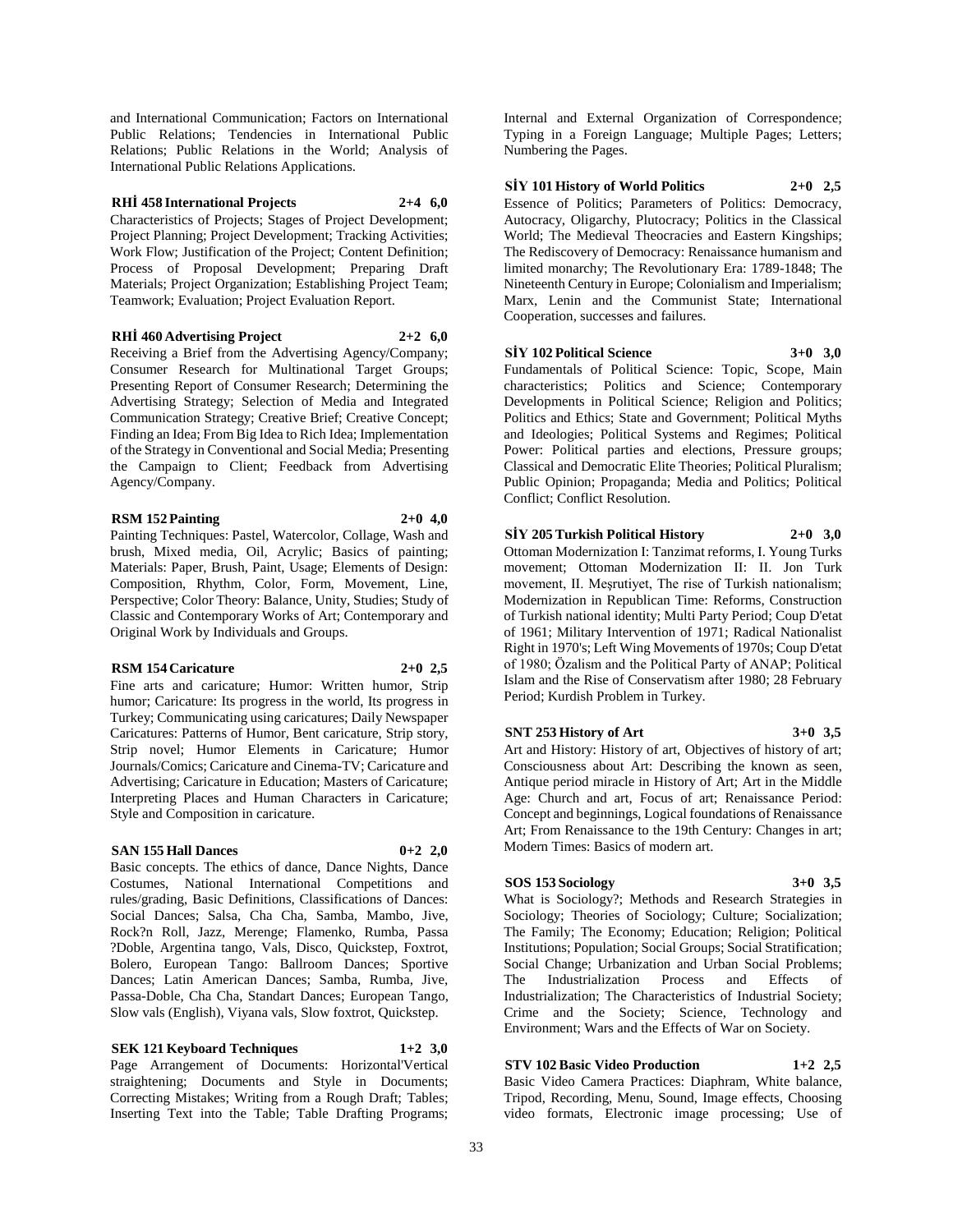and International Communication; Factors on International Public Relations; Tendencies in International Public Relations; Public Relations in the World; Analysis of International Public Relations Applications.

**RHİ 458 International Projects 2+4 6,0**

Characteristics of Projects; Stages of Project Development; Project Planning; Project Development; Tracking Activities; Work Flow; Justification of the Project; Content Definition; Process of Proposal Development; Preparing Draft Materials; Project Organization; Establishing Project Team; Teamwork; Evaluation; Project Evaluation Report.

**RHİ 460 Advertising Project 2+2 6,0**

Receiving a Brief from the Advertising Agency/Company; Consumer Research for Multinational Target Groups; Presenting Report of Consumer Research; Determining the Advertising Strategy; Selection of Media and Integrated Communication Strategy; Creative Brief; Creative Concept; Finding an Idea; From Big Idea to Rich Idea; Implementation of the Strategy in Conventional and Social Media; Presenting the Campaign to Client; Feedback from Advertising Agency/Company.

**RSM 152 Painting 2+0 4,0**

Painting Techniques: Pastel, Watercolor, Collage, Wash and brush, Mixed media, Oil, Acrylic; Basics of painting; Materials: Paper, Brush, Paint, Usage; Elements of Design: Composition, Rhythm, Color, Form, Movement, Line, Perspective; Color Theory: Balance, Unity, Studies; Study of Classic and Contemporary Works of Art; Contemporary and Original Work by Individuals and Groups.

**RSM 154 Caricature 2+0 2,5**

Fine arts and caricature; Humor: Written humor, Strip humor; Caricature: Its progress in the world, Its progress in Turkey; Communicating using caricatures; Daily Newspaper Caricatures: Patterns of Humor, Bent caricature, Strip story, Strip novel; Humor Elements in Caricature; Humor Journals/Comics; Caricature and Cinema-TV; Caricature and Advertising; Caricature in Education; Masters of Caricature; Interpreting Places and Human Characters in Caricature; Style and Composition in caricature.

**SAN 155 Hall Dances 0+2 2,0**

Basic concepts. The ethics of dance, Dance Nights, Dance Costumes, National International Competitions and rules/grading, Basic Definitions, Classifications of Dances: Social Dances; Salsa, Cha Cha, Samba, Mambo, Jive, Rock?n Roll, Jazz, Merenge; Flamenko, Rumba, Passa ?Doble, Argentina tango, Vals, Disco, Quickstep, Foxtrot, Bolero, European Tango: Ballroom Dances; Sportive Dances; Latin American Dances; Samba, Rumba, Jive, Passa-Doble, Cha Cha, Standart Dances; European Tango, Slow vals (English), Viyana vals, Slow foxtrot, Quickstep.

**SEK 121 Keyboard Techniques 1+2 3,0**

Page Arrangement of Documents: Horizontal'Vertical straightening; Documents and Style in Documents; Correcting Mistakes; Writing from a Rough Draft; Tables; Inserting Text into the Table; Table Drafting Programs; Internal and External Organization of Correspondence; Typing in a Foreign Language; Multiple Pages; Letters; Numbering the Pages.

**SİY 101 History of World Politics 2+0 2,5**

Essence of Politics; Parameters of Politics: Democracy, Autocracy, Oligarchy, Plutocracy; Politics in the Classical World; The Medieval Theocracies and Eastern Kingships; The Rediscovery of Democracy: Renaissance humanism and limited monarchy; The Revolutionary Era: 1789-1848; The Nineteenth Century in Europe; Colonialism and Imperialism; Marx, Lenin and the Communist State; International Cooperation, successes and failures.

**SİY 102 Political Science 3+0 3,0**

Fundamentals of Political Science: Topic, Scope, Main characteristics; Politics and Science; Contemporary Developments in Political Science; Religion and Politics; Politics and Ethics; State and Government; Political Myths and Ideologies; Political Systems and Regimes; Political Power: Political parties and elections, Pressure groups; Classical and Democratic Elite Theories; Political Pluralism; Public Opinion; Propaganda; Media and Politics; Political Conflict; Conflict Resolution.

**SİY 205 Turkish Political History 2+0 3,0**

Ottoman Modernization I: Tanzimat reforms, I. Young Turks movement; Ottoman Modernization II: II. Jon Turk movement, II. Meşrutiyet, The rise of Turkish nationalism; Modernization in Republican Time: Reforms, Construction of Turkish national identity; Multi Party Period; Coup D'etat of 1961; Military Intervention of 1971; Radical Nationalist Right in 1970's; Left Wing Movements of 1970s; Coup D'etat of 1980; Özalism and the Political Party of ANAP; Political Islam and the Rise of Conservatism after 1980; 28 February Period; Kurdish Problem in Turkey.

**SNT 253 History of Art 3+0 3,5**

Art and History: History of art, Objectives of history of art; Consciousness about Art: Describing the known as seen, Antique period miracle in History of Art; Art in the Middle Age: Church and art, Focus of art; Renaissance Period: Concept and beginnings, Logical foundations of Renaissance Art; From Renaissance to the 19th Century: Changes in art; Modern Times: Basics of modern art.

**SOS 153 Sociology 3+0 3,5**

What is Sociology?; Methods and Research Strategies in Sociology; Theories of Sociology; Culture; Socialization; The Family; The Economy; Education; Religion; Political Institutions; Population; Social Groups; Social Stratification; Social Change; Urbanization and Urban Social Problems; The Industrialization Process and Effects of Industrialization; The Characteristics of Industrial Society; Crime and the Society; Science, Technology and Environment; Wars and the Effects of War on Society.

**STV 102 Basic Video Production 1+2 2,5**

Basic Video Camera Practices: Diaphram, White balance, Tripod, Recording, Menu, Sound, Image effects, Choosing video formats, Electronic image processing; Use of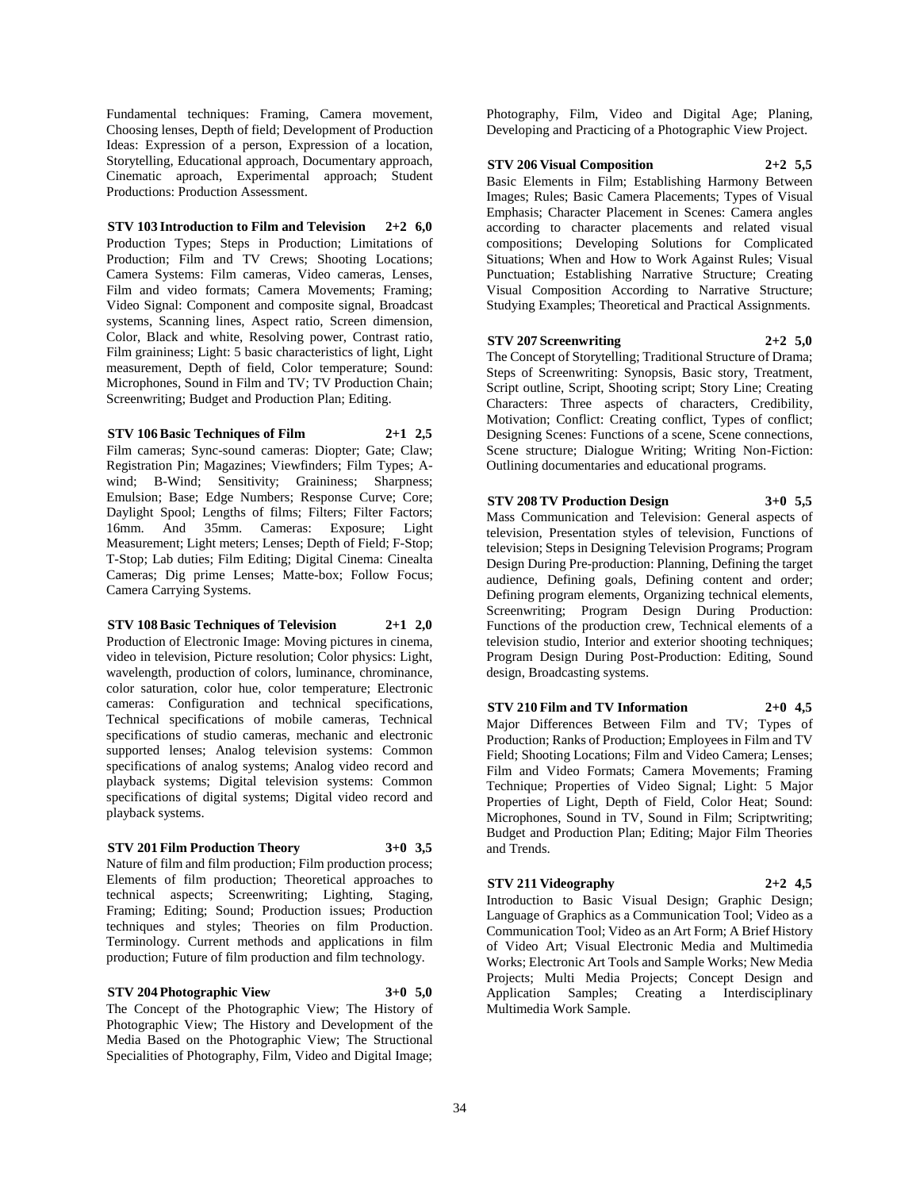Fundamental techniques: Framing, Camera movement, Choosing lenses, Depth of field; Development of Production Ideas: Expression of a person, Expression of a location, Storytelling, Educational approach, Documentary approach, Cinematic aproach, Experimental approach; Student Productions: Production Assessment.

**STV 103 Introduction to Film and Television 2+2 6,0**
Production Types; Steps in Production; Limitations of Production; Film and TV Crews; Shooting Locations; Camera Systems: Film cameras, Video cameras, Lenses, Film and video formats; Camera Movements; Framing; Video Signal: Component and composite signal, Broadcast systems, Scanning lines, Aspect ratio, Screen dimension, Color, Black and white, Resolving power, Contrast ratio, Film graininess; Light: 5 basic characteristics of light, Light measurement, Depth of field, Color temperature; Sound: Microphones, Sound in Film and TV; TV Production Chain; Screenwriting; Budget and Production Plan; Editing.

**STV 106 Basic Techniques of Film 2+1 2,5**
Film cameras; Sync-sound cameras: Diopter; Gate; Claw; Registration Pin; Magazines; Viewfinders; Film Types; A-wind; B-Wind; Sensitivity; Graininess; Sharpness; Emulsion; Base; Edge Numbers; Response Curve; Core; Daylight Spool; Lengths of films; Filters; Filter Factors; 16mm. And 35mm. Cameras: Exposure; Light Measurement; Light meters; Lenses; Depth of Field; F-Stop; T-Stop; Lab duties; Film Editing; Digital Cinema: Cinealta Cameras; Dig prime Lenses; Matte-box; Follow Focus; Camera Carrying Systems.

**STV 108 Basic Techniques of Television 2+1 2,0**
Production of Electronic Image: Moving pictures in cinema, video in television, Picture resolution; Color physics: Light, wavelength, production of colors, luminance, chrominance, color saturation, color hue, color temperature; Electronic cameras: Configuration and technical specifications, Technical specifications of mobile cameras, Technical specifications of studio cameras, mechanic and electronic supported lenses; Analog television systems: Common specifications of analog systems; Analog video record and playback systems; Digital television systems: Common specifications of digital systems; Digital video record and playback systems.

**STV 201 Film Production Theory 3+0 3,5**
Nature of film and film production; Film production process; Elements of film production; Theoretical approaches to technical aspects; Screenwriting; Lighting, Staging, Framing; Editing; Sound; Production issues; Production techniques and styles; Theories on film Production. Terminology. Current methods and applications in film production; Future of film production and film technology.

**STV 204 Photographic View 3+0 5,0**
The Concept of the Photographic View; The History of Photographic View; The History and Development of the Media Based on the Photographic View; The Structional Specialities of Photography, Film, Video and Digital Image; Photography, Film, Video and Digital Age; Planing, Developing and Practicing of a Photographic View Project.

**STV 206 Visual Composition 2+2 5,5**
Basic Elements in Film; Establishing Harmony Between Images; Rules; Basic Camera Placements; Types of Visual Emphasis; Character Placement in Scenes: Camera angles according to character placements and related visual compositions; Developing Solutions for Complicated Situations; When and How to Work Against Rules; Visual Punctuation; Establishing Narrative Structure; Creating Visual Composition According to Narrative Structure; Studying Examples; Theoretical and Practical Assignments.

**STV 207 Screenwriting 2+2 5,0**
The Concept of Storytelling; Traditional Structure of Drama; Steps of Screenwriting: Synopsis, Basic story, Treatment, Script outline, Script, Shooting script; Story Line; Creating Characters: Three aspects of characters, Credibility, Motivation; Conflict: Creating conflict, Types of conflict; Designing Scenes: Functions of a scene, Scene connections, Scene structure; Dialogue Writing; Writing Non-Fiction: Outlining documentaries and educational programs.

**STV 208 TV Production Design 3+0 5,5**
Mass Communication and Television: General aspects of television, Presentation styles of television, Functions of television; Steps in Designing Television Programs; Program Design During Pre-production: Planning, Defining the target audience, Defining goals, Defining content and order; Defining program elements, Organizing technical elements, Screenwriting; Program Design During Production: Functions of the production crew, Technical elements of a television studio, Interior and exterior shooting techniques; Program Design During Post-Production: Editing, Sound design, Broadcasting systems.

**STV 210 Film and TV Information 2+0 4,5**
Major Differences Between Film and TV; Types of Production; Ranks of Production; Employees in Film and TV Field; Shooting Locations; Film and Video Camera; Lenses; Film and Video Formats; Camera Movements; Framing Technique; Properties of Video Signal; Light: 5 Major Properties of Light, Depth of Field, Color Heat; Sound: Microphones, Sound in TV, Sound in Film; Scriptwriting; Budget and Production Plan; Editing; Major Film Theories and Trends.

**STV 211 Videography 2+2 4,5**
Introduction to Basic Visual Design; Graphic Design; Language of Graphics as a Communication Tool; Video as a Communication Tool; Video as an Art Form; A Brief History of Video Art; Visual Electronic Media and Multimedia Works; Electronic Art Tools and Sample Works; New Media Projects; Multi Media Projects; Concept Design and Application Samples; Creating a Interdisciplinary Multimedia Work Sample.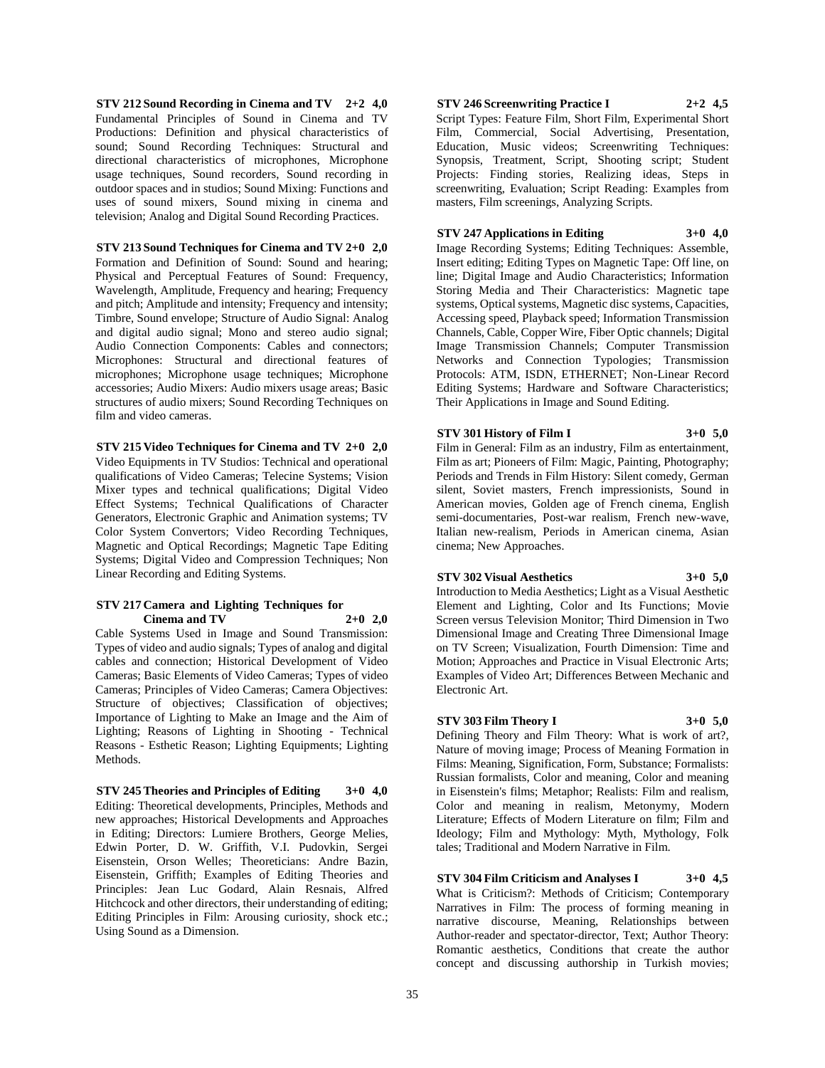**STV 212 Sound Recording in Cinema and TV 2+2 4,0**
Fundamental Principles of Sound in Cinema and TV Productions: Definition and physical characteristics of sound; Sound Recording Techniques: Structural and directional characteristics of microphones, Microphone usage techniques, Sound recorders, Sound recording in outdoor spaces and in studios; Sound Mixing: Functions and uses of sound mixers, Sound mixing in cinema and television; Analog and Digital Sound Recording Practices.

**STV 213 Sound Techniques for Cinema and TV 2+0 2,0**
Formation and Definition of Sound: Sound and hearing; Physical and Perceptual Features of Sound: Frequency, Wavelength, Amplitude, Frequency and hearing; Frequency and pitch; Amplitude and intensity; Frequency and intensity; Timbre, Sound envelope; Structure of Audio Signal: Analog and digital audio signal; Mono and stereo audio signal; Audio Connection Components: Cables and connectors; Microphones: Structural and directional features of microphones; Microphone usage techniques; Microphone accessories; Audio Mixers: Audio mixers usage areas; Basic structures of audio mixers; Sound Recording Techniques on film and video cameras.

**STV 215 Video Techniques for Cinema and TV 2+0 2,0**
Video Equipments in TV Studios: Technical and operational qualifications of Video Cameras; Telecine Systems; Vision Mixer types and technical qualifications; Digital Video Effect Systems; Technical Qualifications of Character Generators, Electronic Graphic and Animation systems; TV Color System Convertors; Video Recording Techniques, Magnetic and Optical Recordings; Magnetic Tape Editing Systems; Digital Video and Compression Techniques; Non Linear Recording and Editing Systems.

**STV 217 Camera and Lighting Techniques for Cinema and TV 2+0 2,0**
Cable Systems Used in Image and Sound Transmission: Types of video and audio signals; Types of analog and digital cables and connection; Historical Development of Video Cameras; Basic Elements of Video Cameras; Types of video Cameras; Principles of Video Cameras; Camera Objectives: Structure of objectives; Classification of objectives; Importance of Lighting to Make an Image and the Aim of Lighting; Reasons of Lighting in Shooting - Technical Reasons - Esthetic Reason; Lighting Equipments; Lighting Methods.

**STV 245 Theories and Principles of Editing 3+0 4,0**
Editing: Theoretical developments, Principles, Methods and new approaches; Historical Developments and Approaches in Editing; Directors: Lumiere Brothers, George Melies, Edwin Porter, D. W. Griffith, V.I. Pudovkin, Sergei Eisenstein, Orson Welles; Theoreticians: Andre Bazin, Eisenstein, Griffith; Examples of Editing Theories and Principles: Jean Luc Godard, Alain Resnais, Alfred Hitchcock and other directors, their understanding of editing; Editing Principles in Film: Arousing curiosity, shock etc.; Using Sound as a Dimension.

**STV 246 Screenwriting Practice I 2+2 4,5**
Script Types: Feature Film, Short Film, Experimental Short Film, Commercial, Social Advertising, Presentation, Education, Music videos; Screenwriting Techniques: Synopsis, Treatment, Script, Shooting script; Student Projects: Finding stories, Realizing ideas, Steps in screenwriting, Evaluation; Script Reading: Examples from masters, Film screenings, Analyzing Scripts.

**STV 247 Applications in Editing 3+0 4,0**
Image Recording Systems; Editing Techniques: Assemble, Insert editing; Editing Types on Magnetic Tape: Off line, on line; Digital Image and Audio Characteristics; Information Storing Media and Their Characteristics: Magnetic tape systems, Optical systems, Magnetic disc systems, Capacities, Accessing speed, Playback speed; Information Transmission Channels, Cable, Copper Wire, Fiber Optic channels; Digital Image Transmission Channels; Computer Transmission Networks and Connection Typologies; Transmission Protocols: ATM, ISDN, ETHERNET; Non-Linear Record Editing Systems; Hardware and Software Characteristics; Their Applications in Image and Sound Editing.

**STV 301 History of Film I 3+0 5,0**
Film in General: Film as an industry, Film as entertainment, Film as art; Pioneers of Film: Magic, Painting, Photography; Periods and Trends in Film History: Silent comedy, German silent, Soviet masters, French impressionists, Sound in American movies, Golden age of French cinema, English semi-documentaries, Post-war realism, French new-wave, Italian new-realism, Periods in American cinema, Asian cinema; New Approaches.

**STV 302 Visual Aesthetics 3+0 5,0**
Introduction to Media Aesthetics; Light as a Visual Aesthetic Element and Lighting, Color and Its Functions; Movie Screen versus Television Monitor; Third Dimension in Two Dimensional Image and Creating Three Dimensional Image on TV Screen; Visualization, Fourth Dimension: Time and Motion; Approaches and Practice in Visual Electronic Arts; Examples of Video Art; Differences Between Mechanic and Electronic Art.

**STV 303 Film Theory I 3+0 5,0**
Defining Theory and Film Theory: What is work of art?, Nature of moving image; Process of Meaning Formation in Films: Meaning, Signification, Form, Substance; Formalists: Russian formalists, Color and meaning, Color and meaning in Eisenstein's films; Metaphor; Realists: Film and realism, Color and meaning in realism, Metonymy, Modern Literature; Effects of Modern Literature on film; Film and Ideology; Film and Mythology: Myth, Mythology, Folk tales; Traditional and Modern Narrative in Film.

**STV 304 Film Criticism and Analyses I 3+0 4,5**
What is Criticism?: Methods of Criticism; Contemporary Narratives in Film: The process of forming meaning in narrative discourse, Meaning, Relationships between Author-reader and spectator-director, Text; Author Theory: Romantic aesthetics, Conditions that create the author concept and discussing authorship in Turkish movies;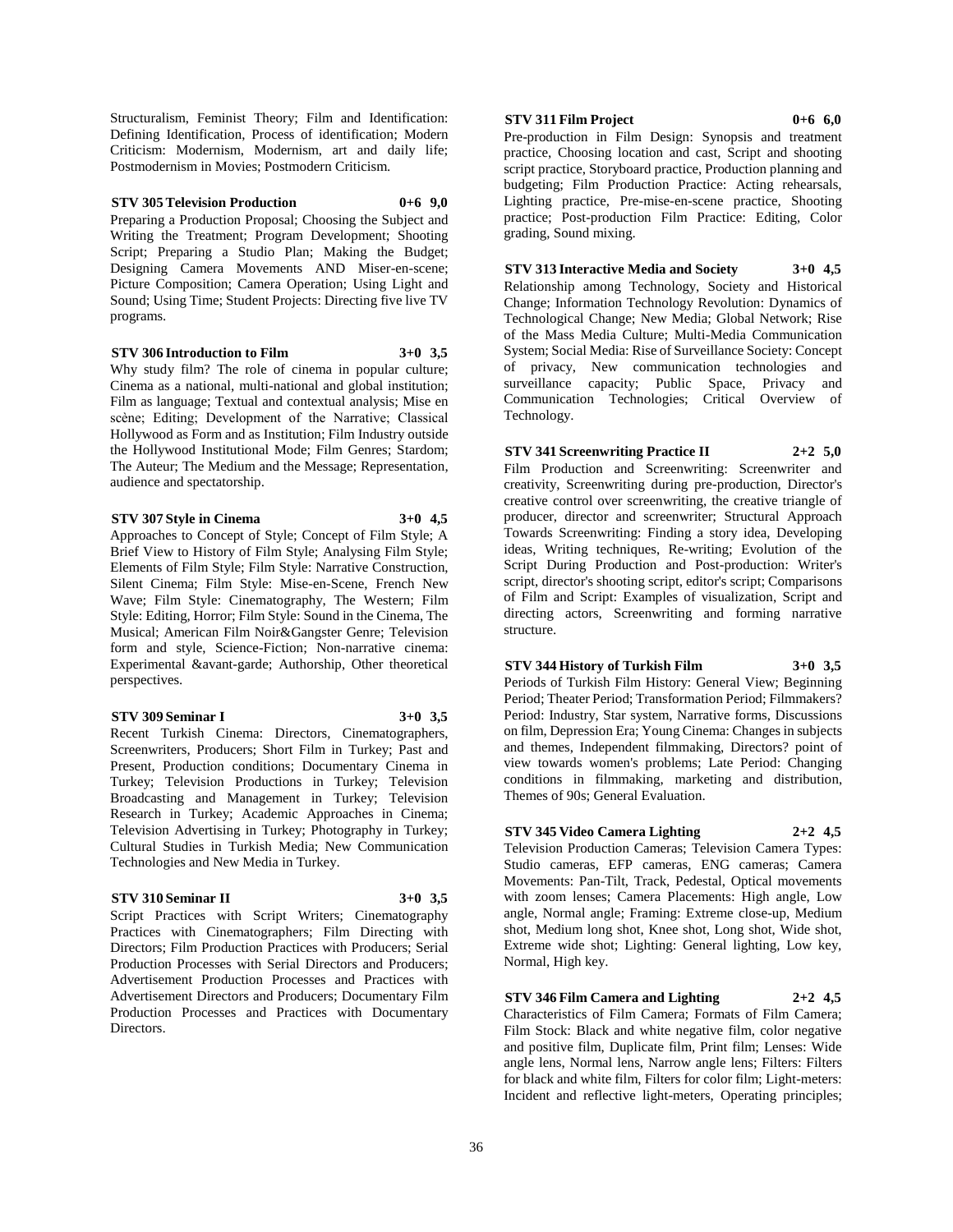Structuralism, Feminist Theory; Film and Identification: Defining Identification, Process of identification; Modern Criticism: Modernism, Modernism, art and daily life; Postmodernism in Movies; Postmodern Criticism.

**STV 305 Television Production 0+6 9,0**

Preparing a Production Proposal; Choosing the Subject and Writing the Treatment; Program Development; Shooting Script; Preparing a Studio Plan; Making the Budget; Designing Camera Movements AND Miser-en-scene; Picture Composition; Camera Operation; Using Light and Sound; Using Time; Student Projects: Directing five live TV programs.

**STV 306 Introduction to Film 3+0 3,5**

Why study film? The role of cinema in popular culture; Cinema as a national, multi-national and global institution; Film as language; Textual and contextual analysis; Mise en scène; Editing; Development of the Narrative; Classical Hollywood as Form and as Institution; Film Industry outside the Hollywood Institutional Mode; Film Genres; Stardom; The Auteur; The Medium and the Message; Representation, audience and spectatorship.

**STV 307 Style in Cinema 3+0 4,5**

Approaches to Concept of Style; Concept of Film Style; A Brief View to History of Film Style; Analysing Film Style; Elements of Film Style; Film Style: Narrative Construction, Silent Cinema; Film Style: Mise-en-Scene, French New Wave; Film Style: Cinematography, The Western; Film Style: Editing, Horror; Film Style: Sound in the Cinema, The Musical; American Film Noir&Gangster Genre; Television form and style, Science-Fiction; Non-narrative cinema: Experimental &avant-garde; Authorship, Other theoretical perspectives.

**STV 309 Seminar I 3+0 3,5**

Recent Turkish Cinema: Directors, Cinematographers, Screenwriters, Producers; Short Film in Turkey; Past and Present, Production conditions; Documentary Cinema in Turkey; Television Productions in Turkey; Television Broadcasting and Management in Turkey; Television Research in Turkey; Academic Approaches in Cinema; Television Advertising in Turkey; Photography in Turkey; Cultural Studies in Turkish Media; New Communication Technologies and New Media in Turkey.

**STV 310 Seminar II 3+0 3,5**

Script Practices with Script Writers; Cinematography Practices with Cinematographers; Film Directing with Directors; Film Production Practices with Producers; Serial Production Processes with Serial Directors and Producers; Advertisement Production Processes and Practices with Advertisement Directors and Producers; Documentary Film Production Processes and Practices with Documentary Directors.

**STV 311 Film Project 0+6 6,0**

Pre-production in Film Design: Synopsis and treatment practice, Choosing location and cast, Script and shooting script practice, Storyboard practice, Production planning and budgeting; Film Production Practice: Acting rehearsals, Lighting practice, Pre-mise-en-scene practice, Shooting practice; Post-production Film Practice: Editing, Color grading, Sound mixing.

**STV 313 Interactive Media and Society 3+0 4,5**

Relationship among Technology, Society and Historical Change; Information Technology Revolution: Dynamics of Technological Change; New Media; Global Network; Rise of the Mass Media Culture; Multi-Media Communication System; Social Media: Rise of Surveillance Society: Concept of privacy, New communication technologies and surveillance capacity; Public Space, Privacy and Communication Technologies; Critical Overview of Technology.

**STV 341 Screenwriting Practice II 2+2 5,0**

Film Production and Screenwriting: Screenwriter and creativity, Screenwriting during pre-production, Director's creative control over screenwriting, the creative triangle of producer, director and screenwriter; Structural Approach Towards Screenwriting: Finding a story idea, Developing ideas, Writing techniques, Re-writing; Evolution of the Script During Production and Post-production: Writer's script, director's shooting script, editor's script; Comparisons of Film and Script: Examples of visualization, Script and directing actors, Screenwriting and forming narrative structure.

**STV 344 History of Turkish Film 3+0 3,5**

Periods of Turkish Film History: General View; Beginning Period; Theater Period; Transformation Period; Filmmakers? Period: Industry, Star system, Narrative forms, Discussions on film, Depression Era; Young Cinema: Changes in subjects and themes, Independent filmmaking, Directors? point of view towards women's problems; Late Period: Changing conditions in filmmaking, marketing and distribution, Themes of 90s; General Evaluation.

**STV 345 Video Camera Lighting 2+2 4,5**

Television Production Cameras; Television Camera Types: Studio cameras, EFP cameras, ENG cameras; Camera Movements: Pan-Tilt, Track, Pedestal, Optical movements with zoom lenses; Camera Placements: High angle, Low angle, Normal angle; Framing: Extreme close-up, Medium shot, Medium long shot, Knee shot, Long shot, Wide shot, Extreme wide shot; Lighting: General lighting, Low key, Normal, High key.

**STV 346 Film Camera and Lighting 2+2 4,5**

Characteristics of Film Camera; Formats of Film Camera; Film Stock: Black and white negative film, color negative and positive film, Duplicate film, Print film; Lenses: Wide angle lens, Normal lens, Narrow angle lens; Filters: Filters for black and white film, Filters for color film; Light-meters: Incident and reflective light-meters, Operating principles;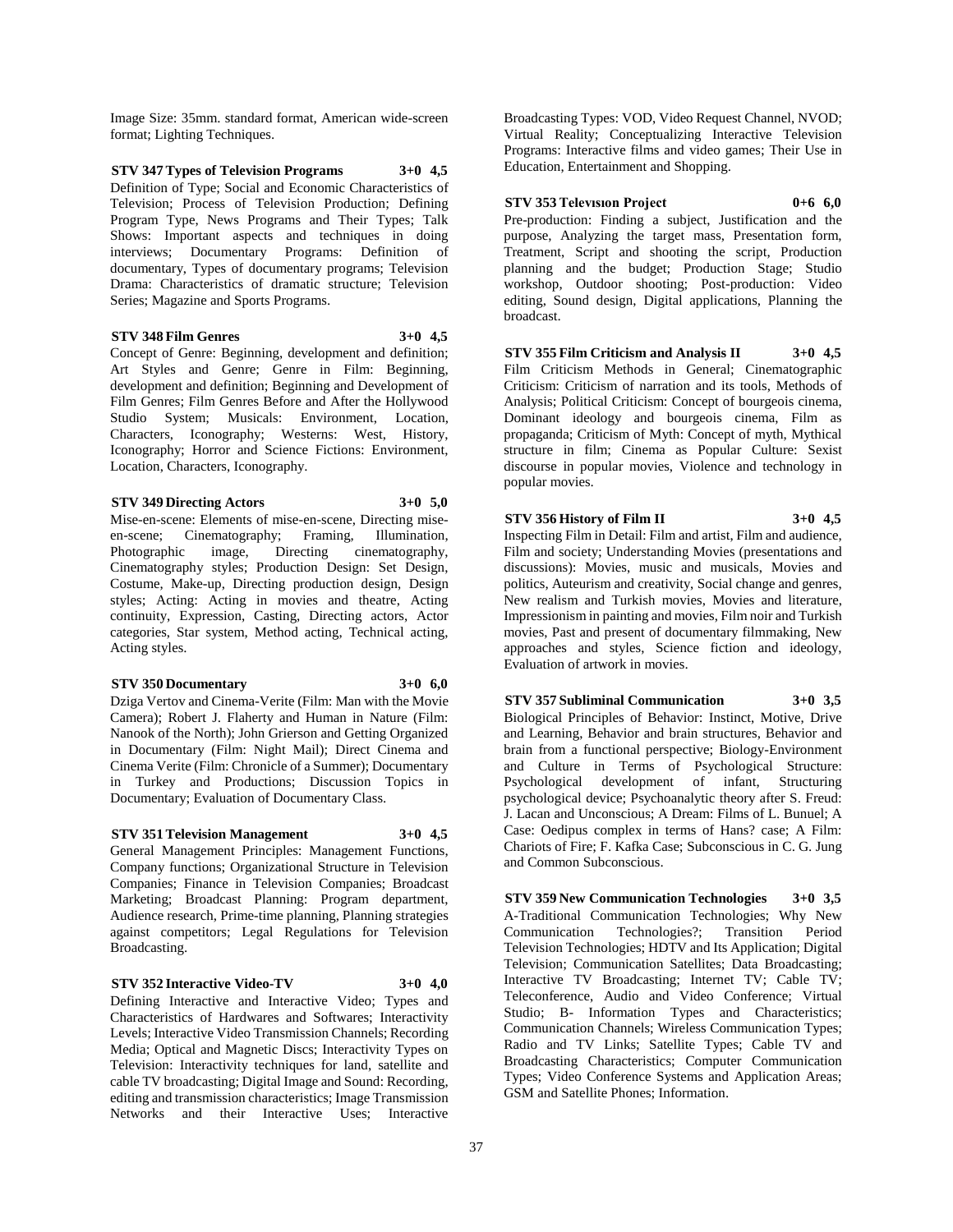Image Size: 35mm. standard format, American wide-screen format; Lighting Techniques.

**STV 347 Types of Television Programs 3+0 4,5**

Definition of Type; Social and Economic Characteristics of Television; Process of Television Production; Defining Program Type, News Programs and Their Types; Talk Shows: Important aspects and techniques in doing interviews; Documentary Programs: Definition of documentary, Types of documentary programs; Television Drama: Characteristics of dramatic structure; Television Series; Magazine and Sports Programs.

**STV 348 Film Genres 3+0 4,5**

Concept of Genre: Beginning, development and definition; Art Styles and Genre; Genre in Film: Beginning, development and definition; Beginning and Development of Film Genres; Film Genres Before and After the Hollywood Studio System; Musicals: Environment, Location, Characters, Iconography; Westerns: West, History, Iconography; Horror and Science Fictions: Environment, Location, Characters, Iconography.

**STV 349 Directing Actors 3+0 5,0**

Mise-en-scene: Elements of mise-en-scene, Directing mise-en-scene; Cinematography; Framing, Illumination, Photographic image, Directing cinematography, Cinematography styles; Production Design: Set Design, Costume, Make-up, Directing production design, Design styles; Acting: Acting in movies and theatre, Acting continuity, Expression, Casting, Directing actors, Actor categories, Star system, Method acting, Technical acting, Acting styles.

**STV 350 Documentary 3+0 6,0**

Dziga Vertov and Cinema-Verite (Film: Man with the Movie Camera); Robert J. Flaherty and Human in Nature (Film: Nanook of the North); John Grierson and Getting Organized in Documentary (Film: Night Mail); Direct Cinema and Cinema Verite (Film: Chronicle of a Summer); Documentary in Turkey and Productions; Discussion Topics in Documentary; Evaluation of Documentary Class.

**STV 351 Television Management 3+0 4,5**

General Management Principles: Management Functions, Company functions; Organizational Structure in Television Companies; Finance in Television Companies; Broadcast Marketing; Broadcast Planning: Program department, Audience research, Prime-time planning, Planning strategies against competitors; Legal Regulations for Television Broadcasting.

**STV 352 Interactive Video-TV 3+0 4,0**

Defining Interactive and Interactive Video; Types and Characteristics of Hardwares and Softwares; Interactivity Levels; Interactive Video Transmission Channels; Recording Media; Optical and Magnetic Discs; Interactivity Types on Television: Interactivity techniques for land, satellite and cable TV broadcasting; Digital Image and Sound: Recording, editing and transmission characteristics; Image Transmission Networks and their Interactive Uses; Interactive Broadcasting Types: VOD, Video Request Channel, NVOD; Virtual Reality; Conceptualizing Interactive Television Programs: Interactive films and video games; Their Use in Education, Entertainment and Shopping.

**STV 353 Televısıon Project 0+6 6,0**

Pre-production: Finding a subject, Justification and the purpose, Analyzing the target mass, Presentation form, Treatment, Script and shooting the script, Production planning and the budget; Production Stage; Studio workshop, Outdoor shooting; Post-production: Video editing, Sound design, Digital applications, Planning the broadcast.

**STV 355 Film Criticism and Analysis II 3+0 4,5**

Film Criticism Methods in General; Cinematographic Criticism: Criticism of narration and its tools, Methods of Analysis; Political Criticism: Concept of bourgeois cinema, Dominant ideology and bourgeois cinema, Film as propaganda; Criticism of Myth: Concept of myth, Mythical structure in film; Cinema as Popular Culture: Sexist discourse in popular movies, Violence and technology in popular movies.

**STV 356 History of Film II 3+0 4,5**

Inspecting Film in Detail: Film and artist, Film and audience, Film and society; Understanding Movies (presentations and discussions): Movies, music and musicals, Movies and politics, Auteurism and creativity, Social change and genres, New realism and Turkish movies, Movies and literature, Impressionism in painting and movies, Film noir and Turkish movies, Past and present of documentary filmmaking, New approaches and styles, Science fiction and ideology, Evaluation of artwork in movies.

**STV 357 Subliminal Communication 3+0 3,5**

Biological Principles of Behavior: Instinct, Motive, Drive and Learning, Behavior and brain structures, Behavior and brain from a functional perspective; Biology-Environment and Culture in Terms of Psychological Structure: Psychological development of infant, Structuring psychological device; Psychoanalytic theory after S. Freud: J. Lacan and Unconscious; A Dream: Films of L. Bunuel; A Case: Oedipus complex in terms of Hans? case; A Film: Chariots of Fire; F. Kafka Case; Subconscious in C. G. Jung and Common Subconscious.

**STV 359 New Communication Technologies 3+0 3,5**

A-Traditional Communication Technologies; Why New Communication Technologies?; Transition Period Television Technologies; HDTV and Its Application; Digital Television; Communication Satellites; Data Broadcasting; Interactive TV Broadcasting; Internet TV; Cable TV; Teleconference, Audio and Video Conference; Virtual Studio; B- Information Types and Characteristics; Communication Channels; Wireless Communication Types; Radio and TV Links; Satellite Types; Cable TV and Broadcasting Characteristics; Computer Communication Types; Video Conference Systems and Application Areas; GSM and Satellite Phones; Information.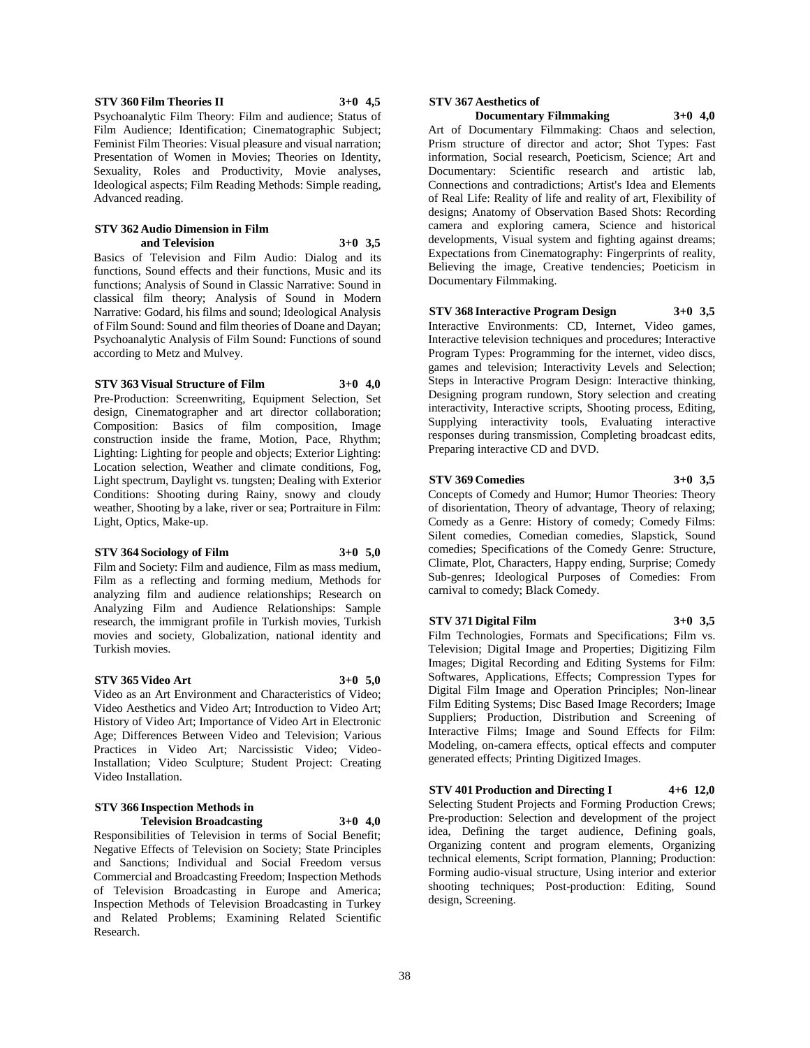**STV 360 Film Theories II 3+0 4,5**

Psychoanalytic Film Theory: Film and audience; Status of Film Audience; Identification; Cinematographic Subject; Feminist Film Theories: Visual pleasure and visual narration; Presentation of Women in Movies; Theories on Identity, Sexuality, Roles and Productivity, Movie analyses, Ideological aspects; Film Reading Methods: Simple reading, Advanced reading.

**STV 362 Audio Dimension in Film and Television 3+0 3,5**

Basics of Television and Film Audio: Dialog and its functions, Sound effects and their functions, Music and its functions; Analysis of Sound in Classic Narrative: Sound in classical film theory; Analysis of Sound in Modern Narrative: Godard, his films and sound; Ideological Analysis of Film Sound: Sound and film theories of Doane and Dayan; Psychoanalytic Analysis of Film Sound: Functions of sound according to Metz and Mulvey.

**STV 363 Visual Structure of Film 3+0 4,0**

Pre-Production: Screenwriting, Equipment Selection, Set design, Cinematographer and art director collaboration; Composition: Basics of film composition, Image construction inside the frame, Motion, Pace, Rhythm; Lighting: Lighting for people and objects; Exterior Lighting: Location selection, Weather and climate conditions, Fog, Light spectrum, Daylight vs. tungsten; Dealing with Exterior Conditions: Shooting during Rainy, snowy and cloudy weather, Shooting by a lake, river or sea; Portraiture in Film: Light, Optics, Make-up.

**STV 364 Sociology of Film 3+0 5,0**

Film and Society: Film and audience, Film as mass medium, Film as a reflecting and forming medium, Methods for analyzing film and audience relationships; Research on Analyzing Film and Audience Relationships: Sample research, the immigrant profile in Turkish movies, Turkish movies and society, Globalization, national identity and Turkish movies.

**STV 365 Video Art 3+0 5,0**

Video as an Art Environment and Characteristics of Video; Video Aesthetics and Video Art; Introduction to Video Art; History of Video Art; Importance of Video Art in Electronic Age; Differences Between Video and Television; Various Practices in Video Art; Narcissistic Video; Video-Installation; Video Sculpture; Student Project: Creating Video Installation.

**STV 366 Inspection Methods in Television Broadcasting 3+0 4,0**

Responsibilities of Television in terms of Social Benefit; Negative Effects of Television on Society; State Principles and Sanctions; Individual and Social Freedom versus Commercial and Broadcasting Freedom; Inspection Methods of Television Broadcasting in Europe and America; Inspection Methods of Television Broadcasting in Turkey and Related Problems; Examining Related Scientific Research.

**STV 367 Aesthetics of Documentary Filmmaking 3+0 4,0**

Art of Documentary Filmmaking: Chaos and selection, Prism structure of director and actor; Shot Types: Fast information, Social research, Poeticism, Science; Art and Documentary: Scientific research and artistic lab, Connections and contradictions; Artist's Idea and Elements of Real Life: Reality of life and reality of art, Flexibility of designs; Anatomy of Observation Based Shots: Recording camera and exploring camera, Science and historical developments, Visual system and fighting against dreams; Expectations from Cinematography: Fingerprints of reality, Believing the image, Creative tendencies; Poeticism in Documentary Filmmaking.

**STV 368 Interactive Program Design 3+0 3,5**

Interactive Environments: CD, Internet, Video games, Interactive television techniques and procedures; Interactive Program Types: Programming for the internet, video discs, games and television; Interactivity Levels and Selection; Steps in Interactive Program Design: Interactive thinking, Designing program rundown, Story selection and creating interactivity, Interactive scripts, Shooting process, Editing, Supplying interactivity tools, Evaluating interactive responses during transmission, Completing broadcast edits, Preparing interactive CD and DVD.

**STV 369 Comedies 3+0 3,5**

Concepts of Comedy and Humor; Humor Theories: Theory of disorientation, Theory of advantage, Theory of relaxing; Comedy as a Genre: History of comedy; Comedy Films: Silent comedies, Comedian comedies, Slapstick, Sound comedies; Specifications of the Comedy Genre: Structure, Climate, Plot, Characters, Happy ending, Surprise; Comedy Sub-genres; Ideological Purposes of Comedies: From carnival to comedy; Black Comedy.

**STV 371 Digital Film 3+0 3,5**

Film Technologies, Formats and Specifications; Film vs. Television; Digital Image and Properties; Digitizing Film Images; Digital Recording and Editing Systems for Film: Softwares, Applications, Effects; Compression Types for Digital Film Image and Operation Principles; Non-linear Film Editing Systems; Disc Based Image Recorders; Image Suppliers; Production, Distribution and Screening of Interactive Films; Image and Sound Effects for Film: Modeling, on-camera effects, optical effects and computer generated effects; Printing Digitized Images.

**STV 401 Production and Directing I 4+6 12,0**

Selecting Student Projects and Forming Production Crews; Pre-production: Selection and development of the project idea, Defining the target audience, Defining goals, Organizing content and program elements, Organizing technical elements, Script formation, Planning; Production: Forming audio-visual structure, Using interior and exterior shooting techniques; Post-production: Editing, Sound design, Screening.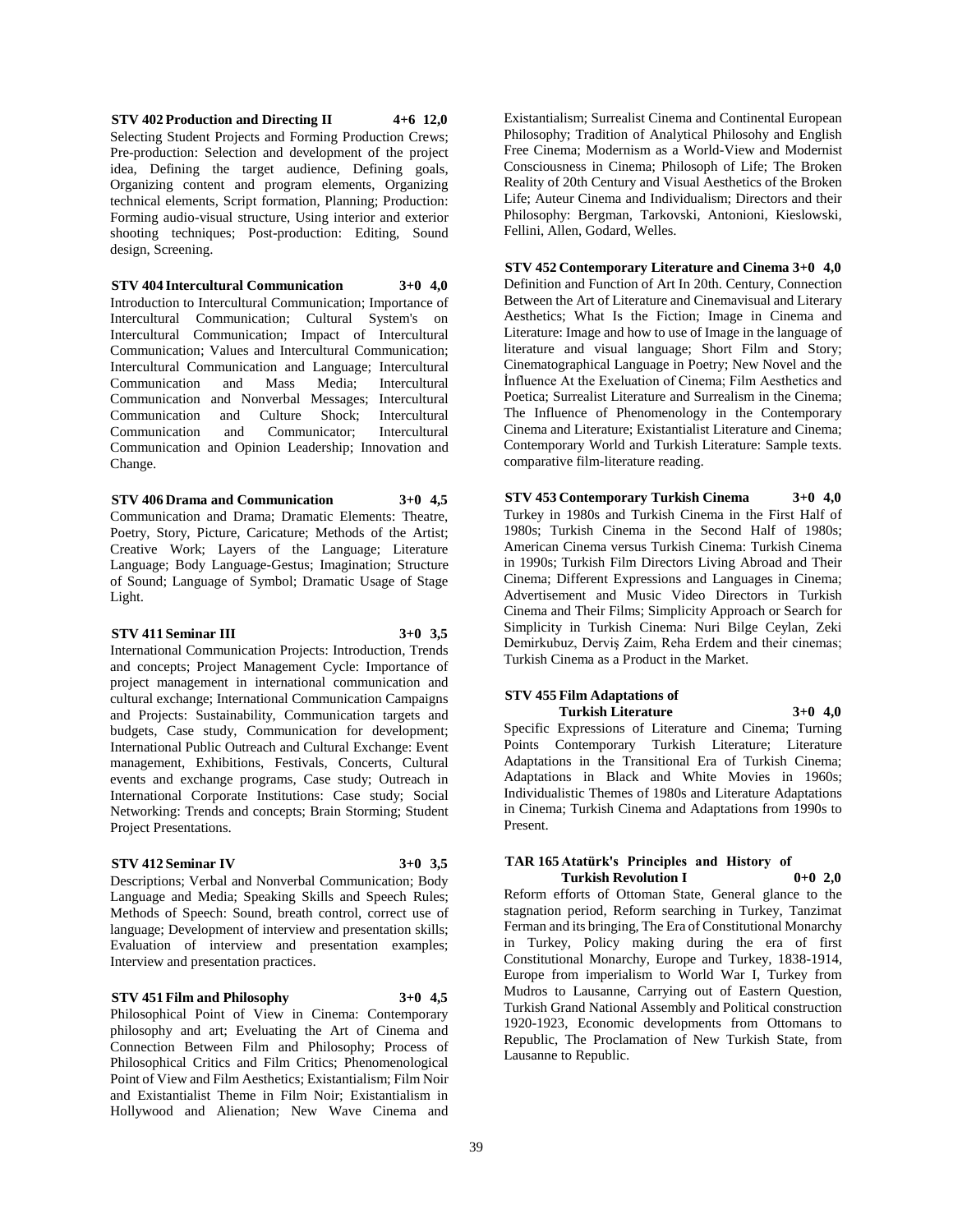**STV 402 Production and Directing II 4+6 12,0**

Selecting Student Projects and Forming Production Crews; Pre-production: Selection and development of the project idea, Defining the target audience, Defining goals, Organizing content and program elements, Organizing technical elements, Script formation, Planning; Production: Forming audio-visual structure, Using interior and exterior shooting techniques; Post-production: Editing, Sound design, Screening.

**STV 404 Intercultural Communication 3+0 4,0**

Introduction to Intercultural Communication; Importance of Intercultural Communication; Cultural System's on Intercultural Communication; Impact of Intercultural Communication; Values and Intercultural Communication; Intercultural Communication and Language; Intercultural Communication and Mass Media; Intercultural Communication and Nonverbal Messages; Intercultural Communication and Culture Shock; Intercultural Communication and Communicator; Intercultural Communication and Opinion Leadership; Innovation and Change.

**STV 406 Drama and Communication 3+0 4,5**

Communication and Drama; Dramatic Elements: Theatre, Poetry, Story, Picture, Caricature; Methods of the Artist; Creative Work; Layers of the Language; Literature Language; Body Language-Gestus; Imagination; Structure of Sound; Language of Symbol; Dramatic Usage of Stage Light.

**STV 411 Seminar III 3+0 3,5**

International Communication Projects: Introduction, Trends and concepts; Project Management Cycle: Importance of project management in international communication and cultural exchange; International Communication Campaigns and Projects: Sustainability, Communication targets and budgets, Case study, Communication for development; International Public Outreach and Cultural Exchange: Event management, Exhibitions, Festivals, Concerts, Cultural events and exchange programs, Case study; Outreach in International Corporate Institutions: Case study; Social Networking: Trends and concepts; Brain Storming; Student Project Presentations.

**STV 412 Seminar IV 3+0 3,5**

Descriptions; Verbal and Nonverbal Communication; Body Language and Media; Speaking Skills and Speech Rules; Methods of Speech: Sound, breath control, correct use of language; Development of interview and presentation skills; Evaluation of interview and presentation examples; Interview and presentation practices.

**STV 451 Film and Philosophy 3+0 4,5**

Philosophical Point of View in Cinema: Contemporary philosophy and art; Eveluating the Art of Cinema and Connection Between Film and Philosophy; Process of Philosophical Critics and Film Critics; Phenomenological Point of View and Film Aesthetics; Existantialism; Film Noir and Existantialist Theme in Film Noir; Existantialism in Hollywood and Alienation; New Wave Cinema and Existantialism; Surrealist Cinema and Continental European Philosophy; Tradition of Analytical Philosohy and English Free Cinema; Modernism as a World-View and Modernist Consciousness in Cinema; Philosoph of Life; The Broken Reality of 20th Century and Visual Aesthetics of the Broken Life; Auteur Cinema and Individualism; Directors and their Philosophy: Bergman, Tarkovski, Antonioni, Kieslowski, Fellini, Allen, Godard, Welles.

**STV 452 Contemporary Literature and Cinema 3+0 4,0**

Definition and Function of Art In 20th. Century, Connection Between the Art of Literature and Cinemavisual and Literary Aesthetics; What Is the Fiction; Image in Cinema and Literature: Image and how to use of Image in the language of literature and visual language; Short Film and Story; Cinematographical Language in Poetry; New Novel and the İnfluence At the Exeluation of Cinema; Film Aesthetics and Poetica; Surrealist Literature and Surrealism in the Cinema; The Influence of Phenomenology in the Contemporary Cinema and Literature; Existantialist Literature and Cinema; Contemporary World and Turkish Literature: Sample texts. comparative film-literature reading.

**STV 453 Contemporary Turkish Cinema 3+0 4,0**

Turkey in 1980s and Turkish Cinema in the First Half of 1980s; Turkish Cinema in the Second Half of 1980s; American Cinema versus Turkish Cinema: Turkish Cinema in 1990s; Turkish Film Directors Living Abroad and Their Cinema; Different Expressions and Languages in Cinema; Advertisement and Music Video Directors in Turkish Cinema and Their Films; Simplicity Approach or Search for Simplicity in Turkish Cinema: Nuri Bilge Ceylan, Zeki Demirkubuz, Derviş Zaim, Reha Erdem and their cinemas; Turkish Cinema as a Product in the Market.

**STV 455 Film Adaptations of Turkish Literature 3+0 4,0**

Specific Expressions of Literature and Cinema; Turning Points Contemporary Turkish Literature; Literature Adaptations in the Transitional Era of Turkish Cinema; Adaptations in Black and White Movies in 1960s; Individualistic Themes of 1980s and Literature Adaptations in Cinema; Turkish Cinema and Adaptations from 1990s to Present.

**TAR 165 Atatürk's Principles and History of Turkish Revolution I 0+0 2,0**

Reform efforts of Ottoman State, General glance to the stagnation period, Reform searching in Turkey, Tanzimat Ferman and its bringing, The Era of Constitutional Monarchy in Turkey, Policy making during the era of first Constitutional Monarchy, Europe and Turkey, 1838-1914, Europe from imperialism to World War I, Turkey from Mudros to Lausanne, Carrying out of Eastern Question, Turkish Grand National Assembly and Political construction 1920-1923, Economic developments from Ottomans to Republic, The Proclamation of New Turkish State, from Lausanne to Republic.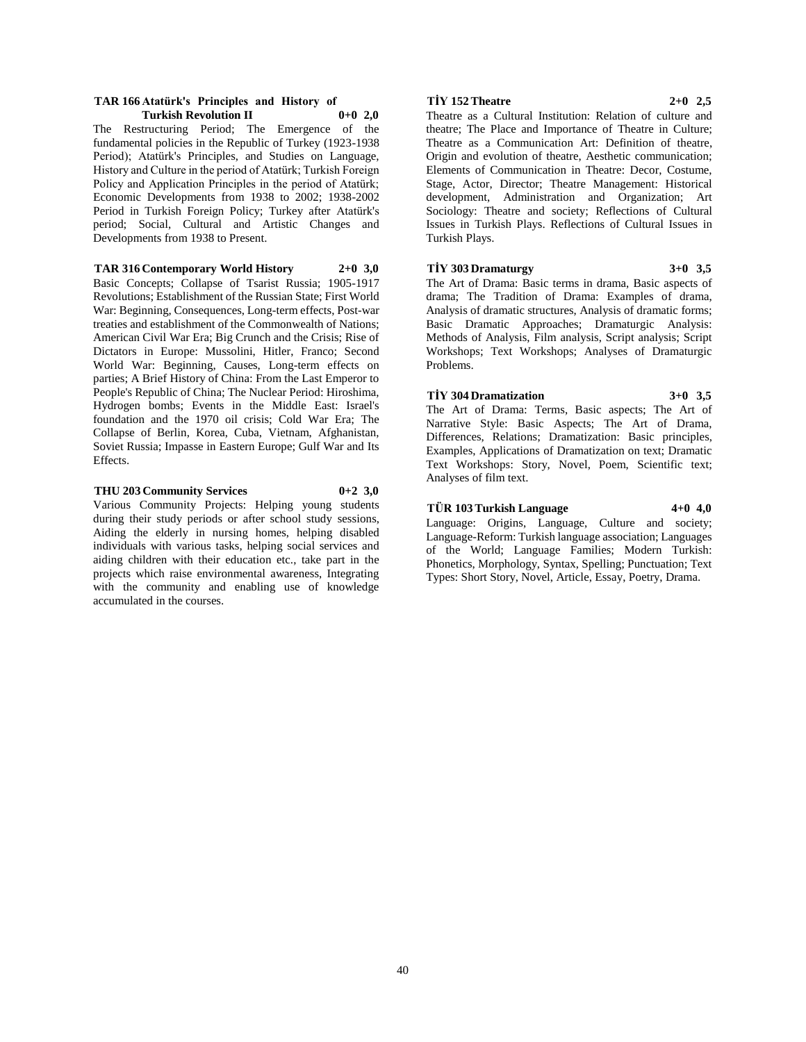**TAR 166 Atatürk's Principles and History of Turkish Revolution II 0+0 2,0**

The Restructuring Period; The Emergence of the fundamental policies in the Republic of Turkey (1923-1938 Period); Atatürk's Principles, and Studies on Language, History and Culture in the period of Atatürk; Turkish Foreign Policy and Application Principles in the period of Atatürk; Economic Developments from 1938 to 2002; 1938-2002 Period in Turkish Foreign Policy; Turkey after Atatürk's period; Social, Cultural and Artistic Changes and Developments from 1938 to Present.

**TAR 316 Contemporary World History 2+0 3,0**

Basic Concepts; Collapse of Tsarist Russia; 1905-1917 Revolutions; Establishment of the Russian State; First World War: Beginning, Consequences, Long-term effects, Post-war treaties and establishment of the Commonwealth of Nations; American Civil War Era; Big Crunch and the Crisis; Rise of Dictators in Europe: Mussolini, Hitler, Franco; Second World War: Beginning, Causes, Long-term effects on parties; A Brief History of China: From the Last Emperor to People's Republic of China; The Nuclear Period: Hiroshima, Hydrogen bombs; Events in the Middle East: Israel's foundation and the 1970 oil crisis; Cold War Era; The Collapse of Berlin, Korea, Cuba, Vietnam, Afghanistan, Soviet Russia; Impasse in Eastern Europe; Gulf War and Its Effects.

**THU 203 Community Services 0+2 3,0**

Various Community Projects: Helping young students during their study periods or after school study sessions, Aiding the elderly in nursing homes, helping disabled individuals with various tasks, helping social services and aiding children with their education etc., take part in the projects which raise environmental awareness, Integrating with the community and enabling use of knowledge accumulated in the courses.

**TİY 152 Theatre 2+0 2,5**

Theatre as a Cultural Institution: Relation of culture and theatre; The Place and Importance of Theatre in Culture; Theatre as a Communication Art: Definition of theatre, Origin and evolution of theatre, Aesthetic communication; Elements of Communication in Theatre: Decor, Costume, Stage, Actor, Director; Theatre Management: Historical development, Administration and Organization; Art Sociology: Theatre and society; Reflections of Cultural Issues in Turkish Plays. Reflections of Cultural Issues in Turkish Plays.

**TİY 303 Dramaturgy 3+0 3,5**

The Art of Drama: Basic terms in drama, Basic aspects of drama; The Tradition of Drama: Examples of drama, Analysis of dramatic structures, Analysis of dramatic forms; Basic Dramatic Approaches; Dramaturgic Analysis: Methods of Analysis, Film analysis, Script analysis; Script Workshops; Text Workshops; Analyses of Dramaturgic Problems.

**TİY 304 Dramatization 3+0 3,5**

The Art of Drama: Terms, Basic aspects; The Art of Narrative Style: Basic Aspects; The Art of Drama, Differences, Relations; Dramatization: Basic principles, Examples, Applications of Dramatization on text; Dramatic Text Workshops: Story, Novel, Poem, Scientific text; Analyses of film text.

**TÜR 103 Turkish Language 4+0 4,0**

Language: Origins, Language, Culture and society; Language-Reform: Turkish language association; Languages of the World; Language Families; Modern Turkish: Phonetics, Morphology, Syntax, Spelling; Punctuation; Text Types: Short Story, Novel, Article, Essay, Poetry, Drama.